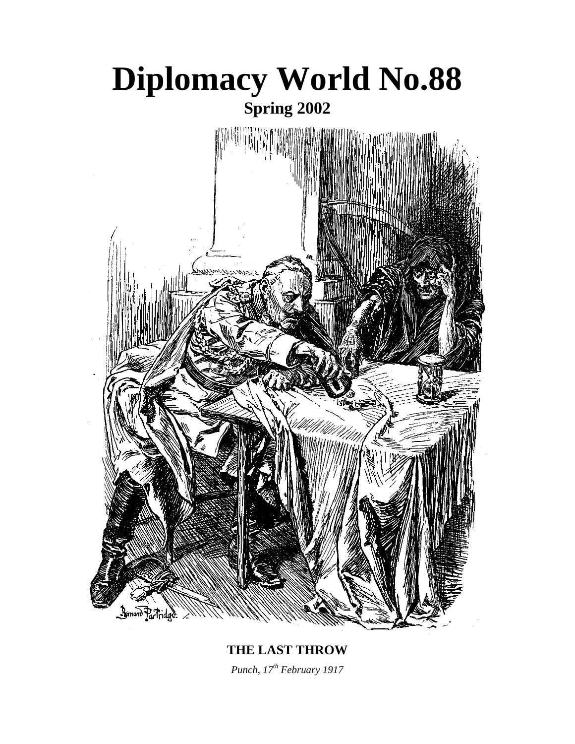# Diplomacy World No.88

**Spring 2002**

**THE LAST THROW**

*Punch, 17th February 1917*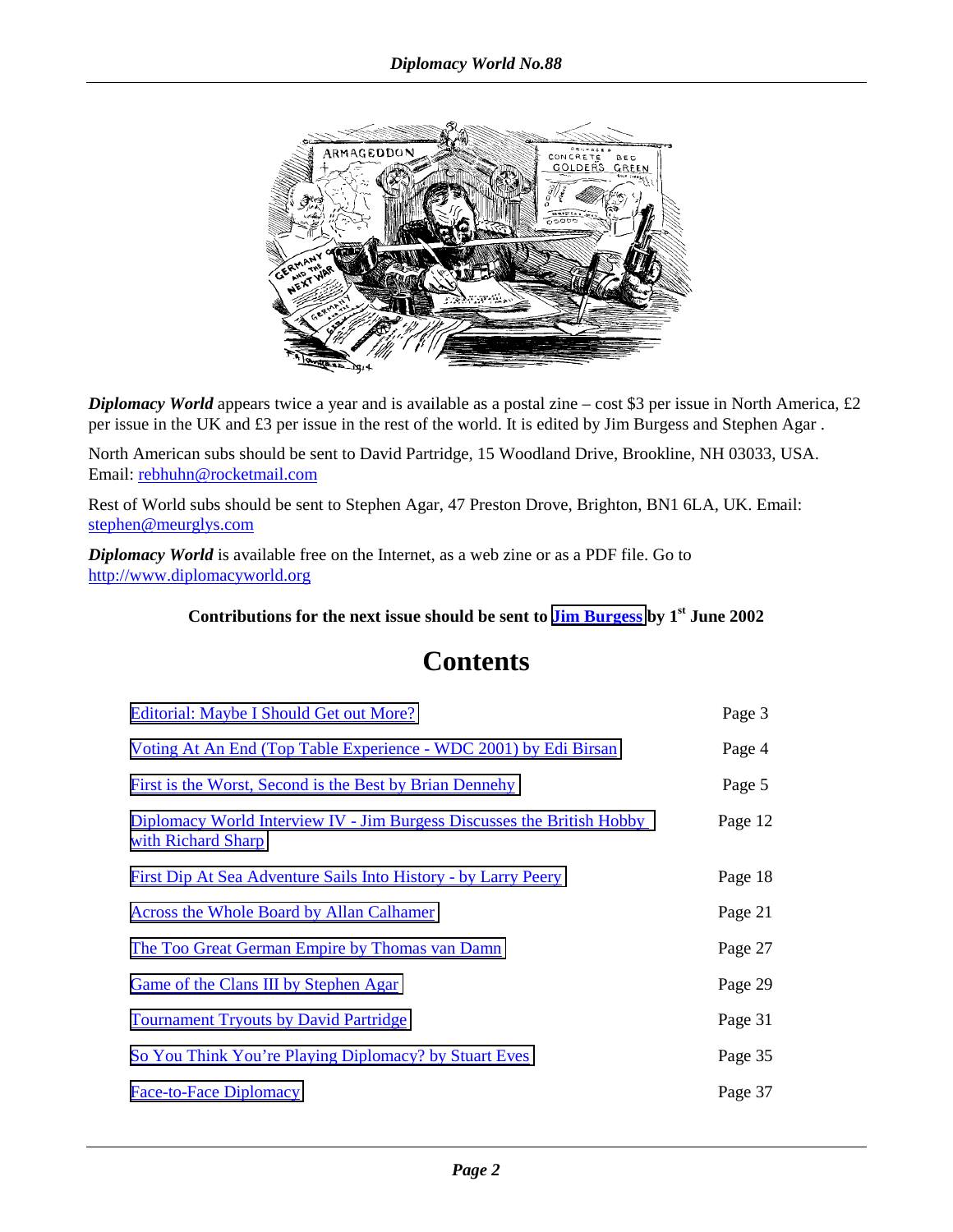***Diplomacy World*** appears twice a year and is available as a postal zine – cost $3 per issue in North America, £2 per issue in the UK and £3 per issue in the rest of the world. It is edited by Jim Burgess and Stephen Agar .

North American subs should be sent to David Partridge, 15 Woodland Drive, Brookline, NH 03033, USA. Email: rebhuhn@rocketmail.com

Rest of World subs should be sent to Stephen Agar, 47 Preston Drove, Brighton, BN1 6LA, UK. Email: stephen@meurglys.com

***Diplomacy World*** is available free on the Internet, as a web zine or as a PDF file. Go to http://www.diplomacyworld.org

**Contributions for the next issue should be sent to Jim Burgess by 1st June 2002**

# Contents

| | |
|---|---|
| Editorial: Maybe I Should Get out More? | Page 3 |
| Voting At An End (Top Table Experience - WDC 2001) by Edi Birsan | Page 4 |
| First is the Worst, Second is the Best by Brian Dennehy | Page 5 |
| Diplomacy World Interview IV - Jim Burgess Discusses the British Hobby with Richard Sharp | Page 12 |
| First Dip At Sea Adventure Sails Into History - by Larry Peery | Page 18 |
| Across the Whole Board by Allan Calhamer | Page 21 |
| The Too Great German Empire by Thomas van Damn | Page 27 |
| Game of the Clans III by Stephen Agar | Page 29 |
| Tournament Tryouts by David Partridge | Page 31 |
| So You Think You're Playing Diplomacy? by Stuart Eves | Page 35 |
| Face-to-Face Diplomacy | Page 37 |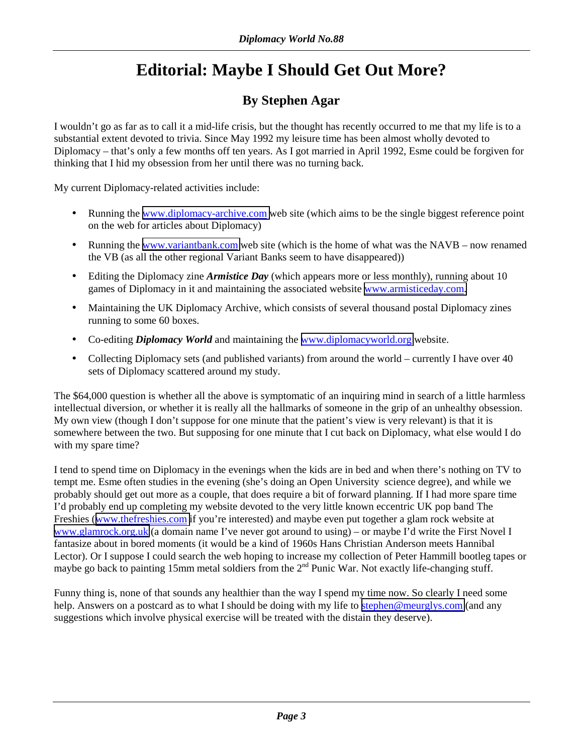# Editorial: Maybe I Should Get Out More?

## By Stephen Agar

I wouldn't go as far as to call it a mid-life crisis, but the thought has recently occurred to me that my life is to a substantial extent devoted to trivia. Since May 1992 my leisure time has been almost wholly devoted to Diplomacy – that's only a few months off ten years. As I got married in April 1992, Esme could be forgiven for thinking that I hid my obsession from her until there was no turning back.

My current Diplomacy-related activities include:

- Running the www.diplomacy-archive.com web site (which aims to be the single biggest reference point on the web for articles about Diplomacy)
- Running the www.variantbank.com web site (which is the home of what was the NAVB – now renamed the VB (as all the other regional Variant Banks seem to have disappeared))
- Editing the Diplomacy zine ***Armistice Day*** (which appears more or less monthly), running about 10 games of Diplomacy in it and maintaining the associated website www.armisticeday.com.
- Maintaining the UK Diplomacy Archive, which consists of several thousand postal Diplomacy zines running to some 60 boxes.
- Co-editing ***Diplomacy World*** and maintaining the www.diplomacyworld.org website.
- Collecting Diplomacy sets (and published variants) from around the world – currently I have over 40 sets of Diplomacy scattered around my study.

The $64,000 question is whether all the above is symptomatic of an inquiring mind in search of a little harmless intellectual diversion, or whether it is really all the hallmarks of someone in the grip of an unhealthy obsession. My own view (though I don't suppose for one minute that the patient's view is very relevant) is that it is somewhere between the two. But supposing for one minute that I cut back on Diplomacy, what else would I do with my spare time?

I tend to spend time on Diplomacy in the evenings when the kids are in bed and when there's nothing on TV to tempt me. Esme often studies in the evening (she's doing an Open University science degree), and while we probably should get out more as a couple, that does require a bit of forward planning. If I had more spare time I'd probably end up completing my website devoted to the very little known eccentric UK pop band The Freshies (www.thefreshies.com if you're interested) and maybe even put together a glam rock website at www.glamrock.org.uk (a domain name I've never got around to using) – or maybe I'd write the First Novel I fantasize about in bored moments (it would be a kind of 1960s Hans Christian Anderson meets Hannibal Lector). Or I suppose I could search the web hoping to increase my collection of Peter Hammill bootleg tapes or maybe go back to painting 15mm metal soldiers from the 2nd Punic War. Not exactly life-changing stuff.

Funny thing is, none of that sounds any healthier than the way I spend my time now. So clearly I need some help. Answers on a postcard as to what I should be doing with my life to stephen@meurglys.com (and any suggestions which involve physical exercise will be treated with the distain they deserve).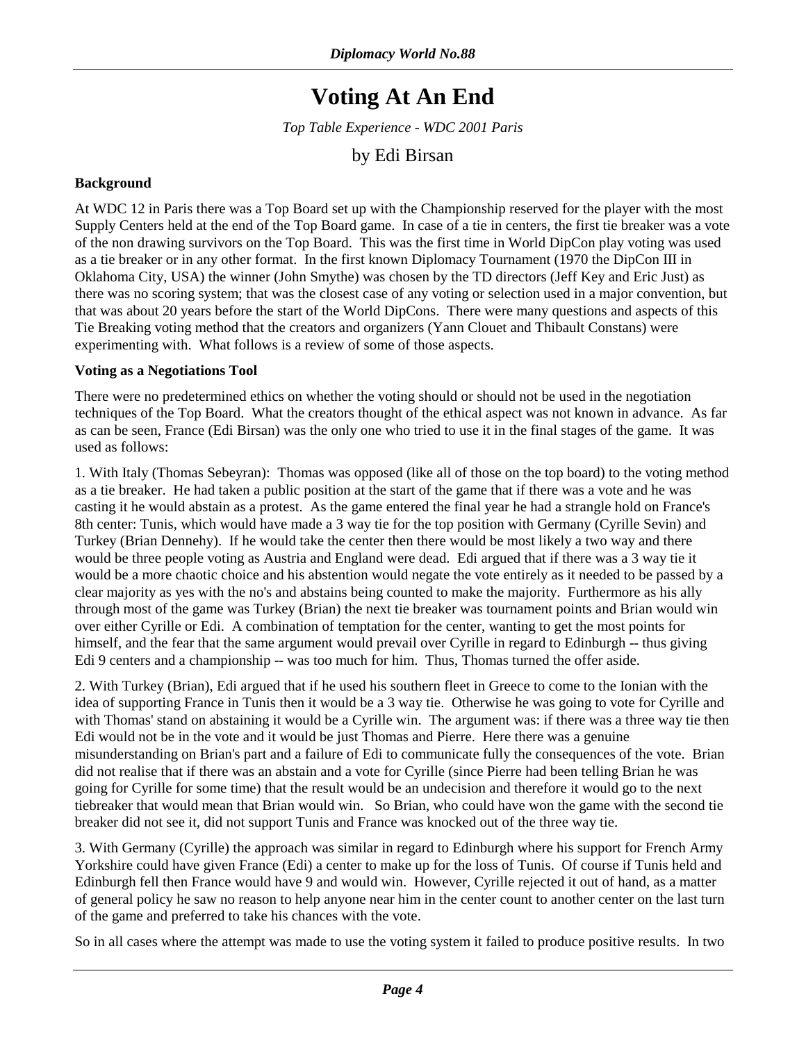# Voting At An End

*Top Table Experience - WDC 2001 Paris*

by Edi Birsan

**Background**

At WDC 12 in Paris there was a Top Board set up with the Championship reserved for the player with the most Supply Centers held at the end of the Top Board game. In case of a tie in centers, the first tie breaker was a vote of the non drawing survivors on the Top Board. This was the first time in World DipCon play voting was used as a tie breaker or in any other format. In the first known Diplomacy Tournament (1970 the DipCon III in Oklahoma City, USA) the winner (John Smythe) was chosen by the TD directors (Jeff Key and Eric Just) as there was no scoring system; that was the closest case of any voting or selection used in a major convention, but that was about 20 years before the start of the World DipCons. There were many questions and aspects of this Tie Breaking voting method that the creators and organizers (Yann Clouet and Thibault Constans) were experimenting with. What follows is a review of some of those aspects.

**Voting as a Negotiations Tool**

There were no predetermined ethics on whether the voting should or should not be used in the negotiation techniques of the Top Board. What the creators thought of the ethical aspect was not known in advance. As far as can be seen, France (Edi Birsan) was the only one who tried to use it in the final stages of the game. It was used as follows:

1. With Italy (Thomas Sebeyran): Thomas was opposed (like all of those on the top board) to the voting method as a tie breaker. He had taken a public position at the start of the game that if there was a vote and he was casting it he would abstain as a protest. As the game entered the final year he had a strangle hold on France's 8th center: Tunis, which would have made a 3 way tie for the top position with Germany (Cyrille Sevin) and Turkey (Brian Dennehy). If he would take the center then there would be most likely a two way and there would be three people voting as Austria and England were dead. Edi argued that if there was a 3 way tie it would be a more chaotic choice and his abstention would negate the vote entirely as it needed to be passed by a clear majority as yes with the no's and abstains being counted to make the majority. Furthermore as his ally through most of the game was Turkey (Brian) the next tie breaker was tournament points and Brian would win over either Cyrille or Edi. A combination of temptation for the center, wanting to get the most points for himself, and the fear that the same argument would prevail over Cyrille in regard to Edinburgh -- thus giving Edi 9 centers and a championship -- was too much for him. Thus, Thomas turned the offer aside.

2. With Turkey (Brian), Edi argued that if he used his southern fleet in Greece to come to the Ionian with the idea of supporting France in Tunis then it would be a 3 way tie. Otherwise he was going to vote for Cyrille and with Thomas' stand on abstaining it would be a Cyrille win. The argument was: if there was a three way tie then Edi would not be in the vote and it would be just Thomas and Pierre. Here there was a genuine misunderstanding on Brian's part and a failure of Edi to communicate fully the consequences of the vote. Brian did not realise that if there was an abstain and a vote for Cyrille (since Pierre had been telling Brian he was going for Cyrille for some time) that the result would be an undecision and therefore it would go to the next tiebreaker that would mean that Brian would win. So Brian, who could have won the game with the second tie breaker did not see it, did not support Tunis and France was knocked out of the three way tie.

3. With Germany (Cyrille) the approach was similar in regard to Edinburgh where his support for French Army Yorkshire could have given France (Edi) a center to make up for the loss of Tunis. Of course if Tunis held and Edinburgh fell then France would have 9 and would win. However, Cyrille rejected it out of hand, as a matter of general policy he saw no reason to help anyone near him in the center count to another center on the last turn of the game and preferred to take his chances with the vote.

So in all cases where the attempt was made to use the voting system it failed to produce positive results. In two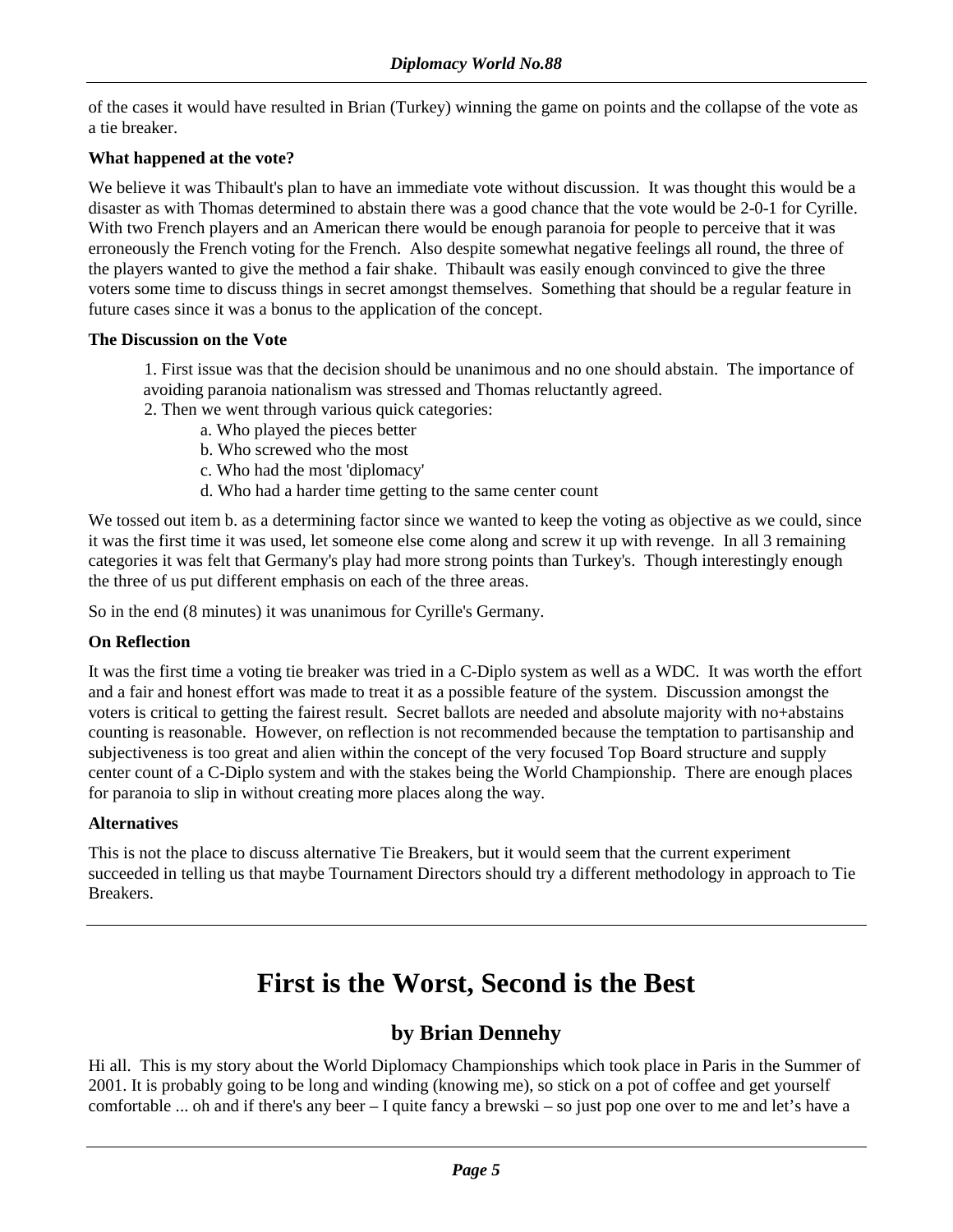of the cases it would have resulted in Brian (Turkey) winning the game on points and the collapse of the vote as a tie breaker.

**What happened at the vote?**

We believe it was Thibault's plan to have an immediate vote without discussion. It was thought this would be a disaster as with Thomas determined to abstain there was a good chance that the vote would be 2-0-1 for Cyrille. With two French players and an American there would be enough paranoia for people to perceive that it was erroneously the French voting for the French. Also despite somewhat negative feelings all round, the three of the players wanted to give the method a fair shake. Thibault was easily enough convinced to give the three voters some time to discuss things in secret amongst themselves. Something that should be a regular feature in future cases since it was a bonus to the application of the concept.

**The Discussion on the Vote**

1. First issue was that the decision should be unanimous and no one should abstain. The importance of avoiding paranoia nationalism was stressed and Thomas reluctantly agreed.
2. Then we went through various quick categories:
   - a. Who played the pieces better
   - b. Who screwed who the most
   - c. Who had the most 'diplomacy'
   - d. Who had a harder time getting to the same center count

We tossed out item b. as a determining factor since we wanted to keep the voting as objective as we could, since it was the first time it was used, let someone else come along and screw it up with revenge. In all 3 remaining categories it was felt that Germany's play had more strong points than Turkey's. Though interestingly enough the three of us put different emphasis on each of the three areas.

So in the end (8 minutes) it was unanimous for Cyrille's Germany.

**On Reflection**

It was the first time a voting tie breaker was tried in a C-Diplo system as well as a WDC. It was worth the effort and a fair and honest effort was made to treat it as a possible feature of the system. Discussion amongst the voters is critical to getting the fairest result. Secret ballots are needed and absolute majority with no+abstains counting is reasonable. However, on reflection is not recommended because the temptation to partisanship and subjectiveness is too great and alien within the concept of the very focused Top Board structure and supply center count of a C-Diplo system and with the stakes being the World Championship. There are enough places for paranoia to slip in without creating more places along the way.

**Alternatives**

This is not the place to discuss alternative Tie Breakers, but it would seem that the current experiment succeeded in telling us that maybe Tournament Directors should try a different methodology in approach to Tie Breakers.

---

# First is the Worst, Second is the Best

## by Brian Dennehy

Hi all. This is my story about the World Diplomacy Championships which took place in Paris in the Summer of 2001. It is probably going to be long and winding (knowing me), so stick on a pot of coffee and get yourself comfortable ... oh and if there's any beer – I quite fancy a brewski – so just pop one over to me and let's have a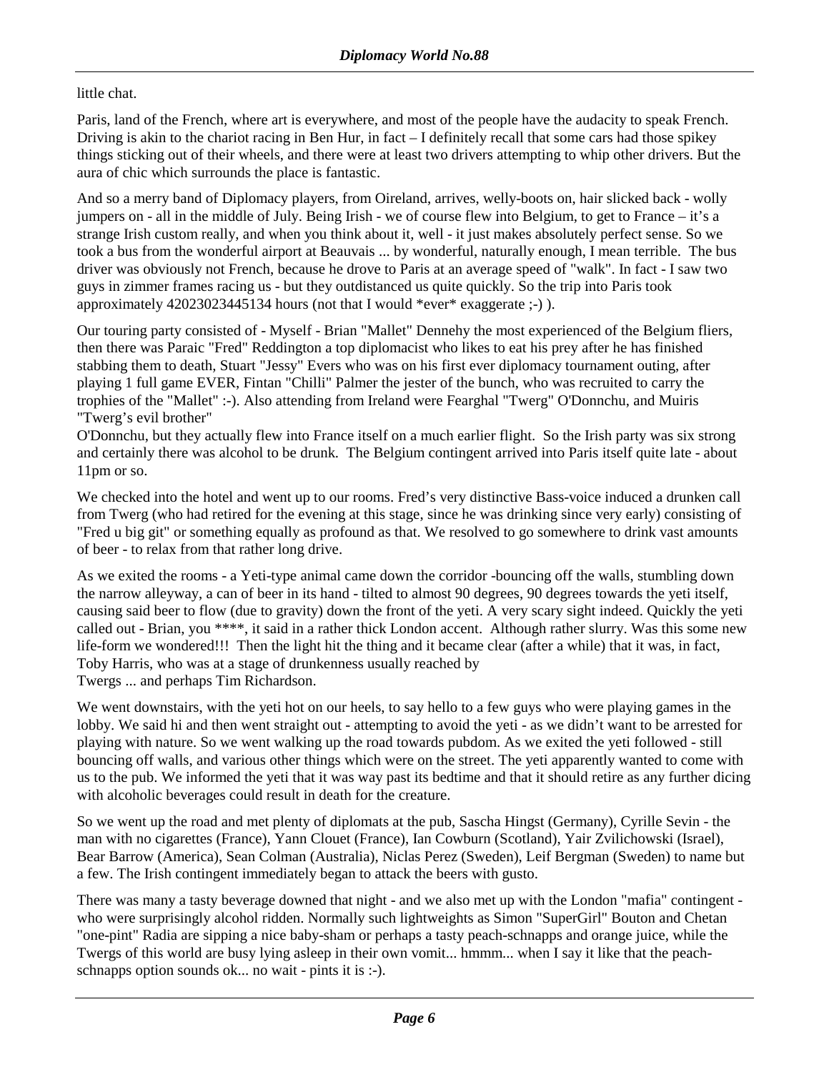little chat.

Paris, land of the French, where art is everywhere, and most of the people have the audacity to speak French. Driving is akin to the chariot racing in Ben Hur, in fact – I definitely recall that some cars had those spikey things sticking out of their wheels, and there were at least two drivers attempting to whip other drivers. But the aura of chic which surrounds the place is fantastic.

And so a merry band of Diplomacy players, from Oireland, arrives, welly-boots on, hair slicked back - wolly jumpers on - all in the middle of July. Being Irish - we of course flew into Belgium, to get to France – it's a strange Irish custom really, and when you think about it, well - it just makes absolutely perfect sense. So we took a bus from the wonderful airport at Beauvais ... by wonderful, naturally enough, I mean terrible. The bus driver was obviously not French, because he drove to Paris at an average speed of "walk". In fact - I saw two guys in zimmer frames racing us - but they outdistanced us quite quickly. So the trip into Paris took approximately 42023023445134 hours (not that I would *ever* exaggerate ;-) ).

Our touring party consisted of - Myself - Brian "Mallet" Dennehy the most experienced of the Belgium fliers, then there was Paraic "Fred" Reddington a top diplomacist who likes to eat his prey after he has finished stabbing them to death, Stuart "Jessy" Evers who was on his first ever diplomacy tournament outing, after playing 1 full game EVER, Fintan "Chilli" Palmer the jester of the bunch, who was recruited to carry the trophies of the "Mallet" :-). Also attending from Ireland were Fearghal "Twerg" O'Donnchu, and Muiris "Twerg's evil brother" O'Donnchu, but they actually flew into France itself on a much earlier flight. So the Irish party was six strong and certainly there was alcohol to be drunk. The Belgium contingent arrived into Paris itself quite late - about 11pm or so.

We checked into the hotel and went up to our rooms. Fred's very distinctive Bass-voice induced a drunken call from Twerg (who had retired for the evening at this stage, since he was drinking since very early) consisting of "Fred u big git" or something equally as profound as that. We resolved to go somewhere to drink vast amounts of beer - to relax from that rather long drive.

As we exited the rooms - a Yeti-type animal came down the corridor -bouncing off the walls, stumbling down the narrow alleyway, a can of beer in its hand - tilted to almost 90 degrees, 90 degrees towards the yeti itself, causing said beer to flow (due to gravity) down the front of the yeti. A very scary sight indeed. Quickly the yeti called out - Brian, you ****, it said in a rather thick London accent. Although rather slurry. Was this some new life-form we wondered!!! Then the light hit the thing and it became clear (after a while) that it was, in fact, Toby Harris, who was at a stage of drunkenness usually reached by Twergs ... and perhaps Tim Richardson.

We went downstairs, with the yeti hot on our heels, to say hello to a few guys who were playing games in the lobby. We said hi and then went straight out - attempting to avoid the yeti - as we didn't want to be arrested for playing with nature. So we went walking up the road towards pubdom. As we exited the yeti followed - still bouncing off walls, and various other things which were on the street. The yeti apparently wanted to come with us to the pub. We informed the yeti that it was way past its bedtime and that it should retire as any further dicing with alcoholic beverages could result in death for the creature.

So we went up the road and met plenty of diplomats at the pub, Sascha Hingst (Germany), Cyrille Sevin - the man with no cigarettes (France), Yann Clouet (France), Ian Cowburn (Scotland), Yair Zvilichowski (Israel), Bear Barrow (America), Sean Colman (Australia), Niclas Perez (Sweden), Leif Bergman (Sweden) to name but a few. The Irish contingent immediately began to attack the beers with gusto.

There was many a tasty beverage downed that night - and we also met up with the London "mafia" contingent - who were surprisingly alcohol ridden. Normally such lightweights as Simon "SuperGirl" Bouton and Chetan "one-pint" Radia are sipping a nice baby-sham or perhaps a tasty peach-schnapps and orange juice, while the Twergs of this world are busy lying asleep in their own vomit... hmmm... when I say it like that the peach-schnapps option sounds ok... no wait - pints it is :-).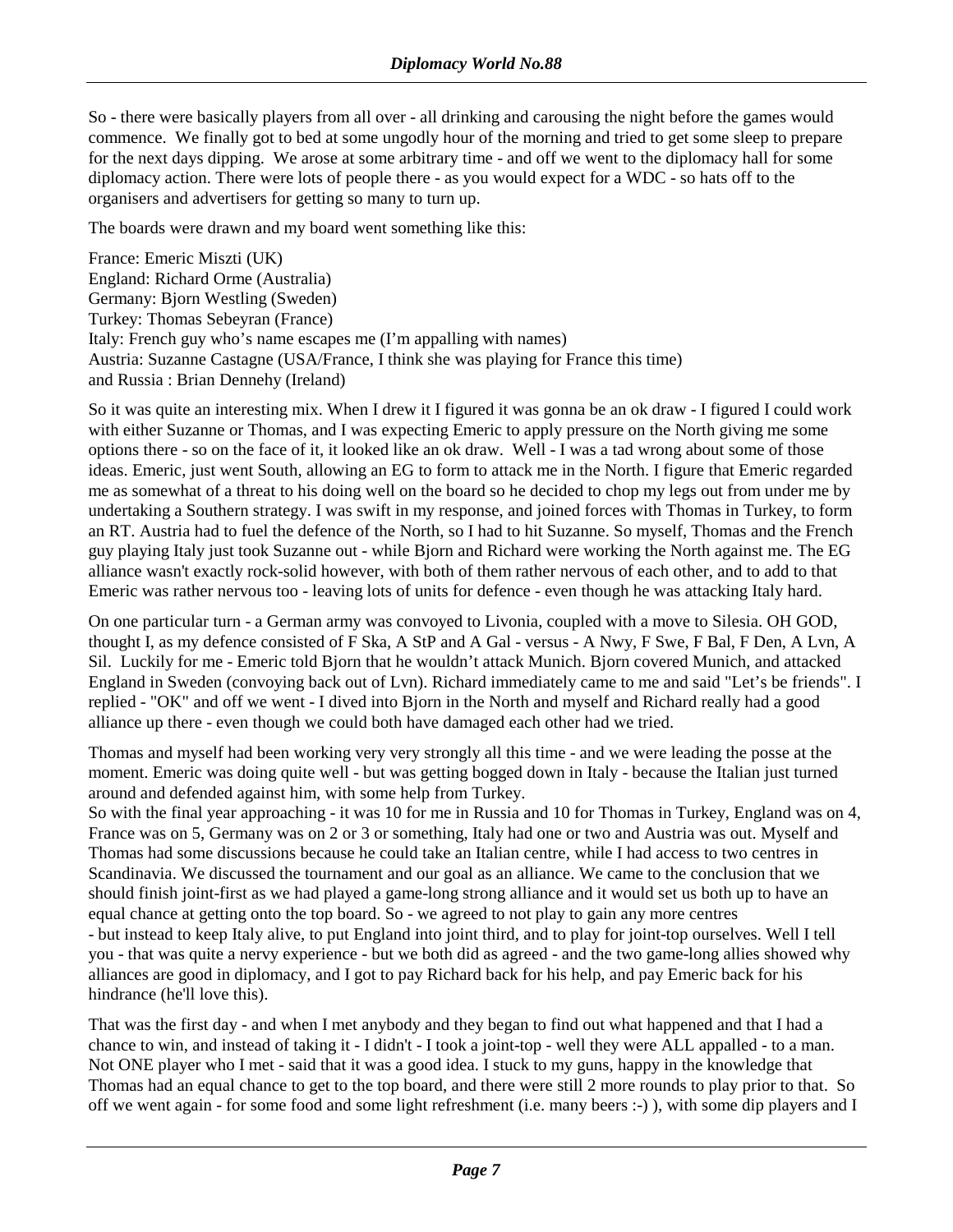So - there were basically players from all over - all drinking and carousing the night before the games would commence. We finally got to bed at some ungodly hour of the morning and tried to get some sleep to prepare for the next days dipping. We arose at some arbitrary time - and off we went to the diplomacy hall for some diplomacy action. There were lots of people there - as you would expect for a WDC - so hats off to the organisers and advertisers for getting so many to turn up.

The boards were drawn and my board went something like this:

France: Emeric Miszti (UK)
England: Richard Orme (Australia)
Germany: Bjorn Westling (Sweden)
Turkey: Thomas Sebeyran (France)
Italy: French guy who's name escapes me (I'm appalling with names)
Austria: Suzanne Castagne (USA/France, I think she was playing for France this time)
and Russia : Brian Dennehy (Ireland)

So it was quite an interesting mix. When I drew it I figured it was gonna be an ok draw - I figured I could work with either Suzanne or Thomas, and I was expecting Emeric to apply pressure on the North giving me some options there - so on the face of it, it looked like an ok draw. Well - I was a tad wrong about some of those ideas. Emeric, just went South, allowing an EG to form to attack me in the North. I figure that Emeric regarded me as somewhat of a threat to his doing well on the board so he decided to chop my legs out from under me by undertaking a Southern strategy. I was swift in my response, and joined forces with Thomas in Turkey, to form an RT. Austria had to fuel the defence of the North, so I had to hit Suzanne. So myself, Thomas and the French guy playing Italy just took Suzanne out - while Bjorn and Richard were working the North against me. The EG alliance wasn't exactly rock-solid however, with both of them rather nervous of each other, and to add to that Emeric was rather nervous too - leaving lots of units for defence - even though he was attacking Italy hard.

On one particular turn - a German army was convoyed to Livonia, coupled with a move to Silesia. OH GOD, thought I, as my defence consisted of F Ska, A StP and A Gal - versus - A Nwy, F Swe, F Bal, F Den, A Lvn, A Sil. Luckily for me - Emeric told Bjorn that he wouldn't attack Munich. Bjorn covered Munich, and attacked England in Sweden (convoying back out of Lvn). Richard immediately came to me and said "Let's be friends". I replied - "OK" and off we went - I dived into Bjorn in the North and myself and Richard really had a good alliance up there - even though we could both have damaged each other had we tried.

Thomas and myself had been working very very strongly all this time - and we were leading the posse at the moment. Emeric was doing quite well - but was getting bogged down in Italy - because the Italian just turned around and defended against him, with some help from Turkey.

So with the final year approaching - it was 10 for me in Russia and 10 for Thomas in Turkey, England was on 4, France was on 5, Germany was on 2 or 3 or something, Italy had one or two and Austria was out. Myself and Thomas had some discussions because he could take an Italian centre, while I had access to two centres in Scandinavia. We discussed the tournament and our goal as an alliance. We came to the conclusion that we should finish joint-first as we had played a game-long strong alliance and it would set us both up to have an equal chance at getting onto the top board. So - we agreed to not play to gain any more centres - but instead to keep Italy alive, to put England into joint third, and to play for joint-top ourselves. Well I tell you - that was quite a nervy experience - but we both did as agreed - and the two game-long allies showed why alliances are good in diplomacy, and I got to pay Richard back for his help, and pay Emeric back for his hindrance (he'll love this).

That was the first day - and when I met anybody and they began to find out what happened and that I had a chance to win, and instead of taking it - I didn't - I took a joint-top - well they were ALL appalled - to a man. Not ONE player who I met - said that it was a good idea. I stuck to my guns, happy in the knowledge that Thomas had an equal chance to get to the top board, and there were still 2 more rounds to play prior to that. So off we went again - for some food and some light refreshment (i.e. many beers :-) ), with some dip players and I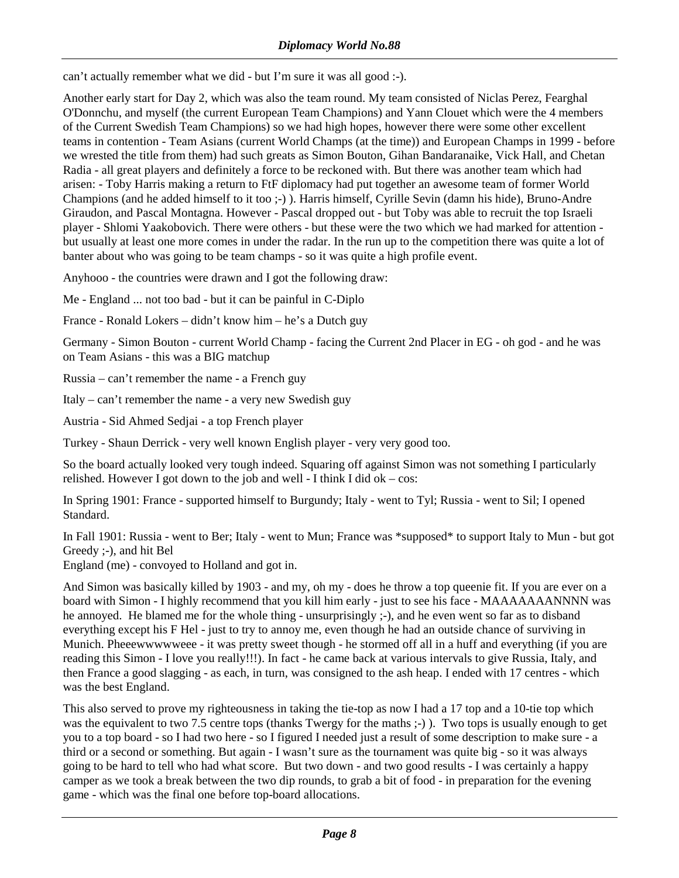can't actually remember what we did - but I'm sure it was all good :-).

Another early start for Day 2, which was also the team round. My team consisted of Niclas Perez, Fearghal O'Donnchu, and myself (the current European Team Champions) and Yann Clouet which were the 4 members of the Current Swedish Team Champions) so we had high hopes, however there were some other excellent teams in contention - Team Asians (current World Champs (at the time)) and European Champs in 1999 - before we wrested the title from them) had such greats as Simon Bouton, Gihan Bandaranaike, Vick Hall, and Chetan Radia - all great players and definitely a force to be reckoned with. But there was another team which had arisen: - Toby Harris making a return to FtF diplomacy had put together an awesome team of former World Champions (and he added himself to it too ;-) ). Harris himself, Cyrille Sevin (damn his hide), Bruno-Andre Giraudon, and Pascal Montagna. However - Pascal dropped out - but Toby was able to recruit the top Israeli player - Shlomi Yaakobovich. There were others - but these were the two which we had marked for attention - but usually at least one more comes in under the radar. In the run up to the competition there was quite a lot of banter about who was going to be team champs - so it was quite a high profile event.

Anyhooo - the countries were drawn and I got the following draw:

Me - England ... not too bad - but it can be painful in C-Diplo

France - Ronald Lokers – didn't know him – he's a Dutch guy

Germany - Simon Bouton - current World Champ - facing the Current 2nd Placer in EG - oh god - and he was on Team Asians - this was a BIG matchup

Russia – can't remember the name - a French guy

Italy – can't remember the name - a very new Swedish guy

Austria - Sid Ahmed Sedjai - a top French player

Turkey - Shaun Derrick - very well known English player - very very good too.

So the board actually looked very tough indeed. Squaring off against Simon was not something I particularly relished. However I got down to the job and well - I think I did ok – cos:

In Spring 1901: France - supported himself to Burgundy; Italy - went to Tyl; Russia - went to Sil; I opened Standard.

In Fall 1901: Russia - went to Ber; Italy - went to Mun; France was *supposed* to support Italy to Mun - but got Greedy ;-), and hit Bel
England (me) - convoyed to Holland and got in.

And Simon was basically killed by 1903 - and my, oh my - does he throw a top queenie fit. If you are ever on a board with Simon - I highly recommend that you kill him early - just to see his face - MAAAAAAANNNN was he annoyed. He blamed me for the whole thing - unsurprisingly ;-), and he even went so far as to disband everything except his F Hel - just to try to annoy me, even though he had an outside chance of surviving in Munich. Pheeewwwwweee - it was pretty sweet though - he stormed off all in a huff and everything (if you are reading this Simon - I love you really!!!). In fact - he came back at various intervals to give Russia, Italy, and then France a good slagging - as each, in turn, was consigned to the ash heap. I ended with 17 centres - which was the best England.

This also served to prove my righteousness in taking the tie-top as now I had a 17 top and a 10-tie top which was the equivalent to two 7.5 centre tops (thanks Twergy for the maths ;-) ). Two tops is usually enough to get you to a top board - so I had two here - so I figured I needed just a result of some description to make sure - a third or a second or something. But again - I wasn't sure as the tournament was quite big - so it was always going to be hard to tell who had what score. But two down - and two good results - I was certainly a happy camper as we took a break between the two dip rounds, to grab a bit of food - in preparation for the evening game - which was the final one before top-board allocations.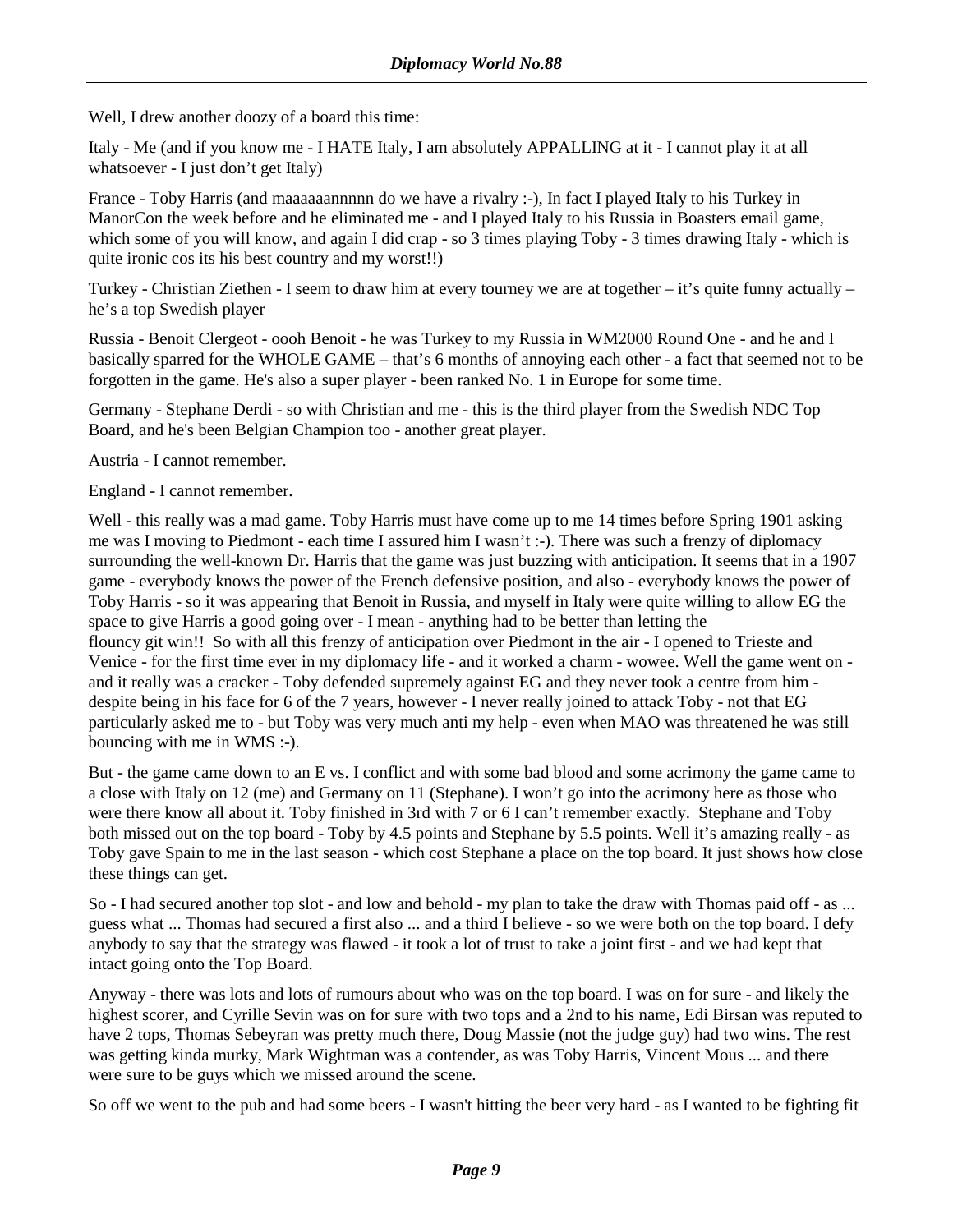Well, I drew another doozy of a board this time:

Italy - Me (and if you know me - I HATE Italy, I am absolutely APPALLING at it - I cannot play it at all whatsoever - I just don't get Italy)

France - Toby Harris (and maaaaaannnnn do we have a rivalry :-), In fact I played Italy to his Turkey in ManorCon the week before and he eliminated me - and I played Italy to his Russia in Boasters email game, which some of you will know, and again I did crap - so 3 times playing Toby - 3 times drawing Italy - which is quite ironic cos its his best country and my worst!!)

Turkey - Christian Ziethen - I seem to draw him at every tourney we are at together – it's quite funny actually – he's a top Swedish player

Russia - Benoit Clergeot - oooh Benoit - he was Turkey to my Russia in WM2000 Round One - and he and I basically sparred for the WHOLE GAME – that's 6 months of annoying each other - a fact that seemed not to be forgotten in the game. He's also a super player - been ranked No. 1 in Europe for some time.

Germany - Stephane Derdi - so with Christian and me - this is the third player from the Swedish NDC Top Board, and he's been Belgian Champion too - another great player.

Austria - I cannot remember.

England - I cannot remember.

Well - this really was a mad game. Toby Harris must have come up to me 14 times before Spring 1901 asking me was I moving to Piedmont - each time I assured him I wasn't :-). There was such a frenzy of diplomacy surrounding the well-known Dr. Harris that the game was just buzzing with anticipation. It seems that in a 1907 game - everybody knows the power of the French defensive position, and also - everybody knows the power of Toby Harris - so it was appearing that Benoit in Russia, and myself in Italy were quite willing to allow EG the space to give Harris a good going over - I mean - anything had to be better than letting the fluncy git win!! So with all this frenzy of anticipation over Piedmont in the air - I opened to Trieste and Venice - for the first time ever in my diplomacy life - and it worked a charm - wowee. Well the game went on - and it really was a cracker - Toby defended supremely against EG and they never took a centre from him - despite being in his face for 6 of the 7 years, however - I never really joined to attack Toby - not that EG particularly asked me to - but Toby was very much anti my help - even when MAO was threatened he was still bouncing with me in WMS :-).

But - the game came down to an E vs. I conflict and with some bad blood and some acrimony the game came to a close with Italy on 12 (me) and Germany on 11 (Stephane). I won't go into the acrimony here as those who were there know all about it. Toby finished in 3rd with 7 or 6 I can't remember exactly. Stephane and Toby both missed out on the top board - Toby by 4.5 points and Stephane by 5.5 points. Well it's amazing really - as Toby gave Spain to me in the last season - which cost Stephane a place on the top board. It just shows how close these things can get.

So - I had secured another top slot - and low and behold - my plan to take the draw with Thomas paid off - as ... guess what ... Thomas had secured a first also ... and a third I believe - so we were both on the top board. I defy anybody to say that the strategy was flawed - it took a lot of trust to take a joint first - and we had kept that intact going onto the Top Board.

Anyway - there was lots and lots of rumours about who was on the top board. I was on for sure - and likely the highest scorer, and Cyrille Sevin was on for sure with two tops and a 2nd to his name, Edi Birsan was reputed to have 2 tops, Thomas Sebeyran was pretty much there, Doug Massie (not the judge guy) had two wins. The rest was getting kinda murky, Mark Wightman was a contender, as was Toby Harris, Vincent Mous ... and there were sure to be guys which we missed around the scene.

So off we went to the pub and had some beers - I wasn't hitting the beer very hard - as I wanted to be fighting fit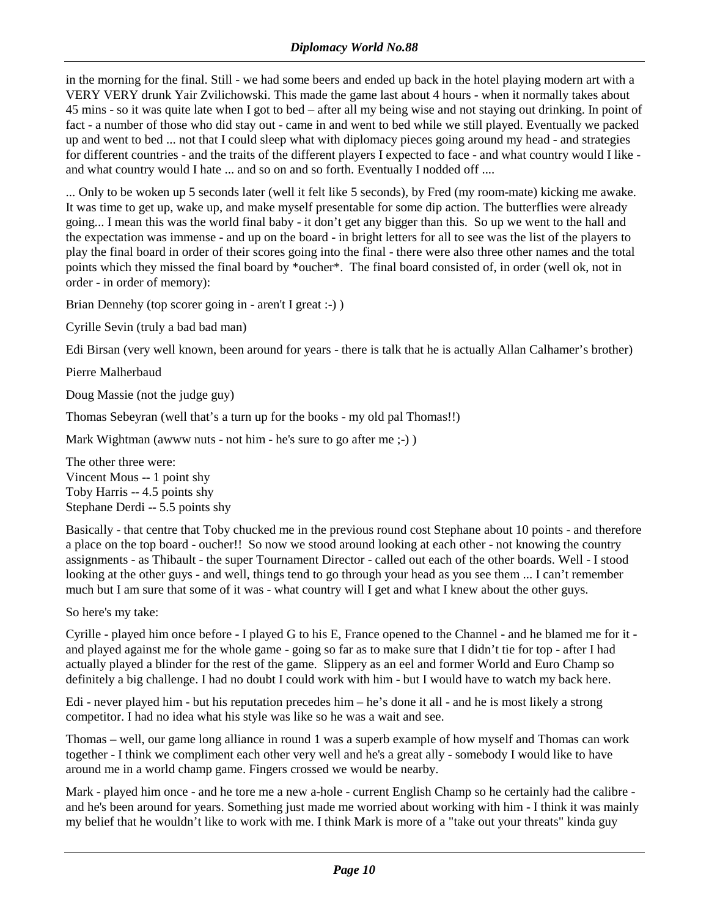in the morning for the final. Still - we had some beers and ended up back in the hotel playing modern art with a VERY VERY drunk Yair Zvilichowski. This made the game last about 4 hours - when it normally takes about 45 mins - so it was quite late when I got to bed – after all my being wise and not staying out drinking. In point of fact - a number of those who did stay out - came in and went to bed while we still played. Eventually we packed up and went to bed ... not that I could sleep what with diplomacy pieces going around my head - and strategies for different countries - and the traits of the different players I expected to face - and what country would I like - and what country would I hate ... and so on and so forth. Eventually I nodded off ....

... Only to be woken up 5 seconds later (well it felt like 5 seconds), by Fred (my room-mate) kicking me awake. It was time to get up, wake up, and make myself presentable for some dip action. The butterflies were already going... I mean this was the world final baby - it don't get any bigger than this. So up we went to the hall and the expectation was immense - and up on the board - in bright letters for all to see was the list of the players to play the final board in order of their scores going into the final - there were also three other names and the total points which they missed the final board by *oucher*. The final board consisted of, in order (well ok, not in order - in order of memory):

Brian Dennehy (top scorer going in - aren't I great :-) )

Cyrille Sevin (truly a bad bad man)

Edi Birsan (very well known, been around for years - there is talk that he is actually Allan Calhamer's brother)

Pierre Malherbaud

Doug Massie (not the judge guy)

Thomas Sebeyran (well that's a turn up for the books - my old pal Thomas!!)

Mark Wightman (awww nuts - not him - he's sure to go after me ;-) )

The other three were:
Vincent Mous -- 1 point shy
Toby Harris -- 4.5 points shy
Stephane Derdi -- 5.5 points shy

Basically - that centre that Toby chucked me in the previous round cost Stephane about 10 points - and therefore a place on the top board - oucher!! So now we stood around looking at each other - not knowing the country assignments - as Thibault - the super Tournament Director - called out each of the other boards. Well - I stood looking at the other guys - and well, things tend to go through your head as you see them ... I can't remember much but I am sure that some of it was - what country will I get and what I knew about the other guys.

So here's my take:

Cyrille - played him once before - I played G to his E, France opened to the Channel - and he blamed me for it - and played against me for the whole game - going so far as to make sure that I didn't tie for top - after I had actually played a blinder for the rest of the game. Slippery as an eel and former World and Euro Champ so definitely a big challenge. I had no doubt I could work with him - but I would have to watch my back here.

Edi - never played him - but his reputation precedes him – he's done it all - and he is most likely a strong competitor. I had no idea what his style was like so he was a wait and see.

Thomas – well, our game long alliance in round 1 was a superb example of how myself and Thomas can work together - I think we compliment each other very well and he's a great ally - somebody I would like to have around me in a world champ game. Fingers crossed we would be nearby.

Mark - played him once - and he tore me a new a-hole - current English Champ so he certainly had the calibre - and he's been around for years. Something just made me worried about working with him - I think it was mainly my belief that he wouldn't like to work with me. I think Mark is more of a "take out your threats" kinda guy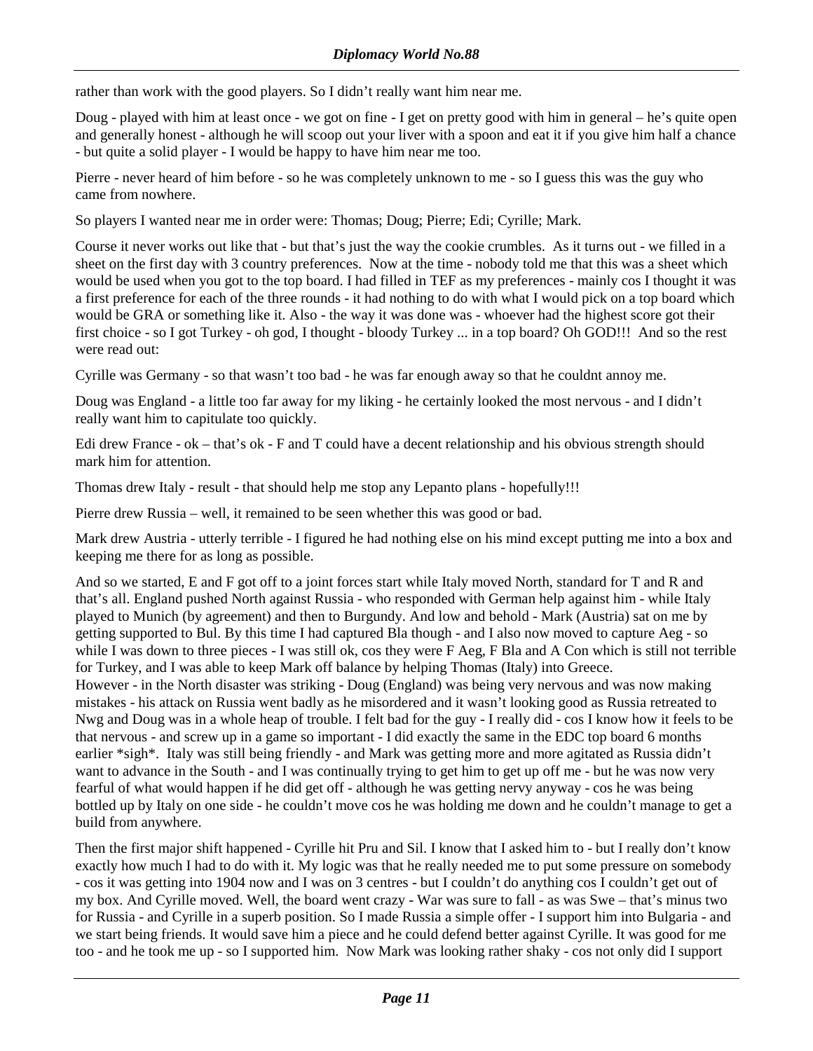rather than work with the good players. So I didn't really want him near me.

Doug - played with him at least once - we got on fine - I get on pretty good with him in general – he's quite open and generally honest - although he will scoop out your liver with a spoon and eat it if you give him half a chance - but quite a solid player - I would be happy to have him near me too.

Pierre - never heard of him before - so he was completely unknown to me - so I guess this was the guy who came from nowhere.

So players I wanted near me in order were: Thomas; Doug; Pierre; Edi; Cyrille; Mark.

Course it never works out like that - but that's just the way the cookie crumbles. As it turns out - we filled in a sheet on the first day with 3 country preferences. Now at the time - nobody told me that this was a sheet which would be used when you got to the top board. I had filled in TEF as my preferences - mainly cos I thought it was a first preference for each of the three rounds - it had nothing to do with what I would pick on a top board which would be GRA or something like it. Also - the way it was done was - whoever had the highest score got their first choice - so I got Turkey - oh god, I thought - bloody Turkey ... in a top board? Oh GOD!!! And so the rest were read out:

Cyrille was Germany - so that wasn't too bad - he was far enough away so that he couldnt annoy me.

Doug was England - a little too far away for my liking - he certainly looked the most nervous - and I didn't really want him to capitulate too quickly.

Edi drew France - ok – that's ok - F and T could have a decent relationship and his obvious strength should mark him for attention.

Thomas drew Italy - result - that should help me stop any Lepanto plans - hopefully!!!

Pierre drew Russia – well, it remained to be seen whether this was good or bad.

Mark drew Austria - utterly terrible - I figured he had nothing else on his mind except putting me into a box and keeping me there for as long as possible.

And so we started, E and F got off to a joint forces start while Italy moved North, standard for T and R and that's all. England pushed North against Russia - who responded with German help against him - while Italy played to Munich (by agreement) and then to Burgundy. And low and behold - Mark (Austria) sat on me by getting supported to Bul. By this time I had captured Bla though - and I also now moved to capture Aeg - so while I was down to three pieces - I was still ok, cos they were F Aeg, F Bla and A Con which is still not terrible for Turkey, and I was able to keep Mark off balance by helping Thomas (Italy) into Greece.
However - in the North disaster was striking - Doug (England) was being very nervous and was now making mistakes - his attack on Russia went badly as he misordered and it wasn't looking good as Russia retreated to Nwg and Doug was in a whole heap of trouble. I felt bad for the guy - I really did - cos I know how it feels to be that nervous - and screw up in a game so important - I did exactly the same in the EDC top board 6 months earlier *sigh*. Italy was still being friendly - and Mark was getting more and more agitated as Russia didn't want to advance in the South - and I was continually trying to get him to get up off me - but he was now very fearful of what would happen if he did get off - although he was getting nervy anyway - cos he was being bottled up by Italy on one side - he couldn't move cos he was holding me down and he couldn't manage to get a build from anywhere.

Then the first major shift happened - Cyrille hit Pru and Sil. I know that I asked him to - but I really don't know exactly how much I had to do with it. My logic was that he really needed me to put some pressure on somebody - cos it was getting into 1904 now and I was on 3 centres - but I couldn't do anything cos I couldn't get out of my box. And Cyrille moved. Well, the board went crazy - War was sure to fall - as was Swe – that's minus two for Russia - and Cyrille in a superb position. So I made Russia a simple offer - I support him into Bulgaria - and we start being friends. It would save him a piece and he could defend better against Cyrille. It was good for me too - and he took me up - so I supported him. Now Mark was looking rather shaky - cos not only did I support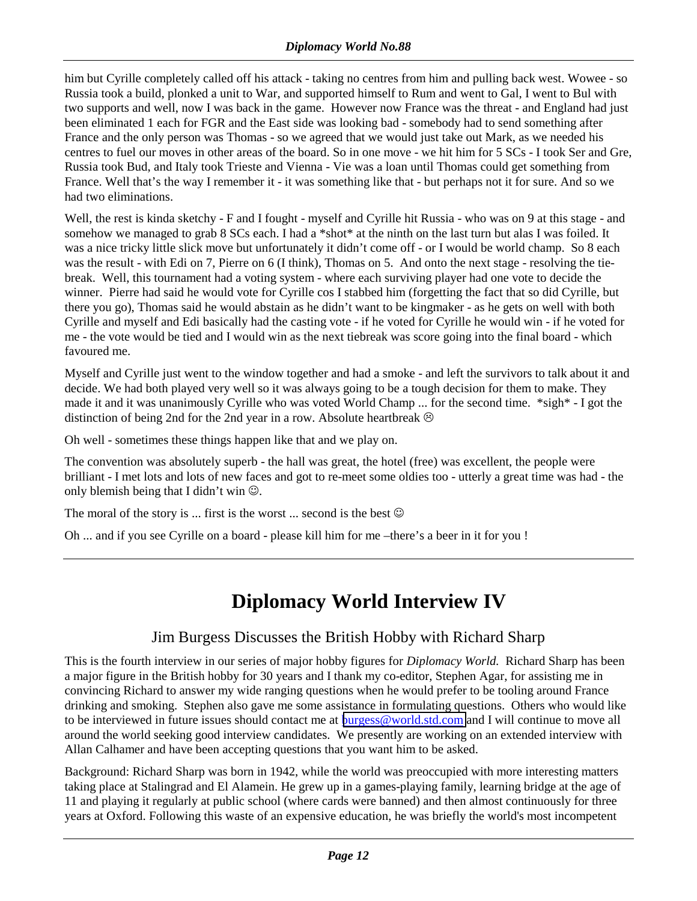him but Cyrille completely called off his attack - taking no centres from him and pulling back west. Wowee - so Russia took a build, plonked a unit to War, and supported himself to Rum and went to Gal, I went to Bul with two supports and well, now I was back in the game. However now France was the threat - and England had just been eliminated 1 each for FGR and the East side was looking bad - somebody had to send something after France and the only person was Thomas - so we agreed that we would just take out Mark, as we needed his centres to fuel our moves in other areas of the board. So in one move - we hit him for 5 SCs - I took Ser and Gre, Russia took Bud, and Italy took Trieste and Vienna - Vie was a loan until Thomas could get something from France. Well that's the way I remember it - it was something like that - but perhaps not it for sure. And so we had two eliminations.

Well, the rest is kinda sketchy - F and I fought - myself and Cyrille hit Russia - who was on 9 at this stage - and somehow we managed to grab 8 SCs each. I had a *shot* at the ninth on the last turn but alas I was foiled. It was a nice tricky little slick move but unfortunately it didn't come off - or I would be world champ. So 8 each was the result - with Edi on 7, Pierre on 6 (I think), Thomas on 5. And onto the next stage - resolving the tie-break. Well, this tournament had a voting system - where each surviving player had one vote to decide the winner. Pierre had said he would vote for Cyrille cos I stabbed him (forgetting the fact that so did Cyrille, but there you go), Thomas said he would abstain as he didn't want to be kingmaker - as he gets on well with both Cyrille and myself and Edi basically had the casting vote - if he voted for Cyrille he would win - if he voted for me - the vote would be tied and I would win as the next tiebreak was score going into the final board - which favoured me.

Myself and Cyrille just went to the window together and had a smoke - and left the survivors to talk about it and decide. We had both played very well so it was always going to be a tough decision for them to make. They made it and it was unanimously Cyrille who was voted World Champ ... for the second time. *sigh* - I got the distinction of being 2nd for the 2nd year in a row. Absolute heartbreak ☹

Oh well - sometimes these things happen like that and we play on.

The convention was absolutely superb - the hall was great, the hotel (free) was excellent, the people were brilliant - I met lots and lots of new faces and got to re-meet some oldies too - utterly a great time was had - the only blemish being that I didn't win ☺.

The moral of the story is ... first is the worst ... second is the best ☺

Oh ... and if you see Cyrille on a board - please kill him for me –there's a beer in it for you !

---

# Diplomacy World Interview IV

## Jim Burgess Discusses the British Hobby with Richard Sharp

This is the fourth interview in our series of major hobby figures for *Diplomacy World.* Richard Sharp has been a major figure in the British hobby for 30 years and I thank my co-editor, Stephen Agar, for assisting me in convincing Richard to answer my wide ranging questions when he would prefer to be tooling around France drinking and smoking. Stephen also gave me some assistance in formulating questions. Others who would like to be interviewed in future issues should contact me at burgess@world.std.com and I will continue to move all around the world seeking good interview candidates. We presently are working on an extended interview with Allan Calhamer and have been accepting questions that you want him to be asked.

Background: Richard Sharp was born in 1942, while the world was preoccupied with more interesting matters taking place at Stalingrad and El Alamein. He grew up in a games-playing family, learning bridge at the age of 11 and playing it regularly at public school (where cards were banned) and then almost continuously for three years at Oxford. Following this waste of an expensive education, he was briefly the world's most incompetent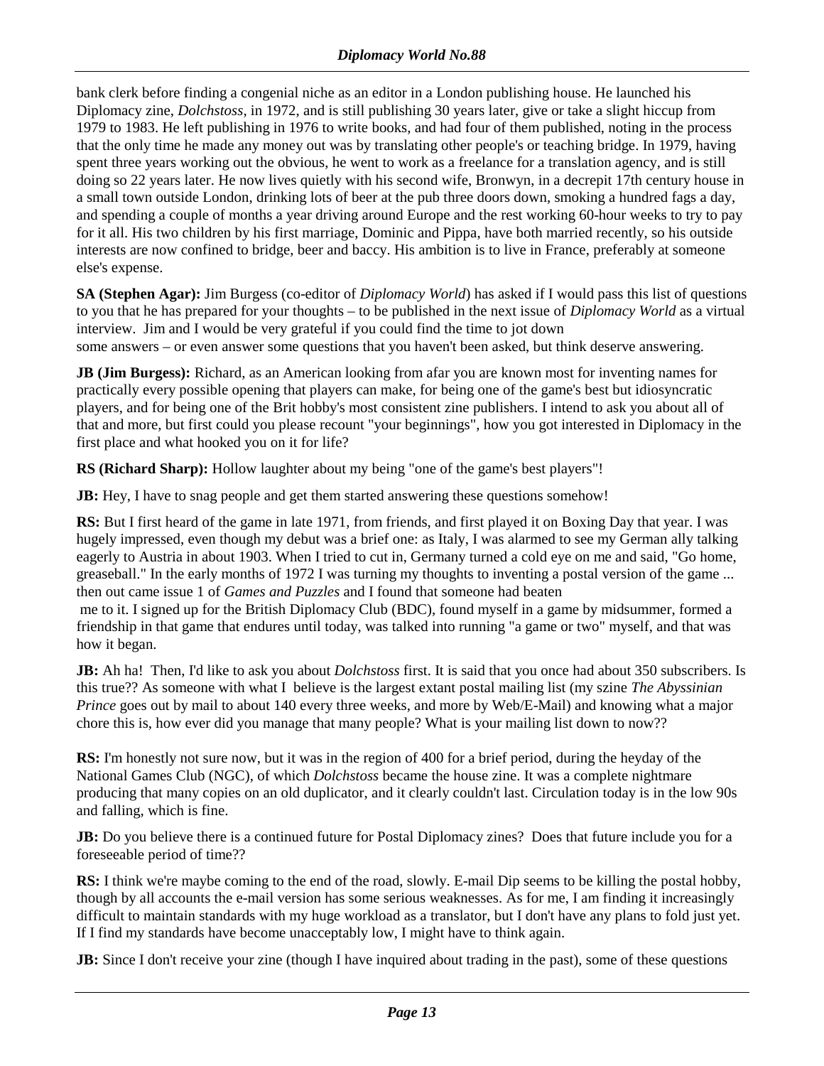bank clerk before finding a congenial niche as an editor in a London publishing house. He launched his Diplomacy zine, *Dolchstoss*, in 1972, and is still publishing 30 years later, give or take a slight hiccup from 1979 to 1983. He left publishing in 1976 to write books, and had four of them published, noting in the process that the only time he made any money out was by translating other people's or teaching bridge. In 1979, having spent three years working out the obvious, he went to work as a freelance for a translation agency, and is still doing so 22 years later. He now lives quietly with his second wife, Bronwyn, in a decrepit 17th century house in a small town outside London, drinking lots of beer at the pub three doors down, smoking a hundred fags a day, and spending a couple of months a year driving around Europe and the rest working 60-hour weeks to try to pay for it all. His two children by his first marriage, Dominic and Pippa, have both married recently, so his outside interests are now confined to bridge, beer and baccy. His ambition is to live in France, preferably at someone else's expense.

**SA (Stephen Agar):** Jim Burgess (co-editor of *Diplomacy World*) has asked if I would pass this list of questions to you that he has prepared for your thoughts – to be published in the next issue of *Diplomacy World* as a virtual interview. Jim and I would be very grateful if you could find the time to jot down some answers – or even answer some questions that you haven't been asked, but think deserve answering.

**JB (Jim Burgess):** Richard, as an American looking from afar you are known most for inventing names for practically every possible opening that players can make, for being one of the game's best but idiosyncratic players, and for being one of the Brit hobby's most consistent zine publishers. I intend to ask you about all of that and more, but first could you please recount "your beginnings", how you got interested in Diplomacy in the first place and what hooked you on it for life?

**RS (Richard Sharp):** Hollow laughter about my being "one of the game's best players"!

**JB:** Hey, I have to snag people and get them started answering these questions somehow!

**RS:** But I first heard of the game in late 1971, from friends, and first played it on Boxing Day that year. I was hugely impressed, even though my debut was a brief one: as Italy, I was alarmed to see my German ally talking eagerly to Austria in about 1903. When I tried to cut in, Germany turned a cold eye on me and said, "Go home, greaseball." In the early months of 1972 I was turning my thoughts to inventing a postal version of the game ... then out came issue 1 of *Games and Puzzles* and I found that someone had beaten me to it. I signed up for the British Diplomacy Club (BDC), found myself in a game by midsummer, formed a friendship in that game that endures until today, was talked into running "a game or two" myself, and that was how it began.

**JB:** Ah ha! Then, I'd like to ask you about *Dolchstoss* first. It is said that you once had about 350 subscribers. Is this true?? As someone with what I believe is the largest extant postal mailing list (my szine *The Abyssinian Prince* goes out by mail to about 140 every three weeks, and more by Web/E-Mail) and knowing what a major chore this is, how ever did you manage that many people? What is your mailing list down to now??

**RS:** I'm honestly not sure now, but it was in the region of 400 for a brief period, during the heyday of the National Games Club (NGC), of which *Dolchstoss* became the house zine. It was a complete nightmare producing that many copies on an old duplicator, and it clearly couldn't last. Circulation today is in the low 90s and falling, which is fine.

**JB:** Do you believe there is a continued future for Postal Diplomacy zines? Does that future include you for a foreseeable period of time??

**RS:** I think we're maybe coming to the end of the road, slowly. E-mail Dip seems to be killing the postal hobby, though by all accounts the e-mail version has some serious weaknesses. As for me, I am finding it increasingly difficult to maintain standards with my huge workload as a translator, but I don't have any plans to fold just yet. If I find my standards have become unacceptably low, I might have to think again.

**JB:** Since I don't receive your zine (though I have inquired about trading in the past), some of these questions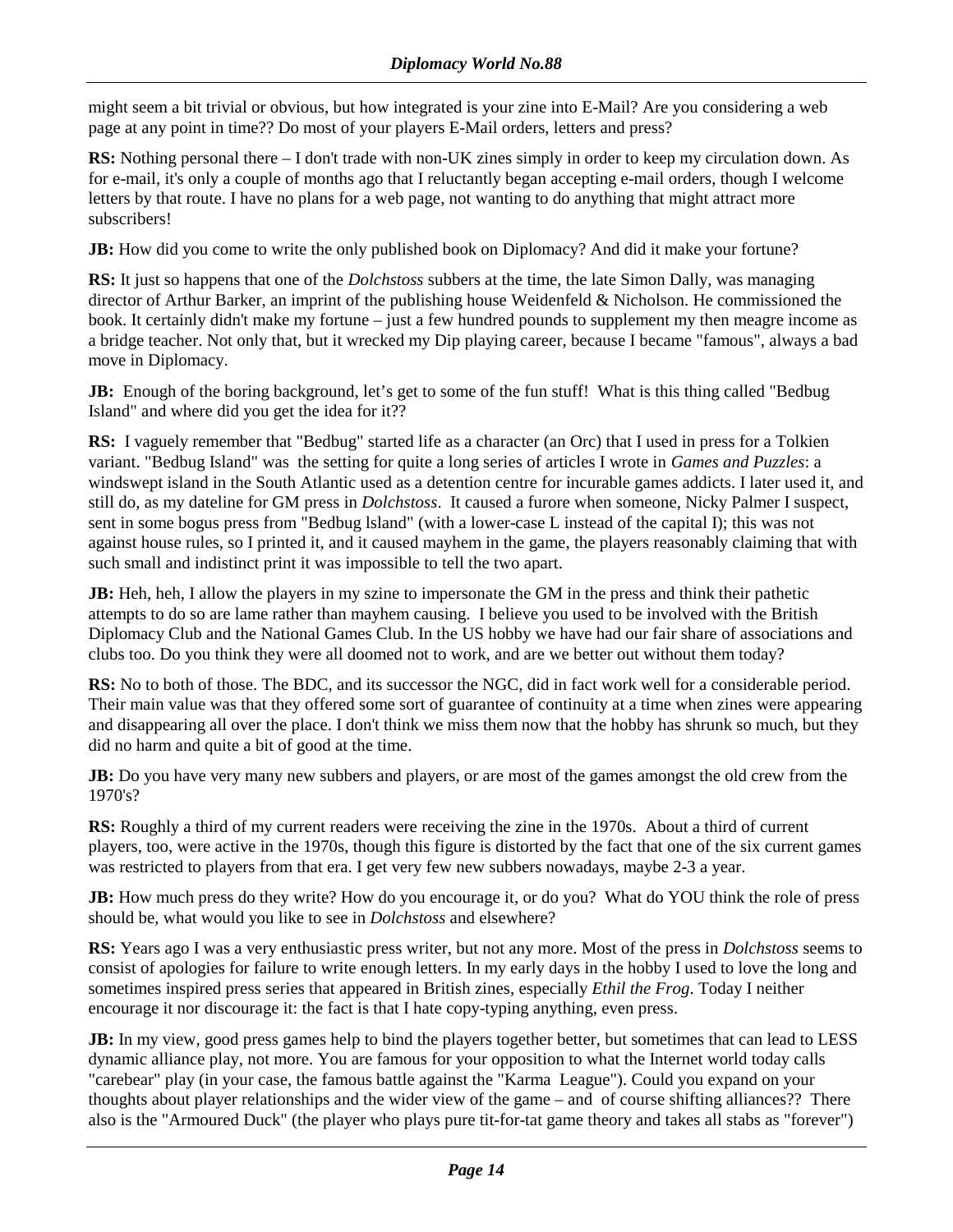might seem a bit trivial or obvious, but how integrated is your zine into E-Mail? Are you considering a web page at any point in time?? Do most of your players E-Mail orders, letters and press?

**RS:** Nothing personal there – I don't trade with non-UK zines simply in order to keep my circulation down. As for e-mail, it's only a couple of months ago that I reluctantly began accepting e-mail orders, though I welcome letters by that route. I have no plans for a web page, not wanting to do anything that might attract more subscribers!

**JB:** How did you come to write the only published book on Diplomacy? And did it make your fortune?

**RS:** It just so happens that one of the *Dolchstoss* subbers at the time, the late Simon Dally, was managing director of Arthur Barker, an imprint of the publishing house Weidenfeld & Nicholson. He commissioned the book. It certainly didn't make my fortune – just a few hundred pounds to supplement my then meagre income as a bridge teacher. Not only that, but it wrecked my Dip playing career, because I became "famous", always a bad move in Diplomacy.

**JB:** Enough of the boring background, let's get to some of the fun stuff! What is this thing called "Bedbug Island" and where did you get the idea for it??

**RS:** I vaguely remember that "Bedbug" started life as a character (an Orc) that I used in press for a Tolkien variant. "Bedbug Island" was the setting for quite a long series of articles I wrote in *Games and Puzzles*: a windswept island in the South Atlantic used as a detention centre for incurable games addicts. I later used it, and still do, as my dateline for GM press in *Dolchstoss*. It caused a furore when someone, Nicky Palmer I suspect, sent in some bogus press from "Bedbug lsland" (with a lower-case L instead of the capital I); this was not against house rules, so I printed it, and it caused mayhem in the game, the players reasonably claiming that with such small and indistinct print it was impossible to tell the two apart.

**JB:** Heh, heh, I allow the players in my szine to impersonate the GM in the press and think their pathetic attempts to do so are lame rather than mayhem causing. I believe you used to be involved with the British Diplomacy Club and the National Games Club. In the US hobby we have had our fair share of associations and clubs too. Do you think they were all doomed not to work, and are we better out without them today?

**RS:** No to both of those. The BDC, and its successor the NGC, did in fact work well for a considerable period. Their main value was that they offered some sort of guarantee of continuity at a time when zines were appearing and disappearing all over the place. I don't think we miss them now that the hobby has shrunk so much, but they did no harm and quite a bit of good at the time.

**JB:** Do you have very many new subbers and players, or are most of the games amongst the old crew from the 1970's?

**RS:** Roughly a third of my current readers were receiving the zine in the 1970s. About a third of current players, too, were active in the 1970s, though this figure is distorted by the fact that one of the six current games was restricted to players from that era. I get very few new subbers nowadays, maybe 2-3 a year.

**JB:** How much press do they write? How do you encourage it, or do you? What do YOU think the role of press should be, what would you like to see in *Dolchstoss* and elsewhere?

**RS:** Years ago I was a very enthusiastic press writer, but not any more. Most of the press in *Dolchstoss* seems to consist of apologies for failure to write enough letters. In my early days in the hobby I used to love the long and sometimes inspired press series that appeared in British zines, especially *Ethil the Frog*. Today I neither encourage it nor discourage it: the fact is that I hate copy-typing anything, even press.

**JB:** In my view, good press games help to bind the players together better, but sometimes that can lead to LESS dynamic alliance play, not more. You are famous for your opposition to what the Internet world today calls "carebear" play (in your case, the famous battle against the "Karma League"). Could you expand on your thoughts about player relationships and the wider view of the game – and of course shifting alliances?? There also is the "Armoured Duck" (the player who plays pure tit-for-tat game theory and takes all stabs as "forever")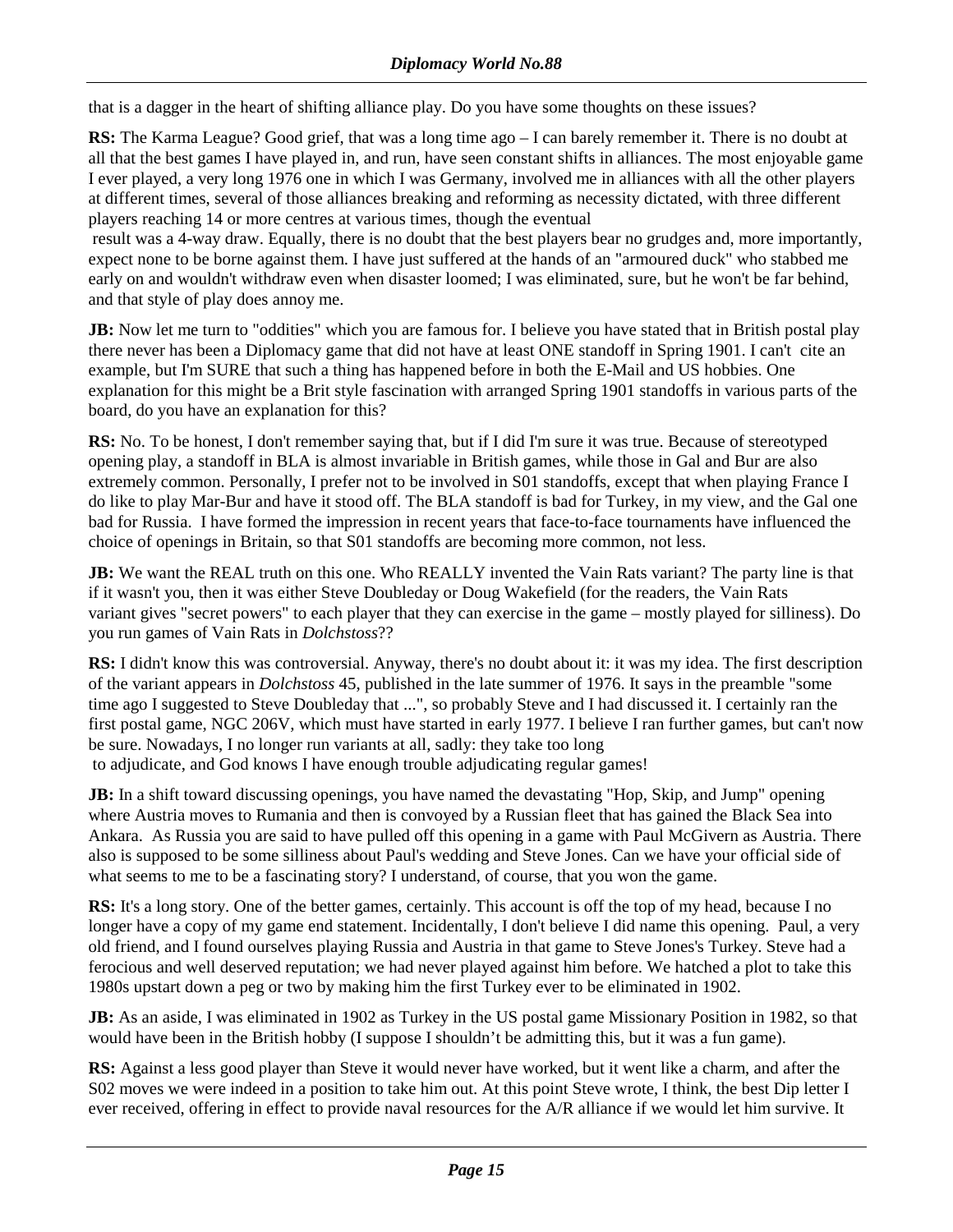that is a dagger in the heart of shifting alliance play. Do you have some thoughts on these issues?

**RS:** The Karma League? Good grief, that was a long time ago – I can barely remember it. There is no doubt at all that the best games I have played in, and run, have seen constant shifts in alliances. The most enjoyable game I ever played, a very long 1976 one in which I was Germany, involved me in alliances with all the other players at different times, several of those alliances breaking and reforming as necessity dictated, with three different players reaching 14 or more centres at various times, though the eventual result was a 4-way draw. Equally, there is no doubt that the best players bear no grudges and, more importantly, expect none to be borne against them. I have just suffered at the hands of an "armoured duck" who stabbed me early on and wouldn't withdraw even when disaster loomed; I was eliminated, sure, but he won't be far behind, and that style of play does annoy me.

**JB:** Now let me turn to "oddities" which you are famous for. I believe you have stated that in British postal play there never has been a Diplomacy game that did not have at least ONE standoff in Spring 1901. I can't cite an example, but I'm SURE that such a thing has happened before in both the E-Mail and US hobbies. One explanation for this might be a Brit style fascination with arranged Spring 1901 standoffs in various parts of the board, do you have an explanation for this?

**RS:** No. To be honest, I don't remember saying that, but if I did I'm sure it was true. Because of stereotyped opening play, a standoff in BLA is almost invariable in British games, while those in Gal and Bur are also extremely common. Personally, I prefer not to be involved in S01 standoffs, except that when playing France I do like to play Mar-Bur and have it stood off. The BLA standoff is bad for Turkey, in my view, and the Gal one bad for Russia. I have formed the impression in recent years that face-to-face tournaments have influenced the choice of openings in Britain, so that S01 standoffs are becoming more common, not less.

**JB:** We want the REAL truth on this one. Who REALLY invented the Vain Rats variant? The party line is that if it wasn't you, then it was either Steve Doubleday or Doug Wakefield (for the readers, the Vain Rats variant gives "secret powers" to each player that they can exercise in the game – mostly played for silliness). Do you run games of Vain Rats in *Dolchstoss*??

**RS:** I didn't know this was controversial. Anyway, there's no doubt about it: it was my idea. The first description of the variant appears in *Dolchstoss* 45, published in the late summer of 1976. It says in the preamble "some time ago I suggested to Steve Doubleday that ...", so probably Steve and I had discussed it. I certainly ran the first postal game, NGC 206V, which must have started in early 1977. I believe I ran further games, but can't now be sure. Nowadays, I no longer run variants at all, sadly: they take too long to adjudicate, and God knows I have enough trouble adjudicating regular games!

**JB:** In a shift toward discussing openings, you have named the devastating "Hop, Skip, and Jump" opening where Austria moves to Rumania and then is convoyed by a Russian fleet that has gained the Black Sea into Ankara. As Russia you are said to have pulled off this opening in a game with Paul McGivern as Austria. There also is supposed to be some silliness about Paul's wedding and Steve Jones. Can we have your official side of what seems to me to be a fascinating story? I understand, of course, that you won the game.

**RS:** It's a long story. One of the better games, certainly. This account is off the top of my head, because I no longer have a copy of my game end statement. Incidentally, I don't believe I did name this opening. Paul, a very old friend, and I found ourselves playing Russia and Austria in that game to Steve Jones's Turkey. Steve had a ferocious and well deserved reputation; we had never played against him before. We hatched a plot to take this 1980s upstart down a peg or two by making him the first Turkey ever to be eliminated in 1902.

**JB:** As an aside, I was eliminated in 1902 as Turkey in the US postal game Missionary Position in 1982, so that would have been in the British hobby (I suppose I shouldn't be admitting this, but it was a fun game).

**RS:** Against a less good player than Steve it would never have worked, but it went like a charm, and after the S02 moves we were indeed in a position to take him out. At this point Steve wrote, I think, the best Dip letter I ever received, offering in effect to provide naval resources for the A/R alliance if we would let him survive. It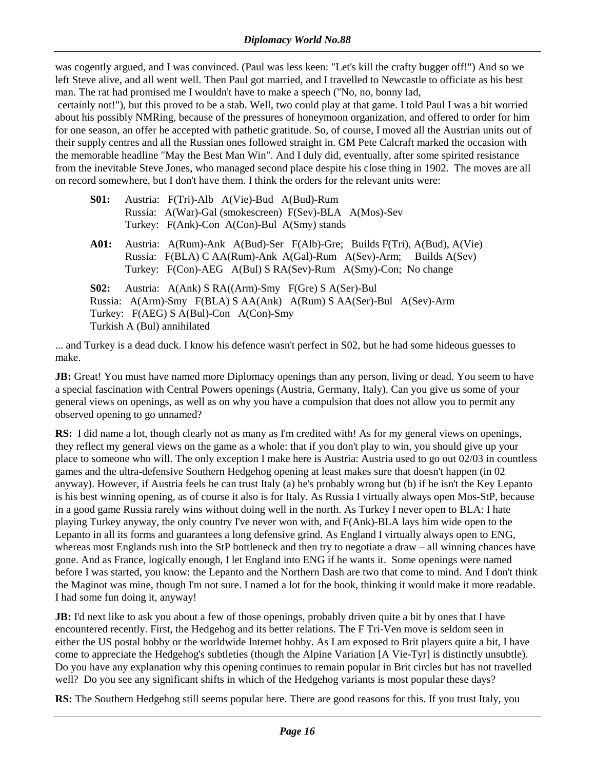was cogently argued, and I was convinced. (Paul was less keen: "Let's kill the crafty bugger off!") And so we left Steve alive, and all went well. Then Paul got married, and I travelled to Newcastle to officiate as his best man. The rat had promised me I wouldn't have to make a speech ("No, no, bonny lad, certainly not!"), but this proved to be a stab. Well, two could play at that game. I told Paul I was a bit worried about his possibly NMRing, because of the pressures of honeymoon organization, and offered to order for him for one season, an offer he accepted with pathetic gratitude. So, of course, I moved all the Austrian units out of their supply centres and all the Russian ones followed straight in. GM Pete Calcraft marked the occasion with the memorable headline "May the Best Man Win". And I duly did, eventually, after some spirited resistance from the inevitable Steve Jones, who managed second place despite his close thing in 1902. The moves are all on record somewhere, but I don't have them. I think the orders for the relevant units were:

**S01:** Austria: F(Tri)-Alb A(Vie)-Bud A(Bud)-Rum
Russia: A(War)-Gal (smokescreen) F(Sev)-BLA A(Mos)-Sev
Turkey: F(Ank)-Con A(Con)-Bul A(Smy) stands

**A01:** Austria: A(Rum)-Ank A(Bud)-Ser F(Alb)-Gre; Builds F(Tri), A(Bud), A(Vie)
Russia: F(BLA) C AA(Rum)-Ank A(Gal)-Rum A(Sev)-Arm; Builds A(Sev)
Turkey: F(Con)-AEG A(Bul) S RA(Sev)-Rum A(Smy)-Con; No change

**S02:** Austria: A(Ank) S RA((Arm)-Smy F(Gre) S A(Ser)-Bul
Russia: A(Arm)-Smy F(BLA) S AA(Ank) A(Rum) S AA(Ser)-Bul A(Sev)-Arm
Turkey: F(AEG) S A(Bul)-Con A(Con)-Smy
Turkish A (Bul) annihilated

... and Turkey is a dead duck. I know his defence wasn't perfect in S02, but he had some hideous guesses to make.

**JB:** Great! You must have named more Diplomacy openings than any person, living or dead. You seem to have a special fascination with Central Powers openings (Austria, Germany, Italy). Can you give us some of your general views on openings, as well as on why you have a compulsion that does not allow you to permit any observed opening to go unnamed?

**RS:** I did name a lot, though clearly not as many as I'm credited with! As for my general views on openings, they reflect my general views on the game as a whole: that if you don't play to win, you should give up your place to someone who will. The only exception I make here is Austria: Austria used to go out 02/03 in countless games and the ultra-defensive Southern Hedgehog opening at least makes sure that doesn't happen (in 02 anyway). However, if Austria feels he can trust Italy (a) he's probably wrong but (b) if he isn't the Key Lepanto is his best winning opening, as of course it also is for Italy. As Russia I virtually always open Mos-StP, because in a good game Russia rarely wins without doing well in the north. As Turkey I never open to BLA: I hate playing Turkey anyway, the only country I've never won with, and F(Ank)-BLA lays him wide open to the Lepanto in all its forms and guarantees a long defensive grind. As England I virtually always open to ENG, whereas most Englands rush into the StP bottleneck and then try to negotiate a draw – all winning chances have gone. And as France, logically enough, I let England into ENG if he wants it. Some openings were named before I was started, you know: the Lepanto and the Northern Dash are two that come to mind. And I don't think the Maginot was mine, though I'm not sure. I named a lot for the book, thinking it would make it more readable. I had some fun doing it, anyway!

**JB:** I'd next like to ask you about a few of those openings, probably driven quite a bit by ones that I have encountered recently. First, the Hedgehog and its better relations. The F Tri-Ven move is seldom seen in either the US postal hobby or the worldwide Internet hobby. As I am exposed to Brit players quite a bit, I have come to appreciate the Hedgehog's subtleties (though the Alpine Variation [A Vie-Tyr] is distinctly unsubtle). Do you have any explanation why this opening continues to remain popular in Brit circles but has not travelled well? Do you see any significant shifts in which of the Hedgehog variants is most popular these days?

**RS:** The Southern Hedgehog still seems popular here. There are good reasons for this. If you trust Italy, you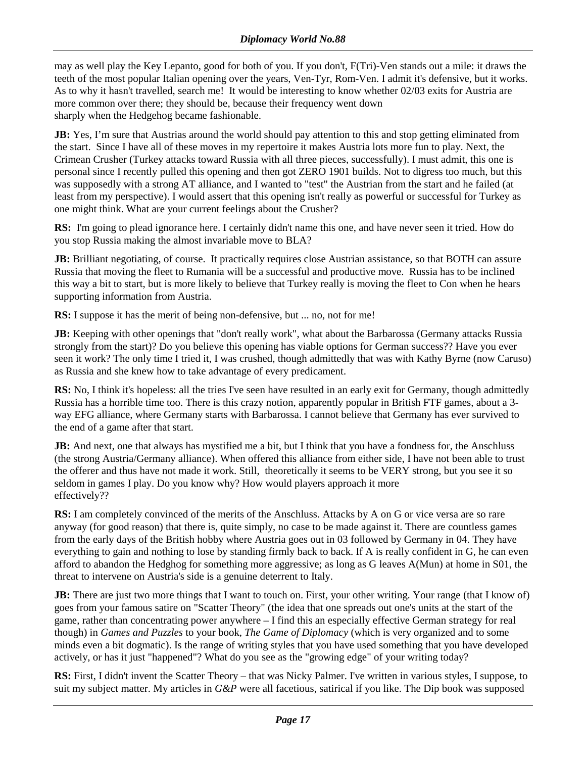may as well play the Key Lepanto, good for both of you. If you don't, F(Tri)-Ven stands out a mile: it draws the teeth of the most popular Italian opening over the years, Ven-Tyr, Rom-Ven. I admit it's defensive, but it works. As to why it hasn't travelled, search me! It would be interesting to know whether 02/03 exits for Austria are more common over there; they should be, because their frequency went down sharply when the Hedgehog became fashionable.

**JB:** Yes, I'm sure that Austrias around the world should pay attention to this and stop getting eliminated from the start. Since I have all of these moves in my repertoire it makes Austria lots more fun to play. Next, the Crimean Crusher (Turkey attacks toward Russia with all three pieces, successfully). I must admit, this one is personal since I recently pulled this opening and then got ZERO 1901 builds. Not to digress too much, but this was supposedly with a strong AT alliance, and I wanted to "test" the Austrian from the start and he failed (at least from my perspective). I would assert that this opening isn't really as powerful or successful for Turkey as one might think. What are your current feelings about the Crusher?

**RS:** I'm going to plead ignorance here. I certainly didn't name this one, and have never seen it tried. How do you stop Russia making the almost invariable move to BLA?

**JB:** Brilliant negotiating, of course. It practically requires close Austrian assistance, so that BOTH can assure Russia that moving the fleet to Rumania will be a successful and productive move. Russia has to be inclined this way a bit to start, but is more likely to believe that Turkey really is moving the fleet to Con when he hears supporting information from Austria.

**RS:** I suppose it has the merit of being non-defensive, but ... no, not for me!

**JB:** Keeping with other openings that "don't really work", what about the Barbarossa (Germany attacks Russia strongly from the start)? Do you believe this opening has viable options for German success?? Have you ever seen it work? The only time I tried it, I was crushed, though admittedly that was with Kathy Byrne (now Caruso) as Russia and she knew how to take advantage of every predicament.

**RS:** No, I think it's hopeless: all the tries I've seen have resulted in an early exit for Germany, though admittedly Russia has a horrible time too. There is this crazy notion, apparently popular in British FTF games, about a 3-way EFG alliance, where Germany starts with Barbarossa. I cannot believe that Germany has ever survived to the end of a game after that start.

**JB:** And next, one that always has mystified me a bit, but I think that you have a fondness for, the Anschluss (the strong Austria/Germany alliance). When offered this alliance from either side, I have not been able to trust the offerer and thus have not made it work. Still, theoretically it seems to be VERY strong, but you see it so seldom in games I play. Do you know why? How would players approach it more effectively??

**RS:** I am completely convinced of the merits of the Anschluss. Attacks by A on G or vice versa are so rare anyway (for good reason) that there is, quite simply, no case to be made against it. There are countless games from the early days of the British hobby where Austria goes out in 03 followed by Germany in 04. They have everything to gain and nothing to lose by standing firmly back to back. If A is really confident in G, he can even afford to abandon the Hedghog for something more aggressive; as long as G leaves A(Mun) at home in S01, the threat to intervene on Austria's side is a genuine deterrent to Italy.

**JB:** There are just two more things that I want to touch on. First, your other writing. Your range (that I know of) goes from your famous satire on "Scatter Theory" (the idea that one spreads out one's units at the start of the game, rather than concentrating power anywhere – I find this an especially effective German strategy for real though) in *Games and Puzzles* to your book, *The Game of Diplomacy* (which is very organized and to some minds even a bit dogmatic). Is the range of writing styles that you have used something that you have developed actively, or has it just "happened"? What do you see as the "growing edge" of your writing today?

**RS:** First, I didn't invent the Scatter Theory – that was Nicky Palmer. I've written in various styles, I suppose, to suit my subject matter. My articles in *G&P* were all facetious, satirical if you like. The Dip book was supposed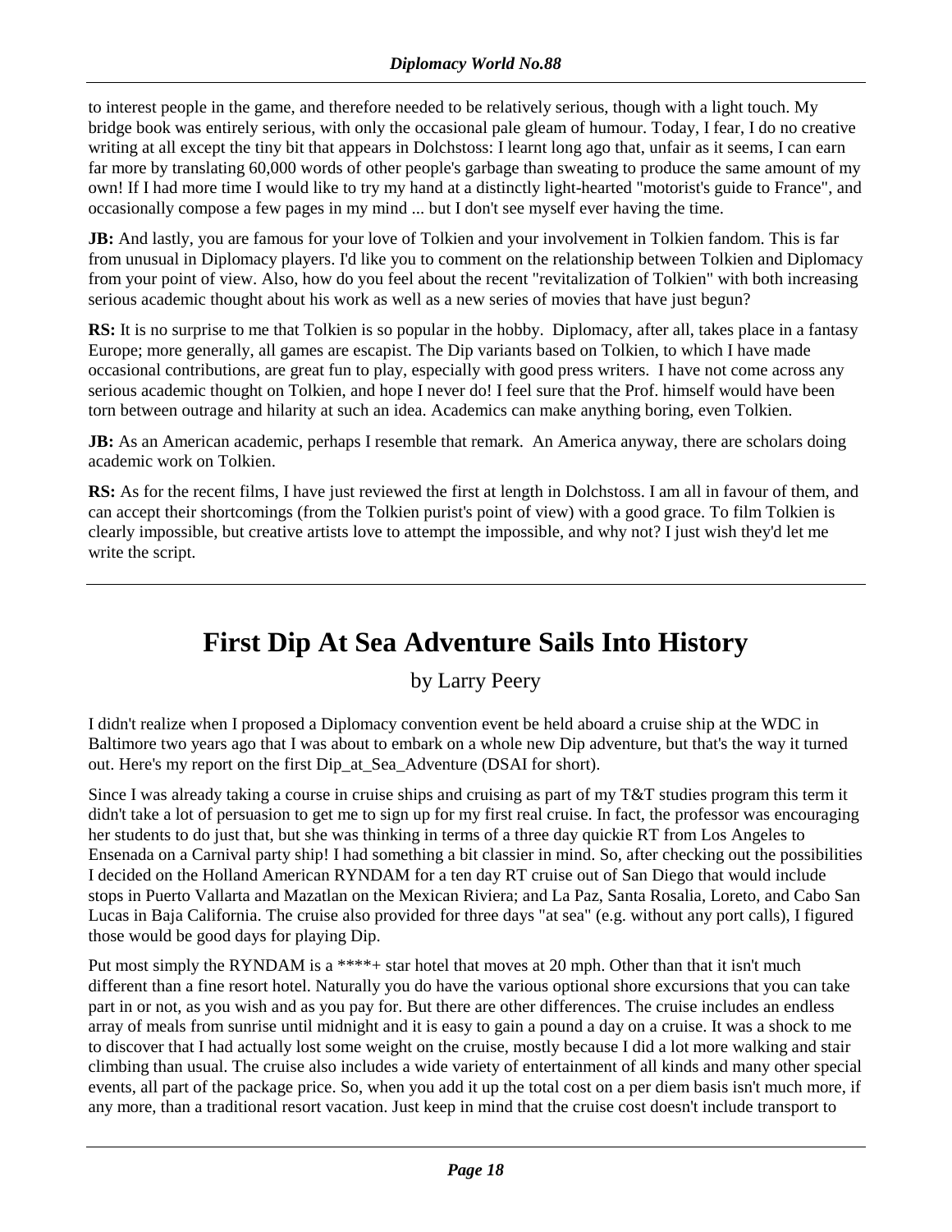to interest people in the game, and therefore needed to be relatively serious, though with a light touch. My bridge book was entirely serious, with only the occasional pale gleam of humour. Today, I fear, I do no creative writing at all except the tiny bit that appears in Dolchstoss: I learnt long ago that, unfair as it seems, I can earn far more by translating 60,000 words of other people's garbage than sweating to produce the same amount of my own! If I had more time I would like to try my hand at a distinctly light-hearted "motorist's guide to France", and occasionally compose a few pages in my mind ... but I don't see myself ever having the time.

**JB:** And lastly, you are famous for your love of Tolkien and your involvement in Tolkien fandom. This is far from unusual in Diplomacy players. I'd like you to comment on the relationship between Tolkien and Diplomacy from your point of view. Also, how do you feel about the recent "revitalization of Tolkien" with both increasing serious academic thought about his work as well as a new series of movies that have just begun?

**RS:** It is no surprise to me that Tolkien is so popular in the hobby. Diplomacy, after all, takes place in a fantasy Europe; more generally, all games are escapist. The Dip variants based on Tolkien, to which I have made occasional contributions, are great fun to play, especially with good press writers. I have not come across any serious academic thought on Tolkien, and hope I never do! I feel sure that the Prof. himself would have been torn between outrage and hilarity at such an idea. Academics can make anything boring, even Tolkien.

**JB:** As an American academic, perhaps I resemble that remark. An America anyway, there are scholars doing academic work on Tolkien.

**RS:** As for the recent films, I have just reviewed the first at length in Dolchstoss. I am all in favour of them, and can accept their shortcomings (from the Tolkien purist's point of view) with a good grace. To film Tolkien is clearly impossible, but creative artists love to attempt the impossible, and why not? I just wish they'd let me write the script.

---

# First Dip At Sea Adventure Sails Into History

by Larry Peery

I didn't realize when I proposed a Diplomacy convention event be held aboard a cruise ship at the WDC in Baltimore two years ago that I was about to embark on a whole new Dip adventure, but that's the way it turned out. Here's my report on the first Dip_at_Sea_Adventure (DSAI for short).

Since I was already taking a course in cruise ships and cruising as part of my T&T studies program this term it didn't take a lot of persuasion to get me to sign up for my first real cruise. In fact, the professor was encouraging her students to do just that, but she was thinking in terms of a three day quickie RT from Los Angeles to Ensenada on a Carnival party ship! I had something a bit classier in mind. So, after checking out the possibilities I decided on the Holland American RYNDAM for a ten day RT cruise out of San Diego that would include stops in Puerto Vallarta and Mazatlan on the Mexican Riviera; and La Paz, Santa Rosalia, Loreto, and Cabo San Lucas in Baja California. The cruise also provided for three days "at sea" (e.g. without any port calls), I figured those would be good days for playing Dip.

Put most simply the RYNDAM is a ****+ star hotel that moves at 20 mph. Other than that it isn't much different than a fine resort hotel. Naturally you do have the various optional shore excursions that you can take part in or not, as you wish and as you pay for. But there are other differences. The cruise includes an endless array of meals from sunrise until midnight and it is easy to gain a pound a day on a cruise. It was a shock to me to discover that I had actually lost some weight on the cruise, mostly because I did a lot more walking and stair climbing than usual. The cruise also includes a wide variety of entertainment of all kinds and many other special events, all part of the package price. So, when you add it up the total cost on a per diem basis isn't much more, if any more, than a traditional resort vacation. Just keep in mind that the cruise cost doesn't include transport to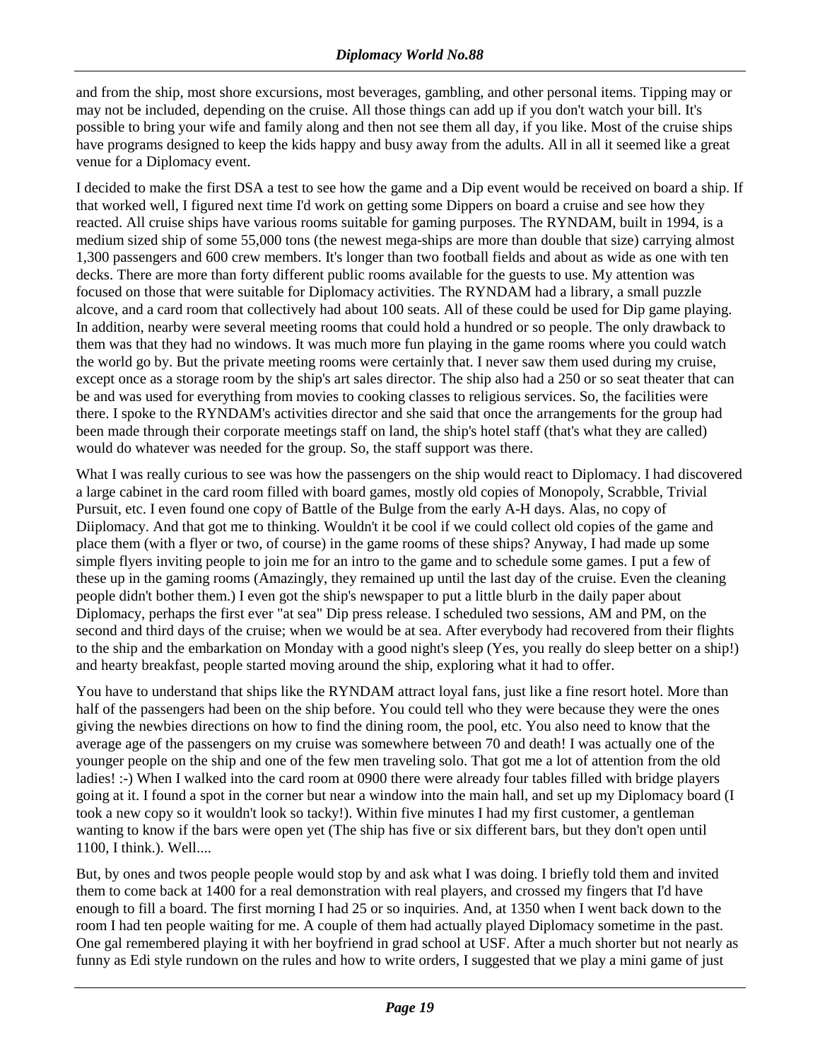and from the ship, most shore excursions, most beverages, gambling, and other personal items. Tipping may or may not be included, depending on the cruise. All those things can add up if you don't watch your bill. It's possible to bring your wife and family along and then not see them all day, if you like. Most of the cruise ships have programs designed to keep the kids happy and busy away from the adults. All in all it seemed like a great venue for a Diplomacy event.

I decided to make the first DSA a test to see how the game and a Dip event would be received on board a ship. If that worked well, I figured next time I'd work on getting some Dippers on board a cruise and see how they reacted. All cruise ships have various rooms suitable for gaming purposes. The RYNDAM, built in 1994, is a medium sized ship of some 55,000 tons (the newest mega-ships are more than double that size) carrying almost 1,300 passengers and 600 crew members. It's longer than two football fields and about as wide as one with ten decks. There are more than forty different public rooms available for the guests to use. My attention was focused on those that were suitable for Diplomacy activities. The RYNDAM had a library, a small puzzle alcove, and a card room that collectively had about 100 seats. All of these could be used for Dip game playing. In addition, nearby were several meeting rooms that could hold a hundred or so people. The only drawback to them was that they had no windows. It was much more fun playing in the game rooms where you could watch the world go by. But the private meeting rooms were certainly that. I never saw them used during my cruise, except once as a storage room by the ship's art sales director. The ship also had a 250 or so seat theater that can be and was used for everything from movies to cooking classes to religious services. So, the facilities were there. I spoke to the RYNDAM's activities director and she said that once the arrangements for the group had been made through their corporate meetings staff on land, the ship's hotel staff (that's what they are called) would do whatever was needed for the group. So, the staff support was there.

What I was really curious to see was how the passengers on the ship would react to Diplomacy. I had discovered a large cabinet in the card room filled with board games, mostly old copies of Monopoly, Scrabble, Trivial Pursuit, etc. I even found one copy of Battle of the Bulge from the early A-H days. Alas, no copy of Diiplomacy. And that got me to thinking. Wouldn't it be cool if we could collect old copies of the game and place them (with a flyer or two, of course) in the game rooms of these ships? Anyway, I had made up some simple flyers inviting people to join me for an intro to the game and to schedule some games. I put a few of these up in the gaming rooms (Amazingly, they remained up until the last day of the cruise. Even the cleaning people didn't bother them.) I even got the ship's newspaper to put a little blurb in the daily paper about Diplomacy, perhaps the first ever "at sea" Dip press release. I scheduled two sessions, AM and PM, on the second and third days of the cruise; when we would be at sea. After everybody had recovered from their flights to the ship and the embarkation on Monday with a good night's sleep (Yes, you really do sleep better on a ship!) and hearty breakfast, people started moving around the ship, exploring what it had to offer.

You have to understand that ships like the RYNDAM attract loyal fans, just like a fine resort hotel. More than half of the passengers had been on the ship before. You could tell who they were because they were the ones giving the newbies directions on how to find the dining room, the pool, etc. You also need to know that the average age of the passengers on my cruise was somewhere between 70 and death! I was actually one of the younger people on the ship and one of the few men traveling solo. That got me a lot of attention from the old ladies! :-) When I walked into the card room at 0900 there were already four tables filled with bridge players going at it. I found a spot in the corner but near a window into the main hall, and set up my Diplomacy board (I took a new copy so it wouldn't look so tacky!). Within five minutes I had my first customer, a gentleman wanting to know if the bars were open yet (The ship has five or six different bars, but they don't open until 1100, I think.). Well....

But, by ones and twos people people would stop by and ask what I was doing. I briefly told them and invited them to come back at 1400 for a real demonstration with real players, and crossed my fingers that I'd have enough to fill a board. The first morning I had 25 or so inquiries. And, at 1350 when I went back down to the room I had ten people waiting for me. A couple of them had actually played Diplomacy sometime in the past. One gal remembered playing it with her boyfriend in grad school at USF. After a much shorter but not nearly as funny as Edi style rundown on the rules and how to write orders, I suggested that we play a mini game of just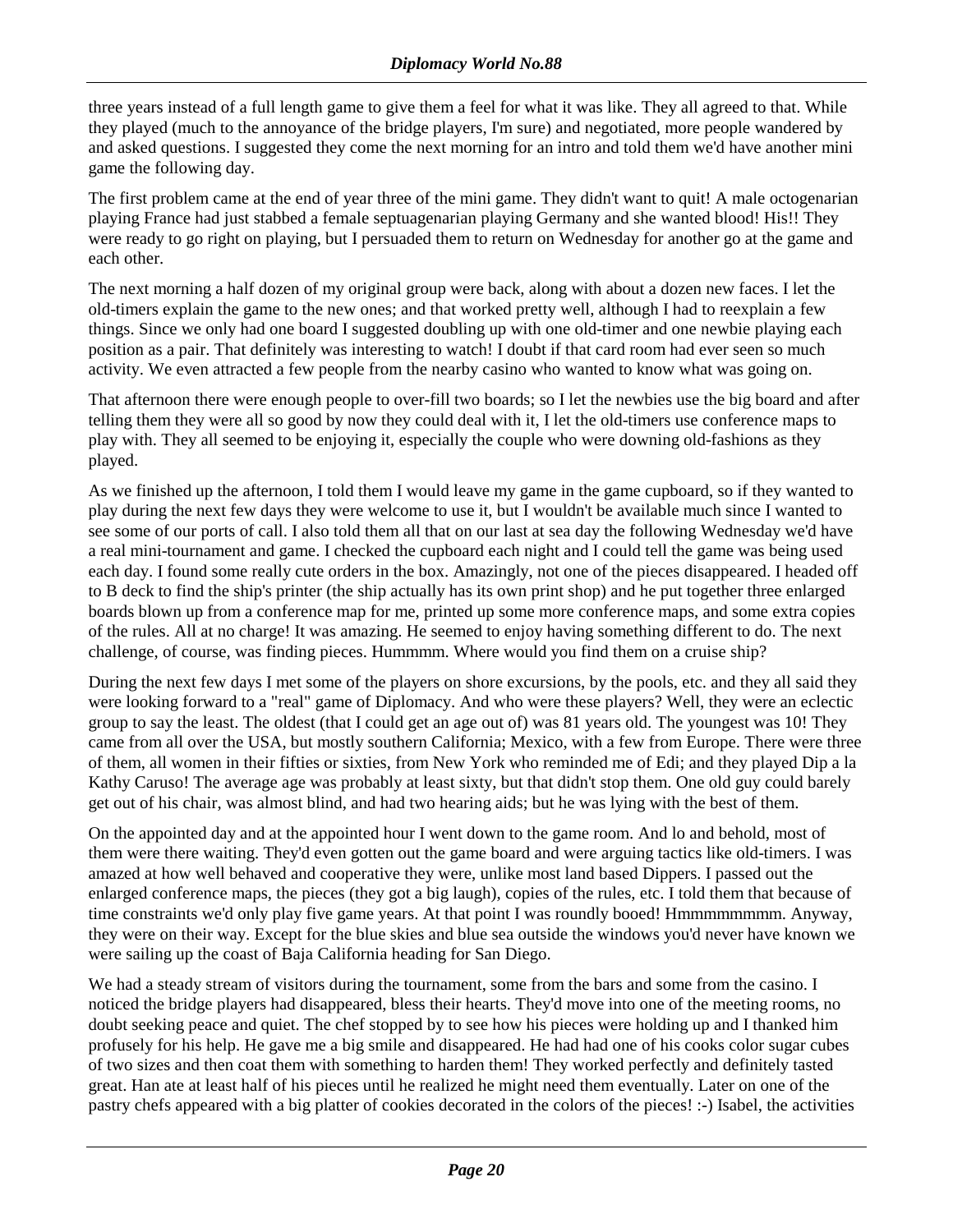three years instead of a full length game to give them a feel for what it was like. They all agreed to that. While they played (much to the annoyance of the bridge players, I'm sure) and negotiated, more people wandered by and asked questions. I suggested they come the next morning for an intro and told them we'd have another mini game the following day.

The first problem came at the end of year three of the mini game. They didn't want to quit! A male octogenarian playing France had just stabbed a female septuagenarian playing Germany and she wanted blood! His!! They were ready to go right on playing, but I persuaded them to return on Wednesday for another go at the game and each other.

The next morning a half dozen of my original group were back, along with about a dozen new faces. I let the old-timers explain the game to the new ones; and that worked pretty well, although I had to reexplain a few things. Since we only had one board I suggested doubling up with one old-timer and one newbie playing each position as a pair. That definitely was interesting to watch! I doubt if that card room had ever seen so much activity. We even attracted a few people from the nearby casino who wanted to know what was going on.

That afternoon there were enough people to over-fill two boards; so I let the newbies use the big board and after telling them they were all so good by now they could deal with it, I let the old-timers use conference maps to play with. They all seemed to be enjoying it, especially the couple who were downing old-fashions as they played.

As we finished up the afternoon, I told them I would leave my game in the game cupboard, so if they wanted to play during the next few days they were welcome to use it, but I wouldn't be available much since I wanted to see some of our ports of call. I also told them all that on our last at sea day the following Wednesday we'd have a real mini-tournament and game. I checked the cupboard each night and I could tell the game was being used each day. I found some really cute orders in the box. Amazingly, not one of the pieces disappeared. I headed off to B deck to find the ship's printer (the ship actually has its own print shop) and he put together three enlarged boards blown up from a conference map for me, printed up some more conference maps, and some extra copies of the rules. All at no charge! It was amazing. He seemed to enjoy having something different to do. The next challenge, of course, was finding pieces. Hummmm. Where would you find them on a cruise ship?

During the next few days I met some of the players on shore excursions, by the pools, etc. and they all said they were looking forward to a "real" game of Diplomacy. And who were these players? Well, they were an eclectic group to say the least. The oldest (that I could get an age out of) was 81 years old. The youngest was 10! They came from all over the USA, but mostly southern California; Mexico, with a few from Europe. There were three of them, all women in their fifties or sixties, from New York who reminded me of Edi; and they played Dip a la Kathy Caruso! The average age was probably at least sixty, but that didn't stop them. One old guy could barely get out of his chair, was almost blind, and had two hearing aids; but he was lying with the best of them.

On the appointed day and at the appointed hour I went down to the game room. And lo and behold, most of them were there waiting. They'd even gotten out the game board and were arguing tactics like old-timers. I was amazed at how well behaved and cooperative they were, unlike most land based Dippers. I passed out the enlarged conference maps, the pieces (they got a big laugh), copies of the rules, etc. I told them that because of time constraints we'd only play five game years. At that point I was roundly booed! Hmmmmmmmm. Anyway, they were on their way. Except for the blue skies and blue sea outside the windows you'd never have known we were sailing up the coast of Baja California heading for San Diego.

We had a steady stream of visitors during the tournament, some from the bars and some from the casino. I noticed the bridge players had disappeared, bless their hearts. They'd move into one of the meeting rooms, no doubt seeking peace and quiet. The chef stopped by to see how his pieces were holding up and I thanked him profusely for his help. He gave me a big smile and disappeared. He had had one of his cooks color sugar cubes of two sizes and then coat them with something to harden them! They worked perfectly and definitely tasted great. Han ate at least half of his pieces until he realized he might need them eventually. Later on one of the pastry chefs appeared with a big platter of cookies decorated in the colors of the pieces! :-) Isabel, the activities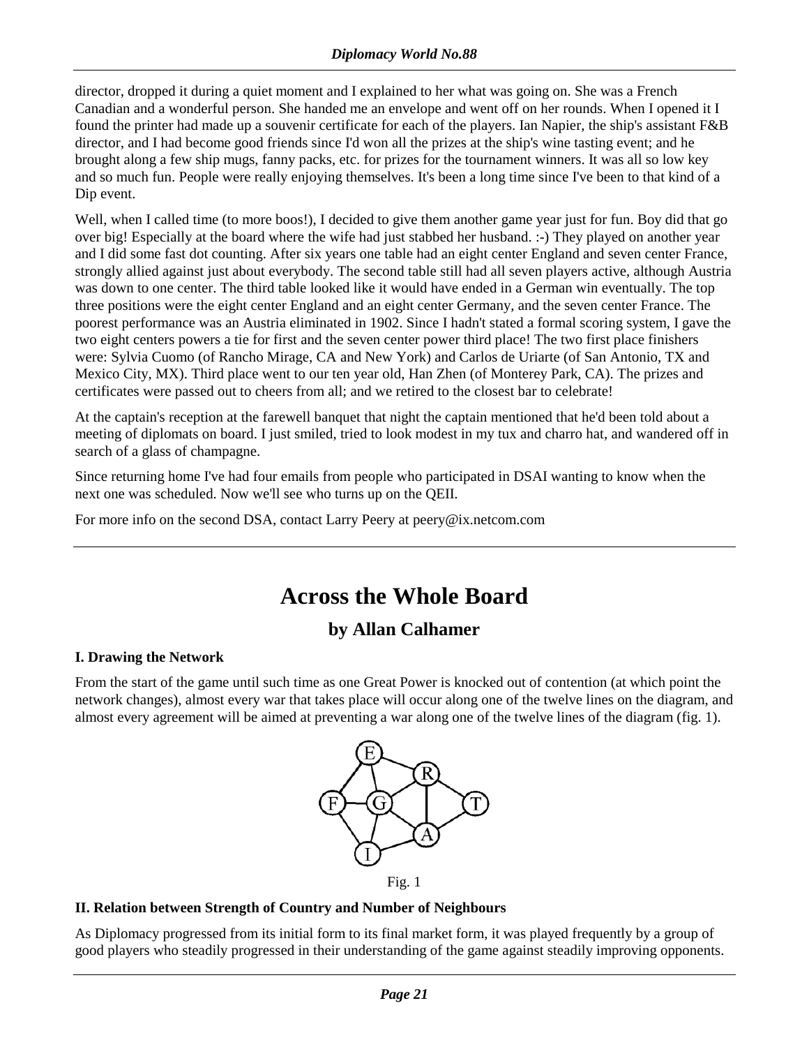director, dropped it during a quiet moment and I explained to her what was going on. She was a French Canadian and a wonderful person. She handed me an envelope and went off on her rounds. When I opened it I found the printer had made up a souvenir certificate for each of the players. Ian Napier, the ship's assistant F&B director, and I had become good friends since I'd won all the prizes at the ship's wine tasting event; and he brought along a few ship mugs, fanny packs, etc. for prizes for the tournament winners. It was all so low key and so much fun. People were really enjoying themselves. It's been a long time since I've been to that kind of a Dip event.

Well, when I called time (to more boos!), I decided to give them another game year just for fun. Boy did that go over big! Especially at the board where the wife had just stabbed her husband. :-) They played on another year and I did some fast dot counting. After six years one table had an eight center England and seven center France, strongly allied against just about everybody. The second table still had all seven players active, although Austria was down to one center. The third table looked like it would have ended in a German win eventually. The top three positions were the eight center England and an eight center Germany, and the seven center France. The poorest performance was an Austria eliminated in 1902. Since I hadn't stated a formal scoring system, I gave the two eight centers powers a tie for first and the seven center power third place! The two first place finishers were: Sylvia Cuomo (of Rancho Mirage, CA and New York) and Carlos de Uriarte (of San Antonio, TX and Mexico City, MX). Third place went to our ten year old, Han Zhen (of Monterey Park, CA). The prizes and certificates were passed out to cheers from all; and we retired to the closest bar to celebrate!

At the captain's reception at the farewell banquet that night the captain mentioned that he'd been told about a meeting of diplomats on board. I just smiled, tried to look modest in my tux and charro hat, and wandered off in search of a glass of champagne.

Since returning home I've had four emails from people who participated in DSAI wanting to know when the next one was scheduled. Now we'll see who turns up on the QEII.

For more info on the second DSA, contact Larry Peery at peery@ix.netcom.com

# Across the Whole Board

## by Allan Calhamer

**I. Drawing the Network**

From the start of the game until such time as one Great Power is knocked out of contention (at which point the network changes), almost every war that takes place will occur along one of the twelve lines on the diagram, and almost every agreement will be aimed at preventing a war along one of the twelve lines of the diagram (fig. 1).

Fig. 1

**II. Relation between Strength of Country and Number of Neighbours**

As Diplomacy progressed from its initial form to its final market form, it was played frequently by a group of good players who steadily progressed in their understanding of the game against steadily improving opponents.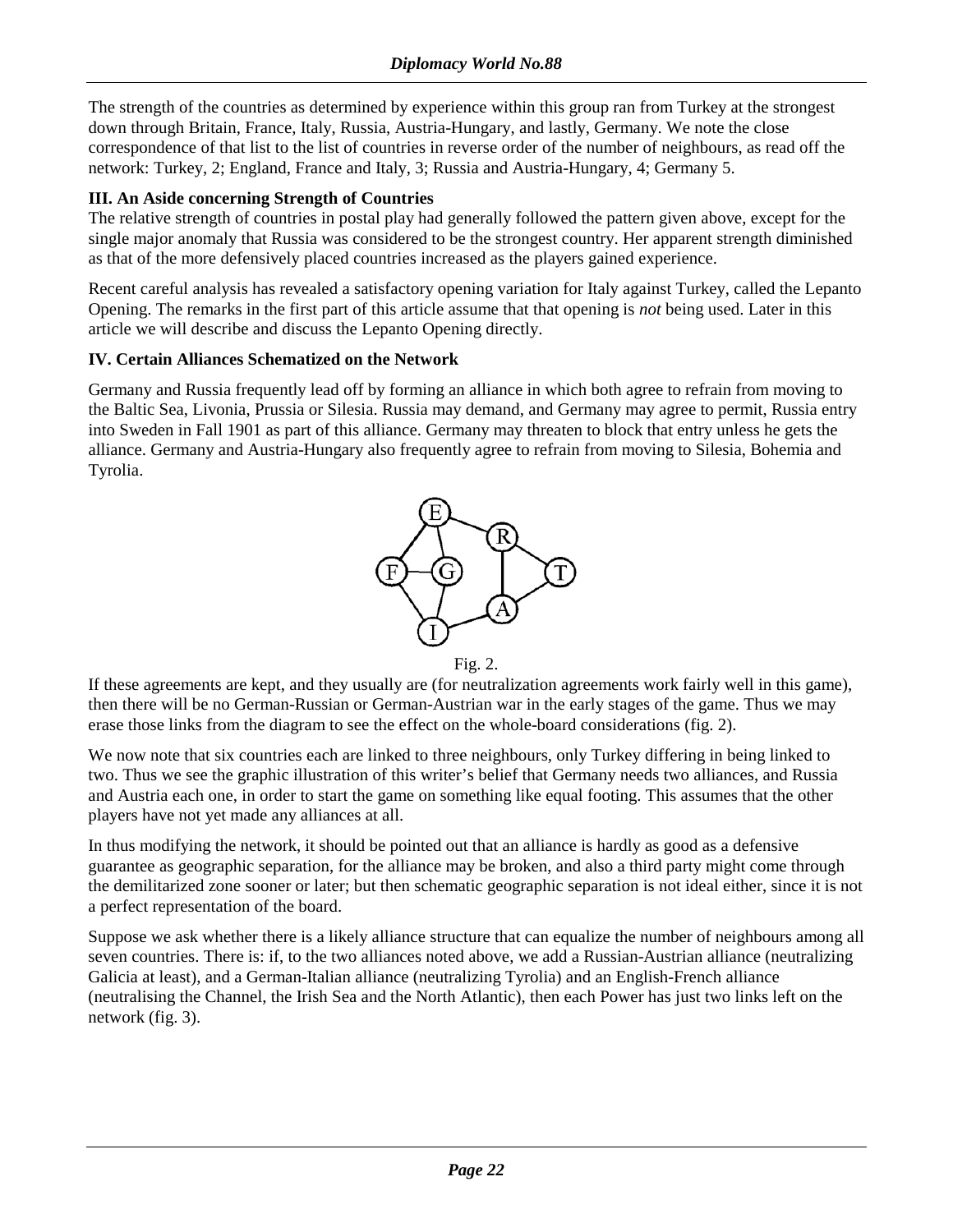The strength of the countries as determined by experience within this group ran from Turkey at the strongest down through Britain, France, Italy, Russia, Austria-Hungary, and lastly, Germany. We note the close correspondence of that list to the list of countries in reverse order of the number of neighbours, as read off the network: Turkey, 2; England, France and Italy, 3; Russia and Austria-Hungary, 4; Germany 5.

**III. An Aside concerning Strength of Countries**

The relative strength of countries in postal play had generally followed the pattern given above, except for the single major anomaly that Russia was considered to be the strongest country. Her apparent strength diminished as that of the more defensively placed countries increased as the players gained experience.

Recent careful analysis has revealed a satisfactory opening variation for Italy against Turkey, called the Lepanto Opening. The remarks in the first part of this article assume that that opening is *not* being used. Later in this article we will describe and discuss the Lepanto Opening directly.

**IV. Certain Alliances Schematized on the Network**

Germany and Russia frequently lead off by forming an alliance in which both agree to refrain from moving to the Baltic Sea, Livonia, Prussia or Silesia. Russia may demand, and Germany may agree to permit, Russia entry into Sweden in Fall 1901 as part of this alliance. Germany may threaten to block that entry unless he gets the alliance. Germany and Austria-Hungary also frequently agree to refrain from moving to Silesia, Bohemia and Tyrolia.

Fig. 2.

If these agreements are kept, and they usually are (for neutralization agreements work fairly well in this game), then there will be no German-Russian or German-Austrian war in the early stages of the game. Thus we may erase those links from the diagram to see the effect on the whole-board considerations (fig. 2).

We now note that six countries each are linked to three neighbours, only Turkey differing in being linked to two. Thus we see the graphic illustration of this writer's belief that Germany needs two alliances, and Russia and Austria each one, in order to start the game on something like equal footing. This assumes that the other players have not yet made any alliances at all.

In thus modifying the network, it should be pointed out that an alliance is hardly as good as a defensive guarantee as geographic separation, for the alliance may be broken, and also a third party might come through the demilitarized zone sooner or later; but then schematic geographic separation is not ideal either, since it is not a perfect representation of the board.

Suppose we ask whether there is a likely alliance structure that can equalize the number of neighbours among all seven countries. There is: if, to the two alliances noted above, we add a Russian-Austrian alliance (neutralizing Galicia at least), and a German-Italian alliance (neutralizing Tyrolia) and an English-French alliance (neutralising the Channel, the Irish Sea and the North Atlantic), then each Power has just two links left on the network (fig. 3).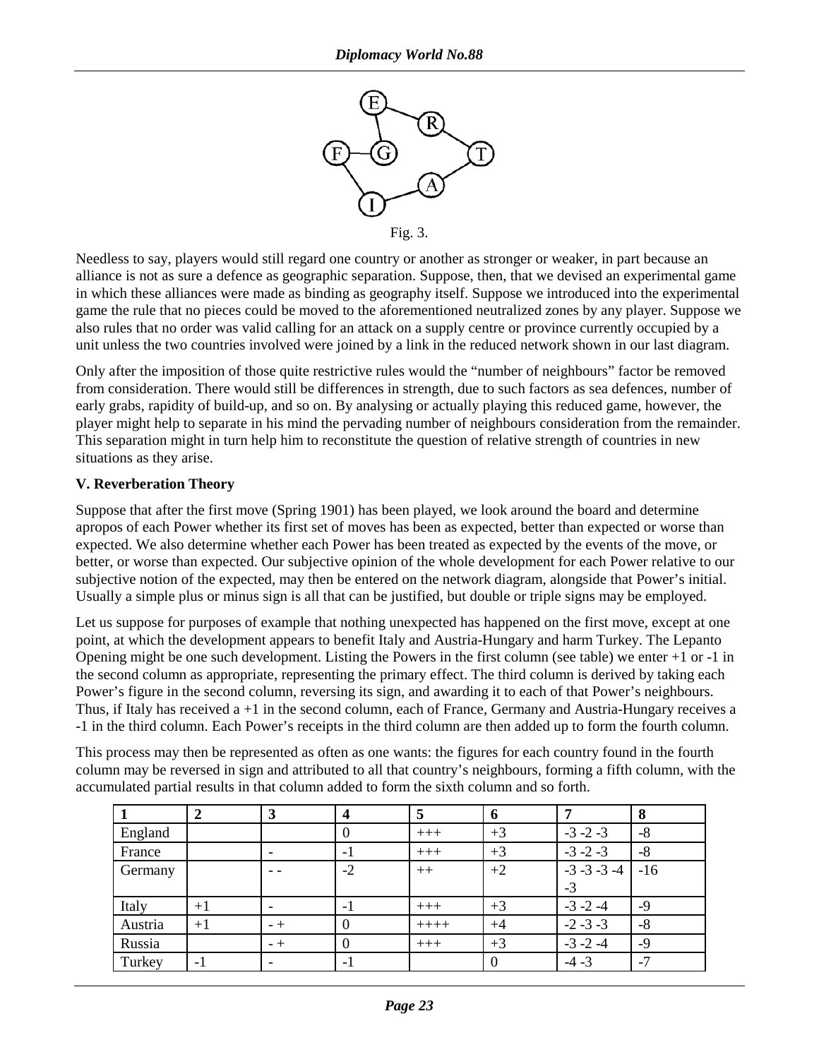Fig. 3.

Needless to say, players would still regard one country or another as stronger or weaker, in part because an alliance is not as sure a defence as geographic separation. Suppose, then, that we devised an experimental game in which these alliances were made as binding as geography itself. Suppose we introduced into the experimental game the rule that no pieces could be moved to the aforementioned neutralized zones by any player. Suppose we also rules that no order was valid calling for an attack on a supply centre or province currently occupied by a unit unless the two countries involved were joined by a link in the reduced network shown in our last diagram.

Only after the imposition of those quite restrictive rules would the "number of neighbours" factor be removed from consideration. There would still be differences in strength, due to such factors as sea defences, number of early grabs, rapidity of build-up, and so on. By analysing or actually playing this reduced game, however, the player might help to separate in his mind the pervading number of neighbours consideration from the remainder. This separation might in turn help him to reconstitute the question of relative strength of countries in new situations as they arise.

**V. Reverberation Theory**

Suppose that after the first move (Spring 1901) has been played, we look around the board and determine apropos of each Power whether its first set of moves has been as expected, better than expected or worse than expected. We also determine whether each Power has been treated as expected by the events of the move, or better, or worse than expected. Our subjective opinion of the whole development for each Power relative to our subjective notion of the expected, may then be entered on the network diagram, alongside that Power's initial. Usually a simple plus or minus sign is all that can be justified, but double or triple signs may be employed.

Let us suppose for purposes of example that nothing unexpected has happened on the first move, except at one point, at which the development appears to benefit Italy and Austria-Hungary and harm Turkey. The Lepanto Opening might be one such development. Listing the Powers in the first column (see table) we enter +1 or -1 in the second column as appropriate, representing the primary effect. The third column is derived by taking each Power's figure in the second column, reversing its sign, and awarding it to each of that Power's neighbours. Thus, if Italy has received a +1 in the second column, each of France, Germany and Austria-Hungary receives a -1 in the third column. Each Power's receipts in the third column are then added up to form the fourth column.

This process may then be represented as often as one wants: the figures for each country found in the fourth column may be reversed in sign and attributed to all that country's neighbours, forming a fifth column, with the accumulated partial results in that column added to form the sixth column and so forth.

| 1 | 2 | 3 | 4 | 5 | 6 | 7 | 8 |
|---|---|---|---|---|---|---|---|
| England | | | 0 | +++ | +3 | -3 -2 -3 | -8 |
| France | | - | -1 | +++ | +3 | -3 -2 -3 | -8 |
| Germany | | - - | -2 | ++ | +2 | -3 -3 -3 -4 -3 | -16 |
| Italy | +1 | - | -1 | +++ | +3 | -3 -2 -4 | -9 |
| Austria | +1 | - + | 0 | ++++ | +4 | -2 -3 -3 | -8 |
| Russia | | - + | 0 | +++ | +3 | -3 -2 -4 | -9 |
| Turkey | -1 | - | -1 | | 0 | -4 -3 | -7 |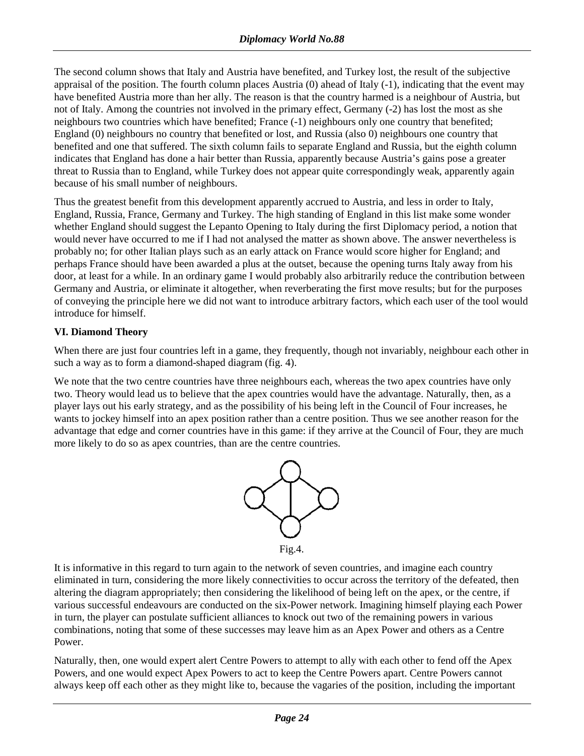The second column shows that Italy and Austria have benefited, and Turkey lost, the result of the subjective appraisal of the position. The fourth column places Austria (0) ahead of Italy (-1), indicating that the event may have benefited Austria more than her ally. The reason is that the country harmed is a neighbour of Austria, but not of Italy. Among the countries not involved in the primary effect, Germany (-2) has lost the most as she neighbours two countries which have benefited; France (-1) neighbours only one country that benefited; England (0) neighbours no country that benefited or lost, and Russia (also 0) neighbours one country that benefited and one that suffered. The sixth column fails to separate England and Russia, but the eighth column indicates that England has done a hair better than Russia, apparently because Austria's gains pose a greater threat to Russia than to England, while Turkey does not appear quite correspondingly weak, apparently again because of his small number of neighbours.

Thus the greatest benefit from this development apparently accrued to Austria, and less in order to Italy, England, Russia, France, Germany and Turkey. The high standing of England in this list make some wonder whether England should suggest the Lepanto Opening to Italy during the first Diplomacy period, a notion that would never have occurred to me if I had not analysed the matter as shown above. The answer nevertheless is probably no; for other Italian plays such as an early attack on France would score higher for England; and perhaps France should have been awarded a plus at the outset, because the opening turns Italy away from his door, at least for a while. In an ordinary game I would probably also arbitrarily reduce the contribution between Germany and Austria, or eliminate it altogether, when reverberating the first move results; but for the purposes of conveying the principle here we did not want to introduce arbitrary factors, which each user of the tool would introduce for himself.

**VI. Diamond Theory**

When there are just four countries left in a game, they frequently, though not invariably, neighbour each other in such a way as to form a diamond-shaped diagram (fig. 4).

We note that the two centre countries have three neighbours each, whereas the two apex countries have only two. Theory would lead us to believe that the apex countries would have the advantage. Naturally, then, as a player lays out his early strategy, and as the possibility of his being left in the Council of Four increases, he wants to jockey himself into an apex position rather than a centre position. Thus we see another reason for the advantage that edge and corner countries have in this game: if they arrive at the Council of Four, they are much more likely to do so as apex countries, than are the centre countries.

Fig.4.

It is informative in this regard to turn again to the network of seven countries, and imagine each country eliminated in turn, considering the more likely connectivities to occur across the territory of the defeated, then altering the diagram appropriately; then considering the likelihood of being left on the apex, or the centre, if various successful endeavours are conducted on the six-Power network. Imagining himself playing each Power in turn, the player can postulate sufficient alliances to knock out two of the remaining powers in various combinations, noting that some of these successes may leave him as an Apex Power and others as a Centre Power.

Naturally, then, one would expert alert Centre Powers to attempt to ally with each other to fend off the Apex Powers, and one would expect Apex Powers to act to keep the Centre Powers apart. Centre Powers cannot always keep off each other as they might like to, because the vagaries of the position, including the important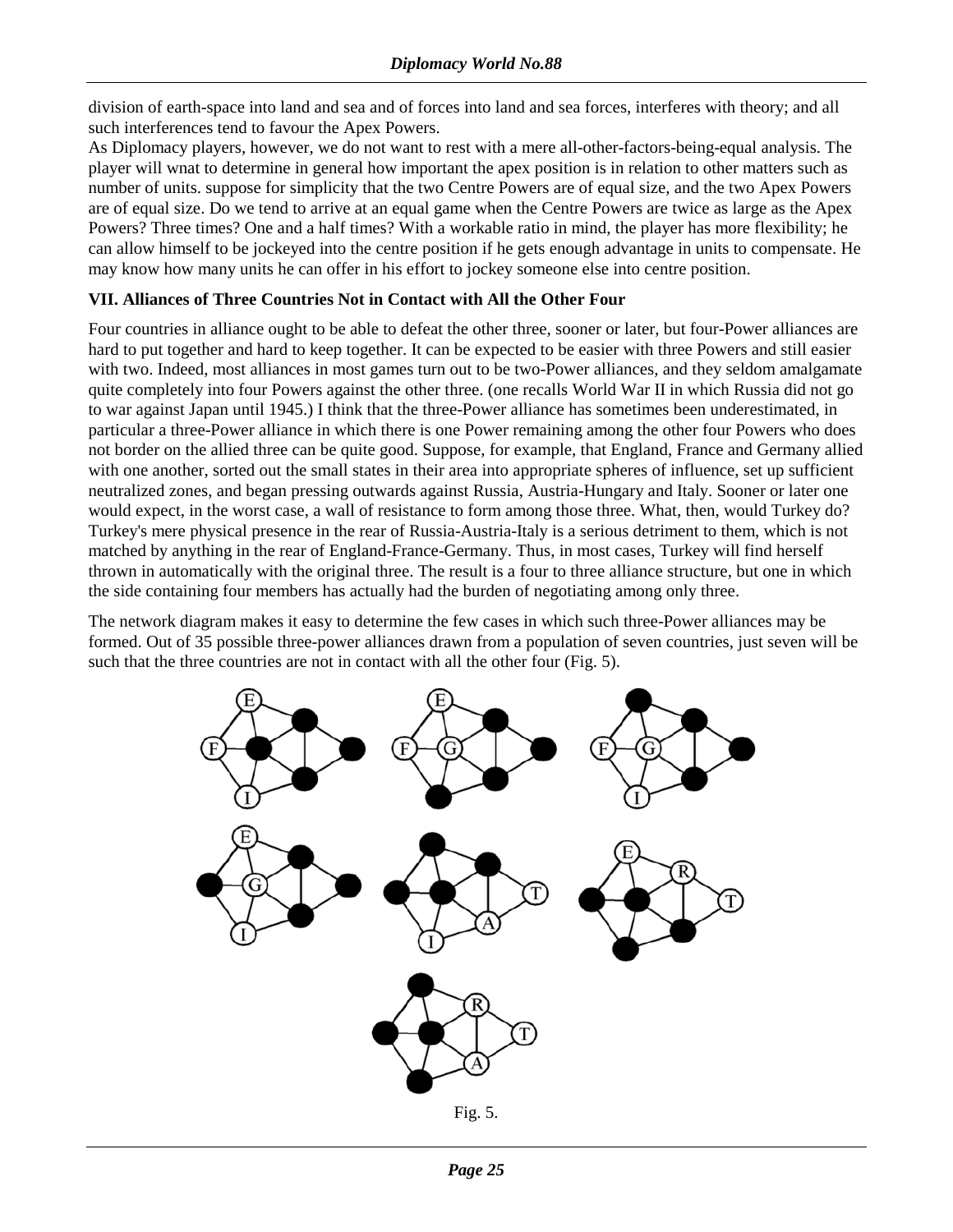division of earth-space into land and sea and of forces into land and sea forces, interferes with theory; and all such interferences tend to favour the Apex Powers.

As Diplomacy players, however, we do not want to rest with a mere all-other-factors-being-equal analysis. The player will wnat to determine in general how important the apex position is in relation to other matters such as number of units. suppose for simplicity that the two Centre Powers are of equal size, and the two Apex Powers are of equal size. Do we tend to arrive at an equal game when the Centre Powers are twice as large as the Apex Powers? Three times? One and a half times? With a workable ratio in mind, the player has more flexibility; he can allow himself to be jockeyed into the centre position if he gets enough advantage in units to compensate. He may know how many units he can offer in his effort to jockey someone else into centre position.

**VII. Alliances of Three Countries Not in Contact with All the Other Four**

Four countries in alliance ought to be able to defeat the other three, sooner or later, but four-Power alliances are hard to put together and hard to keep together. It can be expected to be easier with three Powers and still easier with two. Indeed, most alliances in most games turn out to be two-Power alliances, and they seldom amalgamate quite completely into four Powers against the other three. (one recalls World War II in which Russia did not go to war against Japan until 1945.) I think that the three-Power alliance has sometimes been underestimated, in particular a three-Power alliance in which there is one Power remaining among the other four Powers who does not border on the allied three can be quite good. Suppose, for example, that England, France and Germany allied with one another, sorted out the small states in their area into appropriate spheres of influence, set up sufficient neutralized zones, and began pressing outwards against Russia, Austria-Hungary and Italy. Sooner or later one would expect, in the worst case, a wall of resistance to form among those three. What, then, would Turkey do? Turkey's mere physical presence in the rear of Russia-Austria-Italy is a serious detriment to them, which is not matched by anything in the rear of England-France-Germany. Thus, in most cases, Turkey will find herself thrown in automatically with the original three. The result is a four to three alliance structure, but one in which the side containing four members has actually had the burden of negotiating among only three.

The network diagram makes it easy to determine the few cases in which such three-Power alliances may be formed. Out of 35 possible three-power alliances drawn from a population of seven countries, just seven will be such that the three countries are not in contact with all the other four (Fig. 5).

Fig. 5.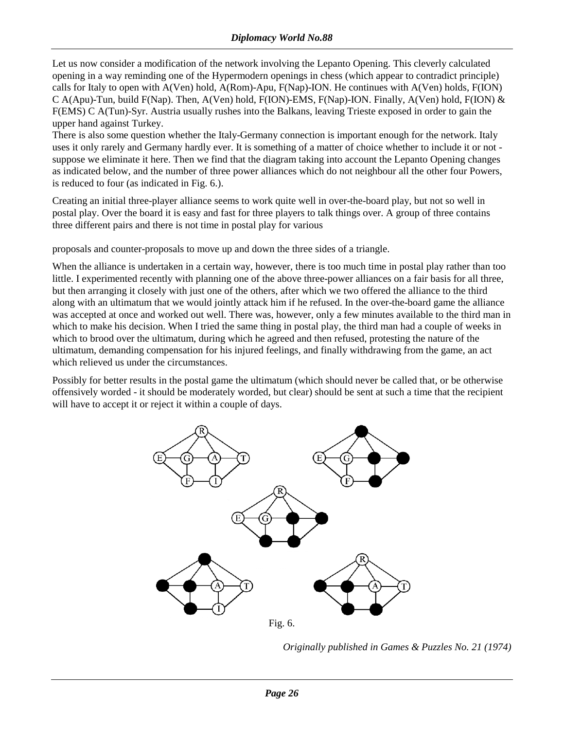Let us now consider a modification of the network involving the Lepanto Opening. This cleverly calculated opening in a way reminding one of the Hypermodern openings in chess (which appear to contradict principle) calls for Italy to open with A(Ven) hold, A(Rom)-Apu, F(Nap)-ION. He continues with A(Ven) holds, F(ION) C A(Apu)-Tun, build F(Nap). Then, A(Ven) hold, F(ION)-EMS, F(Nap)-ION. Finally, A(Ven) hold, F(ION) & F(EMS) C A(Tun)-Syr. Austria usually rushes into the Balkans, leaving Trieste exposed in order to gain the upper hand against Turkey.

There is also some question whether the Italy-Germany connection is important enough for the network. Italy uses it only rarely and Germany hardly ever. It is something of a matter of choice whether to include it or not - suppose we eliminate it here. Then we find that the diagram taking into account the Lepanto Opening changes as indicated below, and the number of three power alliances which do not neighbour all the other four Powers, is reduced to four (as indicated in Fig. 6.).

Creating an initial three-player alliance seems to work quite well in over-the-board play, but not so well in postal play. Over the board it is easy and fast for three players to talk things over. A group of three contains three different pairs and there is not time in postal play for various proposals and counter-proposals to move up and down the three sides of a triangle.

When the alliance is undertaken in a certain way, however, there is too much time in postal play rather than too little. I experimented recently with planning one of the above three-power alliances on a fair basis for all three, but then arranging it closely with just one of the others, after which we two offered the alliance to the third along with an ultimatum that we would jointly attack him if he refused. In the over-the-board game the alliance was accepted at once and worked out well. There was, however, only a few minutes available to the third man in which to make his decision. When I tried the same thing in postal play, the third man had a couple of weeks in which to brood over the ultimatum, during which he agreed and then refused, protesting the nature of the ultimatum, demanding compensation for his injured feelings, and finally withdrawing from the game, an act which relieved us under the circumstances.

Possibly for better results in the postal game the ultimatum (which should never be called that, or be otherwise offensively worded - it should be moderately worded, but clear) should be sent at such a time that the recipient will have to accept it or reject it within a couple of days.

Fig. 6.

*Originally published in Games & Puzzles No. 21 (1974)*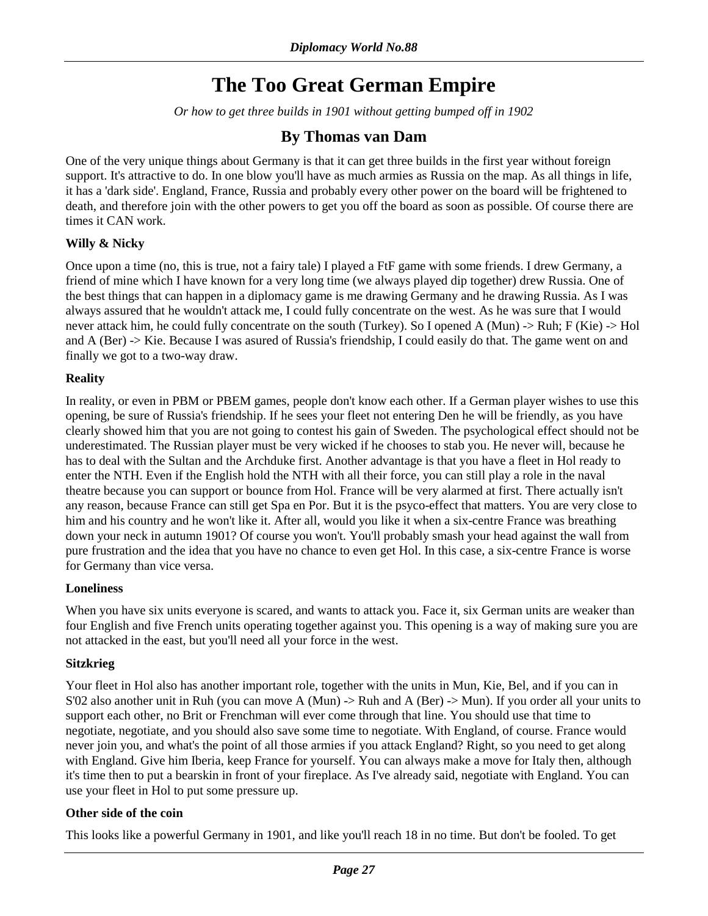# The Too Great German Empire

*Or how to get three builds in 1901 without getting bumped off in 1902*

## By Thomas van Dam

One of the very unique things about Germany is that it can get three builds in the first year without foreign support. It's attractive to do. In one blow you'll have as much armies as Russia on the map. As all things in life, it has a 'dark side'. England, France, Russia and probably every other power on the board will be frightened to death, and therefore join with the other powers to get you off the board as soon as possible. Of course there are times it CAN work.

**Willy & Nicky**

Once upon a time (no, this is true, not a fairy tale) I played a FtF game with some friends. I drew Germany, a friend of mine which I have known for a very long time (we always played dip together) drew Russia. One of the best things that can happen in a diplomacy game is me drawing Germany and he drawing Russia. As I was always assured that he wouldn't attack me, I could fully concentrate on the west. As he was sure that I would never attack him, he could fully concentrate on the south (Turkey). So I opened A (Mun) -> Ruh; F (Kie) -> Hol and A (Ber) -> Kie. Because I was asured of Russia's friendship, I could easily do that. The game went on and finally we got to a two-way draw.

**Reality**

In reality, or even in PBM or PBEM games, people don't know each other. If a German player wishes to use this opening, be sure of Russia's friendship. If he sees your fleet not entering Den he will be friendly, as you have clearly showed him that you are not going to contest his gain of Sweden. The psychological effect should not be underestimated. The Russian player must be very wicked if he chooses to stab you. He never will, because he has to deal with the Sultan and the Archduke first. Another advantage is that you have a fleet in Hol ready to enter the NTH. Even if the English hold the NTH with all their force, you can still play a role in the naval theatre because you can support or bounce from Hol. France will be very alarmed at first. There actually isn't any reason, because France can still get Spa en Por. But it is the psyco-effect that matters. You are very close to him and his country and he won't like it. After all, would you like it when a six-centre France was breathing down your neck in autumn 1901? Of course you won't. You'll probably smash your head against the wall from pure frustration and the idea that you have no chance to even get Hol. In this case, a six-centre France is worse for Germany than vice versa.

**Loneliness**

When you have six units everyone is scared, and wants to attack you. Face it, six German units are weaker than four English and five French units operating together against you. This opening is a way of making sure you are not attacked in the east, but you'll need all your force in the west.

**Sitzkrieg**

Your fleet in Hol also has another important role, together with the units in Mun, Kie, Bel, and if you can in S'02 also another unit in Ruh (you can move A (Mun) -> Ruh and A (Ber) -> Mun). If you order all your units to support each other, no Brit or Frenchman will ever come through that line. You should use that time to negotiate, negotiate, and you should also save some time to negotiate. With England, of course. France would never join you, and what's the point of all those armies if you attack England? Right, so you need to get along with England. Give him Iberia, keep France for yourself. You can always make a move for Italy then, although it's time then to put a bearskin in front of your fireplace. As I've already said, negotiate with England. You can use your fleet in Hol to put some pressure up.

**Other side of the coin**

This looks like a powerful Germany in 1901, and like you'll reach 18 in no time. But don't be fooled. To get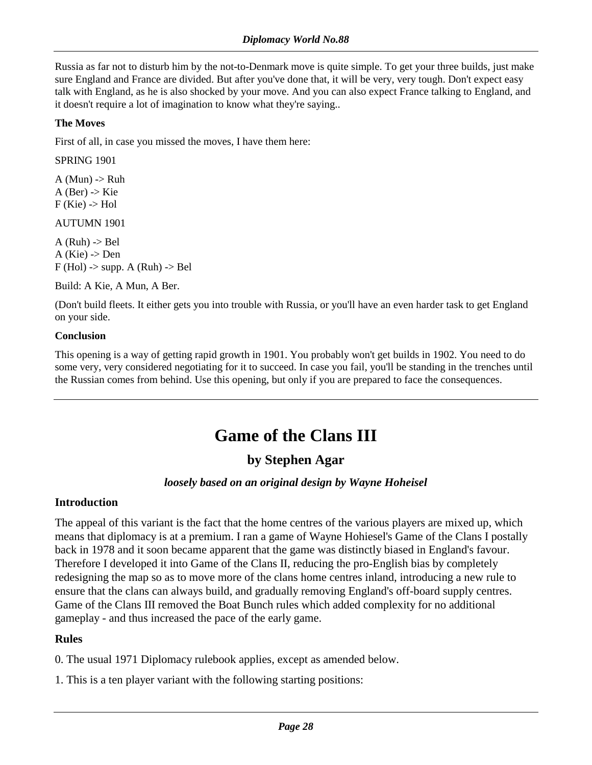Russia as far not to disturb him by the not-to-Denmark move is quite simple. To get your three builds, just make sure England and France are divided. But after you've done that, it will be very, very tough. Don't expect easy talk with England, as he is also shocked by your move. And you can also expect France talking to England, and it doesn't require a lot of imagination to know what they're saying..

**The Moves**

First of all, in case you missed the moves, I have them here:

SPRING 1901

A (Mun) -> Ruh  
A (Ber) -> Kie  
F (Kie) -> Hol

AUTUMN 1901

A (Ruh) -> Bel  
A (Kie) -> Den  
F (Hol) -> supp. A (Ruh) -> Bel

Build: A Kie, A Mun, A Ber.

(Don't build fleets. It either gets you into trouble with Russia, or you'll have an even harder task to get England on your side.

**Conclusion**

This opening is a way of getting rapid growth in 1901. You probably won't get builds in 1902. You need to do some very, very considered negotiating for it to succeed. In case you fail, you'll be standing in the trenches until the Russian comes from behind. Use this opening, but only if you are prepared to face the consequences.

---

# Game of the Clans III

## by Stephen Agar

### *loosely based on an original design by Wayne Hoheisel*

### Introduction

The appeal of this variant is the fact that the home centres of the various players are mixed up, which means that diplomacy is at a premium. I ran a game of Wayne Hohiesel's Game of the Clans I postally back in 1978 and it soon became apparent that the game was distinctly biased in England's favour. Therefore I developed it into Game of the Clans II, reducing the pro-English bias by completely redesigning the map so as to move more of the clans home centres inland, introducing a new rule to ensure that the clans can always build, and gradually removing England's off-board supply centres. Game of the Clans III removed the Boat Bunch rules which added complexity for no additional gameplay - and thus increased the pace of the early game.

### Rules

0. The usual 1971 Diplomacy rulebook applies, except as amended below.

1. This is a ten player variant with the following starting positions: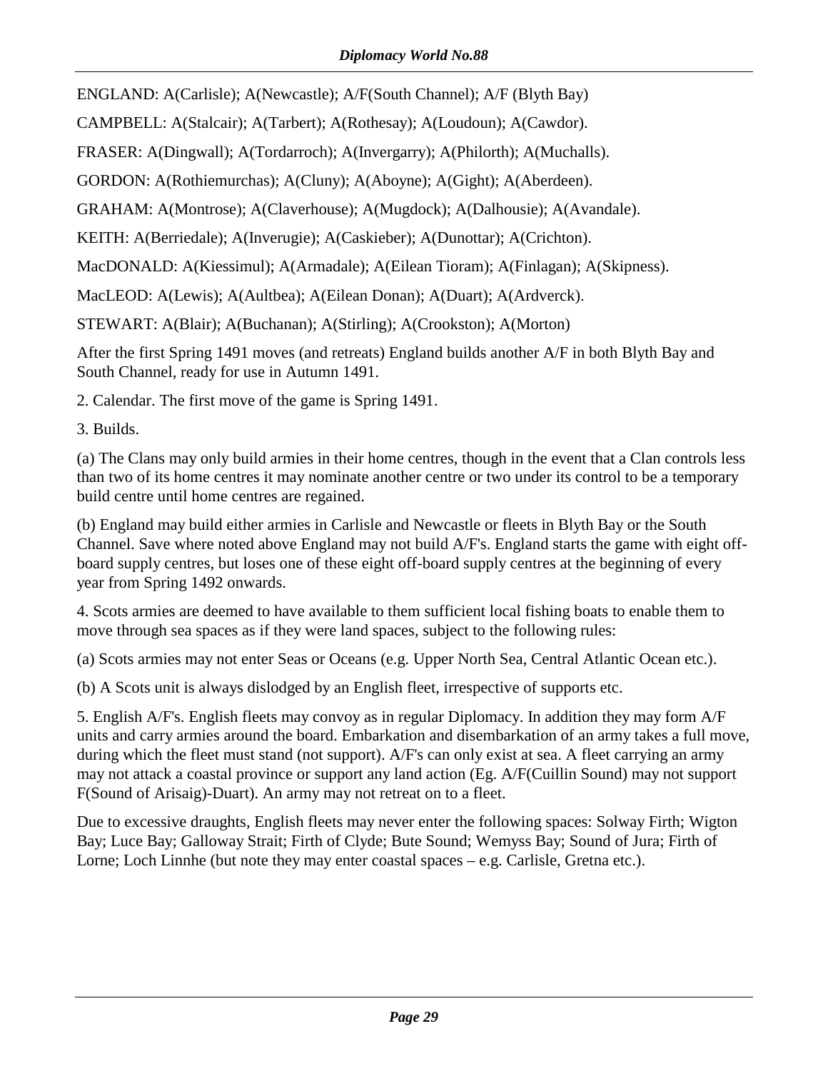ENGLAND: A(Carlisle); A(Newcastle); A/F(South Channel); A/F (Blyth Bay)

CAMPBELL: A(Stalcair); A(Tarbert); A(Rothesay); A(Loudoun); A(Cawdor).

FRASER: A(Dingwall); A(Tordarroch); A(Invergarry); A(Philorth); A(Muchalls).

GORDON: A(Rothiemurchas); A(Cluny); A(Aboyne); A(Gight); A(Aberdeen).

GRAHAM: A(Montrose); A(Claverhouse); A(Mugdock); A(Dalhousie); A(Avandale).

KEITH: A(Berriedale); A(Inverugie); A(Caskieber); A(Dunottar); A(Crichton).

MacDONALD: A(Kiessimul); A(Armadale); A(Eilean Tioram); A(Finlagan); A(Skipness).

MacLEOD: A(Lewis); A(Aultbea); A(Eilean Donan); A(Duart); A(Ardverck).

STEWART: A(Blair); A(Buchanan); A(Stirling); A(Crookston); A(Morton)

After the first Spring 1491 moves (and retreats) England builds another A/F in both Blyth Bay and South Channel, ready for use in Autumn 1491.

2. Calendar. The first move of the game is Spring 1491.

3. Builds.

(a) The Clans may only build armies in their home centres, though in the event that a Clan controls less than two of its home centres it may nominate another centre or two under its control to be a temporary build centre until home centres are regained.

(b) England may build either armies in Carlisle and Newcastle or fleets in Blyth Bay or the South Channel. Save where noted above England may not build A/F's. England starts the game with eight off-board supply centres, but loses one of these eight off-board supply centres at the beginning of every year from Spring 1492 onwards.

4. Scots armies are deemed to have available to them sufficient local fishing boats to enable them to move through sea spaces as if they were land spaces, subject to the following rules:

(a) Scots armies may not enter Seas or Oceans (e.g. Upper North Sea, Central Atlantic Ocean etc.).

(b) A Scots unit is always dislodged by an English fleet, irrespective of supports etc.

5. English A/F's. English fleets may convoy as in regular Diplomacy. In addition they may form A/F units and carry armies around the board. Embarkation and disembarkation of an army takes a full move, during which the fleet must stand (not support). A/F's can only exist at sea. A fleet carrying an army may not attack a coastal province or support any land action (Eg. A/F(Cuillin Sound) may not support F(Sound of Arisaig)-Duart). An army may not retreat on to a fleet.

Due to excessive draughts, English fleets may never enter the following spaces: Solway Firth; Wigton Bay; Luce Bay; Galloway Strait; Firth of Clyde; Bute Sound; Wemyss Bay; Sound of Jura; Firth of Lorne; Loch Linnhe (but note they may enter coastal spaces – e.g. Carlisle, Gretna etc.).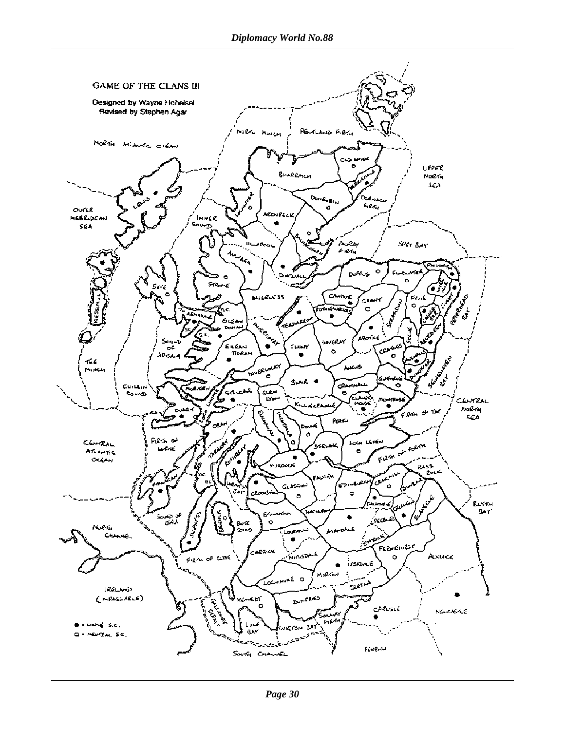# GAME OF THE CLANS III

Designed by Wayne Hoheisel

Revised by Stephen Agar

● = HOME S.C.

○ = NEUTRAL S.C.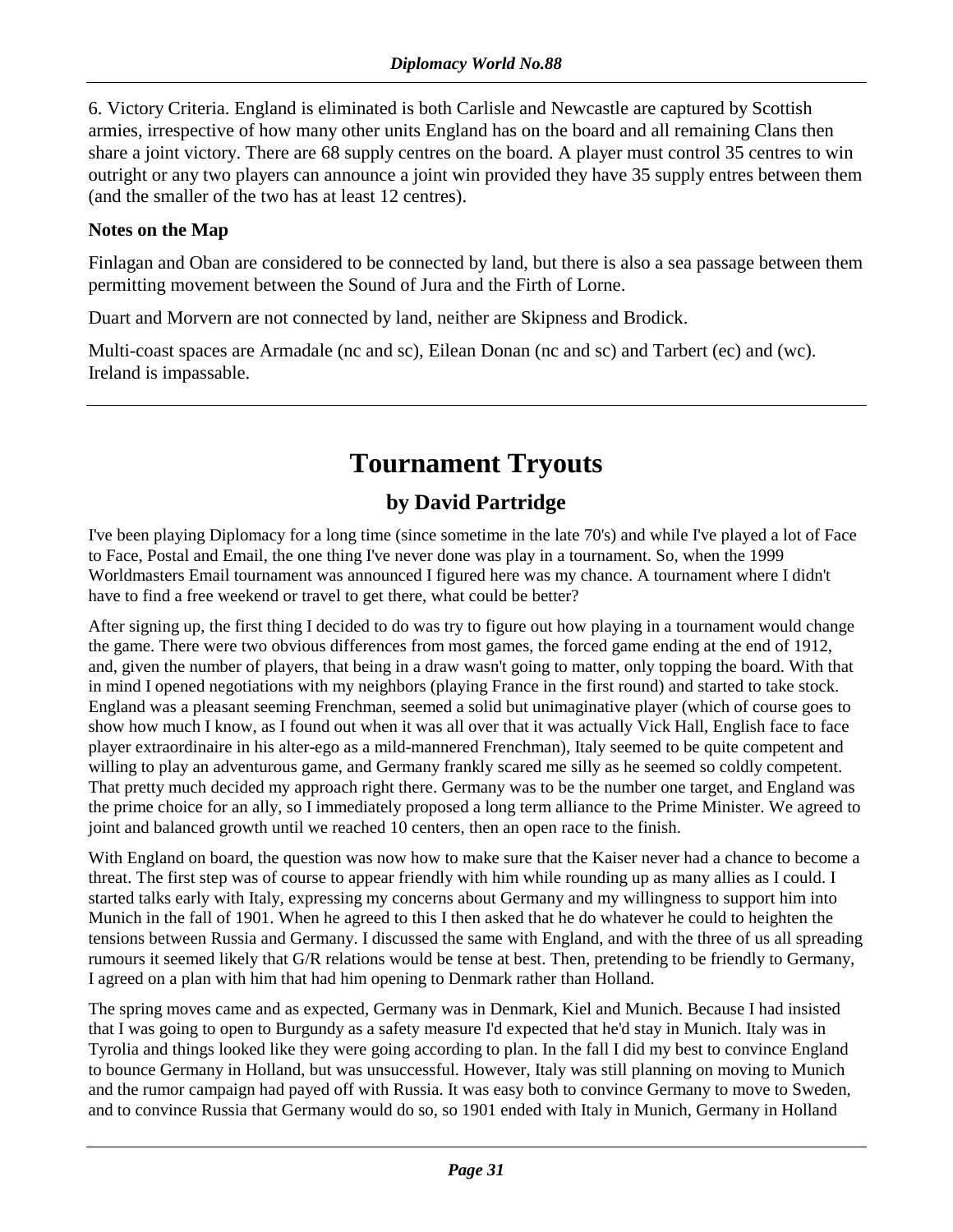6. Victory Criteria. England is eliminated is both Carlisle and Newcastle are captured by Scottish armies, irrespective of how many other units England has on the board and all remaining Clans then share a joint victory. There are 68 supply centres on the board. A player must control 35 centres to win outright or any two players can announce a joint win provided they have 35 supply entres between them (and the smaller of the two has at least 12 centres).

**Notes on the Map**

Finlagan and Oban are considered to be connected by land, but there is also a sea passage between them permitting movement between the Sound of Jura and the Firth of Lorne.

Duart and Morvern are not connected by land, neither are Skipness and Brodick.

Multi-coast spaces are Armadale (nc and sc), Eilean Donan (nc and sc) and Tarbert (ec) and (wc). Ireland is impassable.

# Tournament Tryouts

## by David Partridge

I've been playing Diplomacy for a long time (since sometime in the late 70's) and while I've played a lot of Face to Face, Postal and Email, the one thing I've never done was play in a tournament. So, when the 1999 Worldmasters Email tournament was announced I figured here was my chance. A tournament where I didn't have to find a free weekend or travel to get there, what could be better?

After signing up, the first thing I decided to do was try to figure out how playing in a tournament would change the game. There were two obvious differences from most games, the forced game ending at the end of 1912, and, given the number of players, that being in a draw wasn't going to matter, only topping the board. With that in mind I opened negotiations with my neighbors (playing France in the first round) and started to take stock. England was a pleasant seeming Frenchman, seemed a solid but unimaginative player (which of course goes to show how much I know, as I found out when it was all over that it was actually Vick Hall, English face to face player extraordinaire in his alter-ego as a mild-mannered Frenchman), Italy seemed to be quite competent and willing to play an adventurous game, and Germany frankly scared me silly as he seemed so coldly competent. That pretty much decided my approach right there. Germany was to be the number one target, and England was the prime choice for an ally, so I immediately proposed a long term alliance to the Prime Minister. We agreed to joint and balanced growth until we reached 10 centers, then an open race to the finish.

With England on board, the question was now how to make sure that the Kaiser never had a chance to become a threat. The first step was of course to appear friendly with him while rounding up as many allies as I could. I started talks early with Italy, expressing my concerns about Germany and my willingness to support him into Munich in the fall of 1901. When he agreed to this I then asked that he do whatever he could to heighten the tensions between Russia and Germany. I discussed the same with England, and with the three of us all spreading rumours it seemed likely that G/R relations would be tense at best. Then, pretending to be friendly to Germany, I agreed on a plan with him that had him opening to Denmark rather than Holland.

The spring moves came and as expected, Germany was in Denmark, Kiel and Munich. Because I had insisted that I was going to open to Burgundy as a safety measure I'd expected that he'd stay in Munich. Italy was in Tyrolia and things looked like they were going according to plan. In the fall I did my best to convince England to bounce Germany in Holland, but was unsuccessful. However, Italy was still planning on moving to Munich and the rumor campaign had payed off with Russia. It was easy both to convince Germany to move to Sweden, and to convince Russia that Germany would do so, so 1901 ended with Italy in Munich, Germany in Holland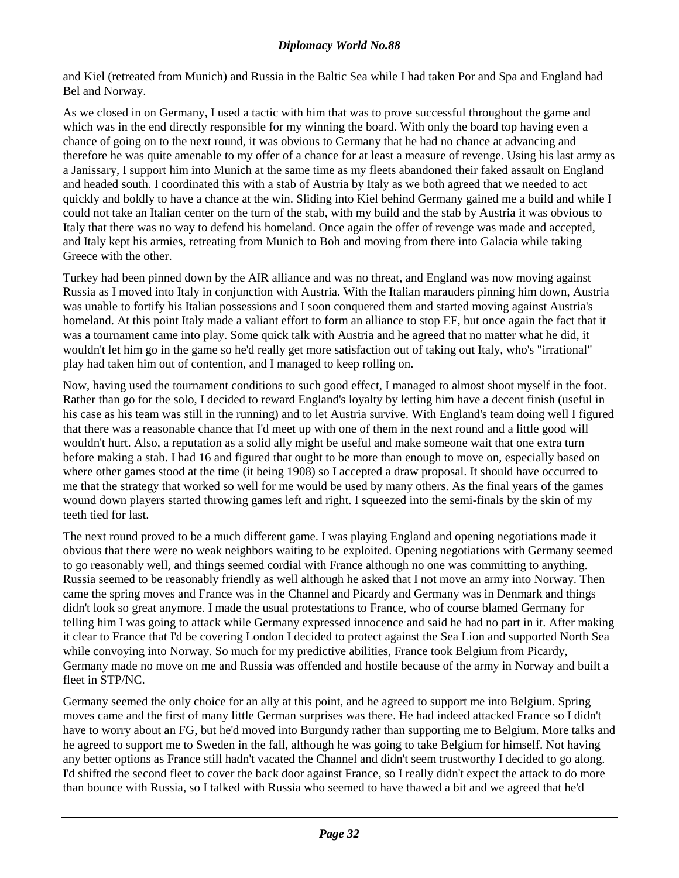and Kiel (retreated from Munich) and Russia in the Baltic Sea while I had taken Por and Spa and England had Bel and Norway.

As we closed in on Germany, I used a tactic with him that was to prove successful throughout the game and which was in the end directly responsible for my winning the board. With only the board top having even a chance of going on to the next round, it was obvious to Germany that he had no chance at advancing and therefore he was quite amenable to my offer of a chance for at least a measure of revenge. Using his last army as a Janissary, I support him into Munich at the same time as my fleets abandoned their faked assault on England and headed south. I coordinated this with a stab of Austria by Italy as we both agreed that we needed to act quickly and boldly to have a chance at the win. Sliding into Kiel behind Germany gained me a build and while I could not take an Italian center on the turn of the stab, with my build and the stab by Austria it was obvious to Italy that there was no way to defend his homeland. Once again the offer of revenge was made and accepted, and Italy kept his armies, retreating from Munich to Boh and moving from there into Galacia while taking Greece with the other.

Turkey had been pinned down by the AIR alliance and was no threat, and England was now moving against Russia as I moved into Italy in conjunction with Austria. With the Italian marauders pinning him down, Austria was unable to fortify his Italian possessions and I soon conquered them and started moving against Austria's homeland. At this point Italy made a valiant effort to form an alliance to stop EF, but once again the fact that it was a tournament came into play. Some quick talk with Austria and he agreed that no matter what he did, it wouldn't let him go in the game so he'd really get more satisfaction out of taking out Italy, who's "irrational" play had taken him out of contention, and I managed to keep rolling on.

Now, having used the tournament conditions to such good effect, I managed to almost shoot myself in the foot. Rather than go for the solo, I decided to reward England's loyalty by letting him have a decent finish (useful in his case as his team was still in the running) and to let Austria survive. With England's team doing well I figured that there was a reasonable chance that I'd meet up with one of them in the next round and a little good will wouldn't hurt. Also, a reputation as a solid ally might be useful and make someone wait that one extra turn before making a stab. I had 16 and figured that ought to be more than enough to move on, especially based on where other games stood at the time (it being 1908) so I accepted a draw proposal. It should have occurred to me that the strategy that worked so well for me would be used by many others. As the final years of the games wound down players started throwing games left and right. I squeezed into the semi-finals by the skin of my teeth tied for last.

The next round proved to be a much different game. I was playing England and opening negotiations made it obvious that there were no weak neighbors waiting to be exploited. Opening negotiations with Germany seemed to go reasonably well, and things seemed cordial with France although no one was committing to anything. Russia seemed to be reasonably friendly as well although he asked that I not move an army into Norway. Then came the spring moves and France was in the Channel and Picardy and Germany was in Denmark and things didn't look so great anymore. I made the usual protestations to France, who of course blamed Germany for telling him I was going to attack while Germany expressed innocence and said he had no part in it. After making it clear to France that I'd be covering London I decided to protect against the Sea Lion and supported North Sea while convoying into Norway. So much for my predictive abilities, France took Belgium from Picardy, Germany made no move on me and Russia was offended and hostile because of the army in Norway and built a fleet in STP/NC.

Germany seemed the only choice for an ally at this point, and he agreed to support me into Belgium. Spring moves came and the first of many little German surprises was there. He had indeed attacked France so I didn't have to worry about an FG, but he'd moved into Burgundy rather than supporting me to Belgium. More talks and he agreed to support me to Sweden in the fall, although he was going to take Belgium for himself. Not having any better options as France still hadn't vacated the Channel and didn't seem trustworthy I decided to go along. I'd shifted the second fleet to cover the back door against France, so I really didn't expect the attack to do more than bounce with Russia, so I talked with Russia who seemed to have thawed a bit and we agreed that he'd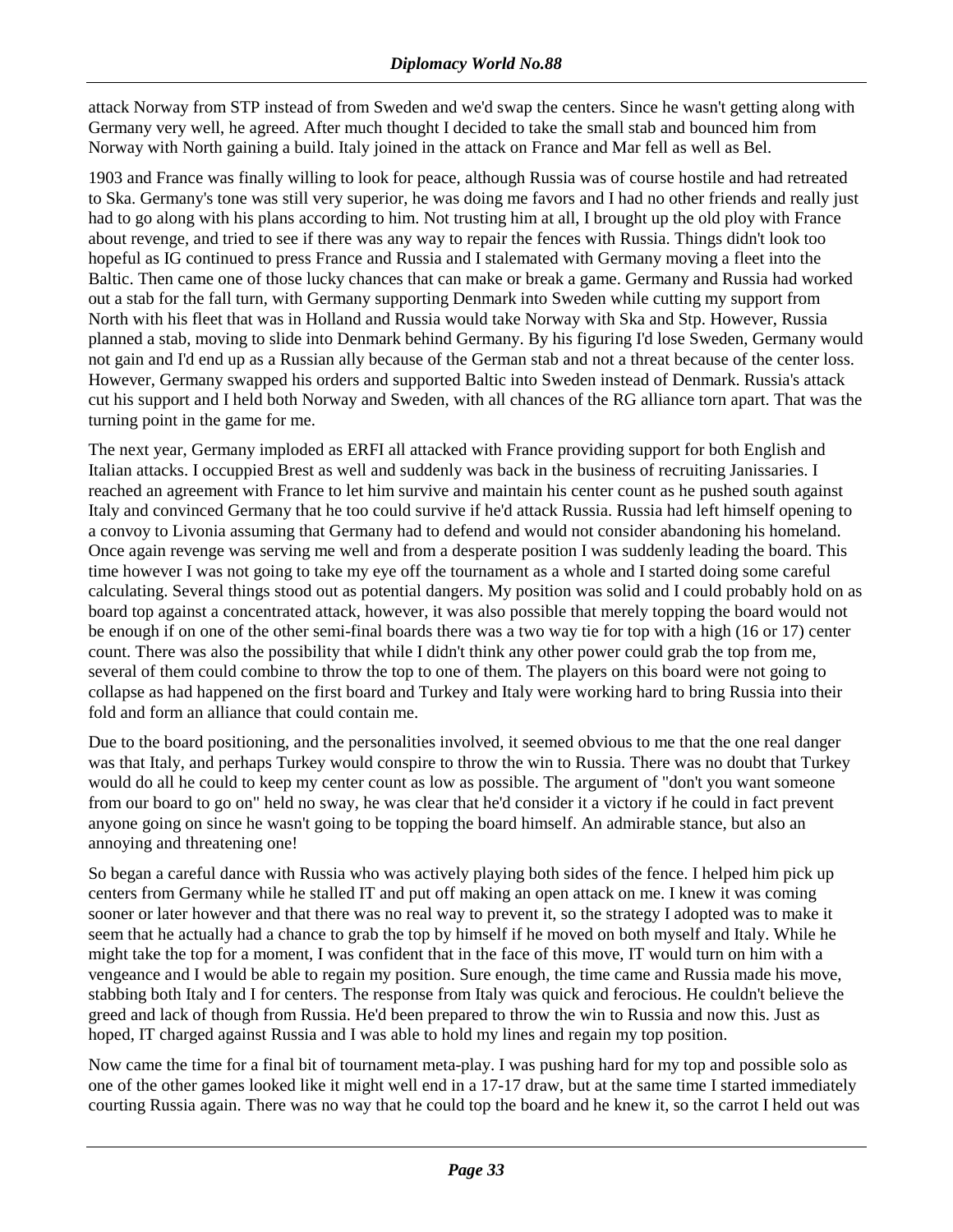attack Norway from STP instead of from Sweden and we'd swap the centers. Since he wasn't getting along with Germany very well, he agreed. After much thought I decided to take the small stab and bounced him from Norway with North gaining a build. Italy joined in the attack on France and Mar fell as well as Bel.

1903 and France was finally willing to look for peace, although Russia was of course hostile and had retreated to Ska. Germany's tone was still very superior, he was doing me favors and I had no other friends and really just had to go along with his plans according to him. Not trusting him at all, I brought up the old ploy with France about revenge, and tried to see if there was any way to repair the fences with Russia. Things didn't look too hopeful as IG continued to press France and Russia and I stalemated with Germany moving a fleet into the Baltic. Then came one of those lucky chances that can make or break a game. Germany and Russia had worked out a stab for the fall turn, with Germany supporting Denmark into Sweden while cutting my support from North with his fleet that was in Holland and Russia would take Norway with Ska and Stp. However, Russia planned a stab, moving to slide into Denmark behind Germany. By his figuring I'd lose Sweden, Germany would not gain and I'd end up as a Russian ally because of the German stab and not a threat because of the center loss. However, Germany swapped his orders and supported Baltic into Sweden instead of Denmark. Russia's attack cut his support and I held both Norway and Sweden, with all chances of the RG alliance torn apart. That was the turning point in the game for me.

The next year, Germany imploded as ERFI all attacked with France providing support for both English and Italian attacks. I occuppied Brest as well and suddenly was back in the business of recruiting Janissaries. I reached an agreement with France to let him survive and maintain his center count as he pushed south against Italy and convinced Germany that he too could survive if he'd attack Russia. Russia had left himself opening to a convoy to Livonia assuming that Germany had to defend and would not consider abandoning his homeland. Once again revenge was serving me well and from a desperate position I was suddenly leading the board. This time however I was not going to take my eye off the tournament as a whole and I started doing some careful calculating. Several things stood out as potential dangers. My position was solid and I could probably hold on as board top against a concentrated attack, however, it was also possible that merely topping the board would not be enough if on one of the other semi-final boards there was a two way tie for top with a high (16 or 17) center count. There was also the possibility that while I didn't think any other power could grab the top from me, several of them could combine to throw the top to one of them. The players on this board were not going to collapse as had happened on the first board and Turkey and Italy were working hard to bring Russia into their fold and form an alliance that could contain me.

Due to the board positioning, and the personalities involved, it seemed obvious to me that the one real danger was that Italy, and perhaps Turkey would conspire to throw the win to Russia. There was no doubt that Turkey would do all he could to keep my center count as low as possible. The argument of "don't you want someone from our board to go on" held no sway, he was clear that he'd consider it a victory if he could in fact prevent anyone going on since he wasn't going to be topping the board himself. An admirable stance, but also an annoying and threatening one!

So began a careful dance with Russia who was actively playing both sides of the fence. I helped him pick up centers from Germany while he stalled IT and put off making an open attack on me. I knew it was coming sooner or later however and that there was no real way to prevent it, so the strategy I adopted was to make it seem that he actually had a chance to grab the top by himself if he moved on both myself and Italy. While he might take the top for a moment, I was confident that in the face of this move, IT would turn on him with a vengeance and I would be able to regain my position. Sure enough, the time came and Russia made his move, stabbing both Italy and I for centers. The response from Italy was quick and ferocious. He couldn't believe the greed and lack of though from Russia. He'd been prepared to throw the win to Russia and now this. Just as hoped, IT charged against Russia and I was able to hold my lines and regain my top position.

Now came the time for a final bit of tournament meta-play. I was pushing hard for my top and possible solo as one of the other games looked like it might well end in a 17-17 draw, but at the same time I started immediately courting Russia again. There was no way that he could top the board and he knew it, so the carrot I held out was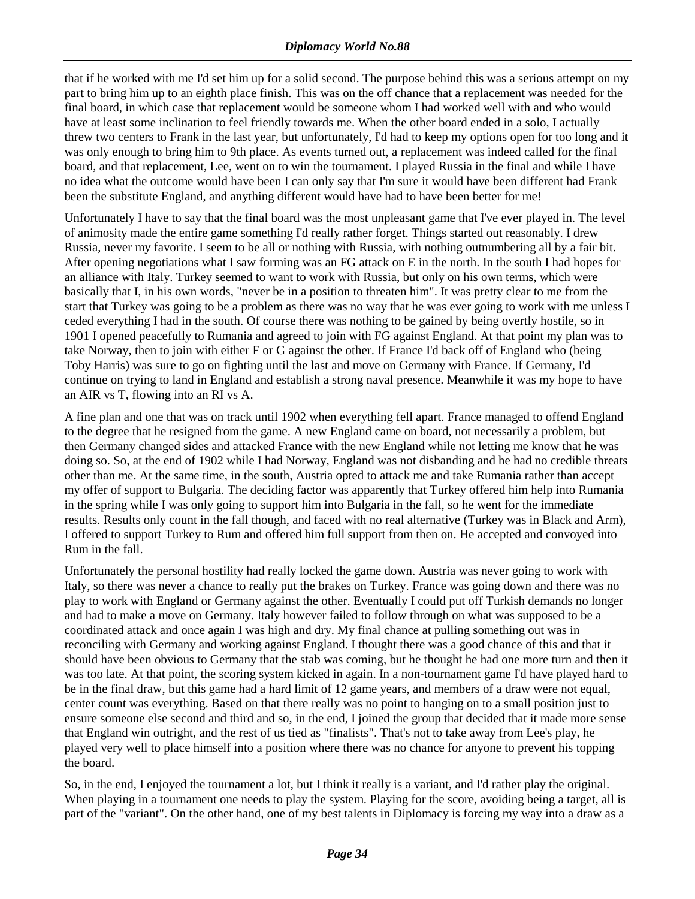that if he worked with me I'd set him up for a solid second. The purpose behind this was a serious attempt on my part to bring him up to an eighth place finish. This was on the off chance that a replacement was needed for the final board, in which case that replacement would be someone whom I had worked well with and who would have at least some inclination to feel friendly towards me. When the other board ended in a solo, I actually threw two centers to Frank in the last year, but unfortunately, I'd had to keep my options open for too long and it was only enough to bring him to 9th place. As events turned out, a replacement was indeed called for the final board, and that replacement, Lee, went on to win the tournament. I played Russia in the final and while I have no idea what the outcome would have been I can only say that I'm sure it would have been different had Frank been the substitute England, and anything different would have had to have been better for me!

Unfortunately I have to say that the final board was the most unpleasant game that I've ever played in. The level of animosity made the entire game something I'd really rather forget. Things started out reasonably. I drew Russia, never my favorite. I seem to be all or nothing with Russia, with nothing outnumbering all by a fair bit. After opening negotiations what I saw forming was an FG attack on E in the north. In the south I had hopes for an alliance with Italy. Turkey seemed to want to work with Russia, but only on his own terms, which were basically that I, in his own words, "never be in a position to threaten him". It was pretty clear to me from the start that Turkey was going to be a problem as there was no way that he was ever going to work with me unless I ceded everything I had in the south. Of course there was nothing to be gained by being overtly hostile, so in 1901 I opened peacefully to Rumania and agreed to join with FG against England. At that point my plan was to take Norway, then to join with either F or G against the other. If France I'd back off of England who (being Toby Harris) was sure to go on fighting until the last and move on Germany with France. If Germany, I'd continue on trying to land in England and establish a strong naval presence. Meanwhile it was my hope to have an AIR vs T, flowing into an RI vs A.

A fine plan and one that was on track until 1902 when everything fell apart. France managed to offend England to the degree that he resigned from the game. A new England came on board, not necessarily a problem, but then Germany changed sides and attacked France with the new England while not letting me know that he was doing so. So, at the end of 1902 while I had Norway, England was not disbanding and he had no credible threats other than me. At the same time, in the south, Austria opted to attack me and take Rumania rather than accept my offer of support to Bulgaria. The deciding factor was apparently that Turkey offered him help into Rumania in the spring while I was only going to support him into Bulgaria in the fall, so he went for the immediate results. Results only count in the fall though, and faced with no real alternative (Turkey was in Black and Arm), I offered to support Turkey to Rum and offered him full support from then on. He accepted and convoyed into Rum in the fall.

Unfortunately the personal hostility had really locked the game down. Austria was never going to work with Italy, so there was never a chance to really put the brakes on Turkey. France was going down and there was no play to work with England or Germany against the other. Eventually I could put off Turkish demands no longer and had to make a move on Germany. Italy however failed to follow through on what was supposed to be a coordinated attack and once again I was high and dry. My final chance at pulling something out was in reconciling with Germany and working against England. I thought there was a good chance of this and that it should have been obvious to Germany that the stab was coming, but he thought he had one more turn and then it was too late. At that point, the scoring system kicked in again. In a non-tournament game I'd have played hard to be in the final draw, but this game had a hard limit of 12 game years, and members of a draw were not equal, center count was everything. Based on that there really was no point to hanging on to a small position just to ensure someone else second and third and so, in the end, I joined the group that decided that it made more sense that England win outright, and the rest of us tied as "finalists". That's not to take away from Lee's play, he played very well to place himself into a position where there was no chance for anyone to prevent his topping the board.

So, in the end, I enjoyed the tournament a lot, but I think it really is a variant, and I'd rather play the original. When playing in a tournament one needs to play the system. Playing for the score, avoiding being a target, all is part of the "variant". On the other hand, one of my best talents in Diplomacy is forcing my way into a draw as a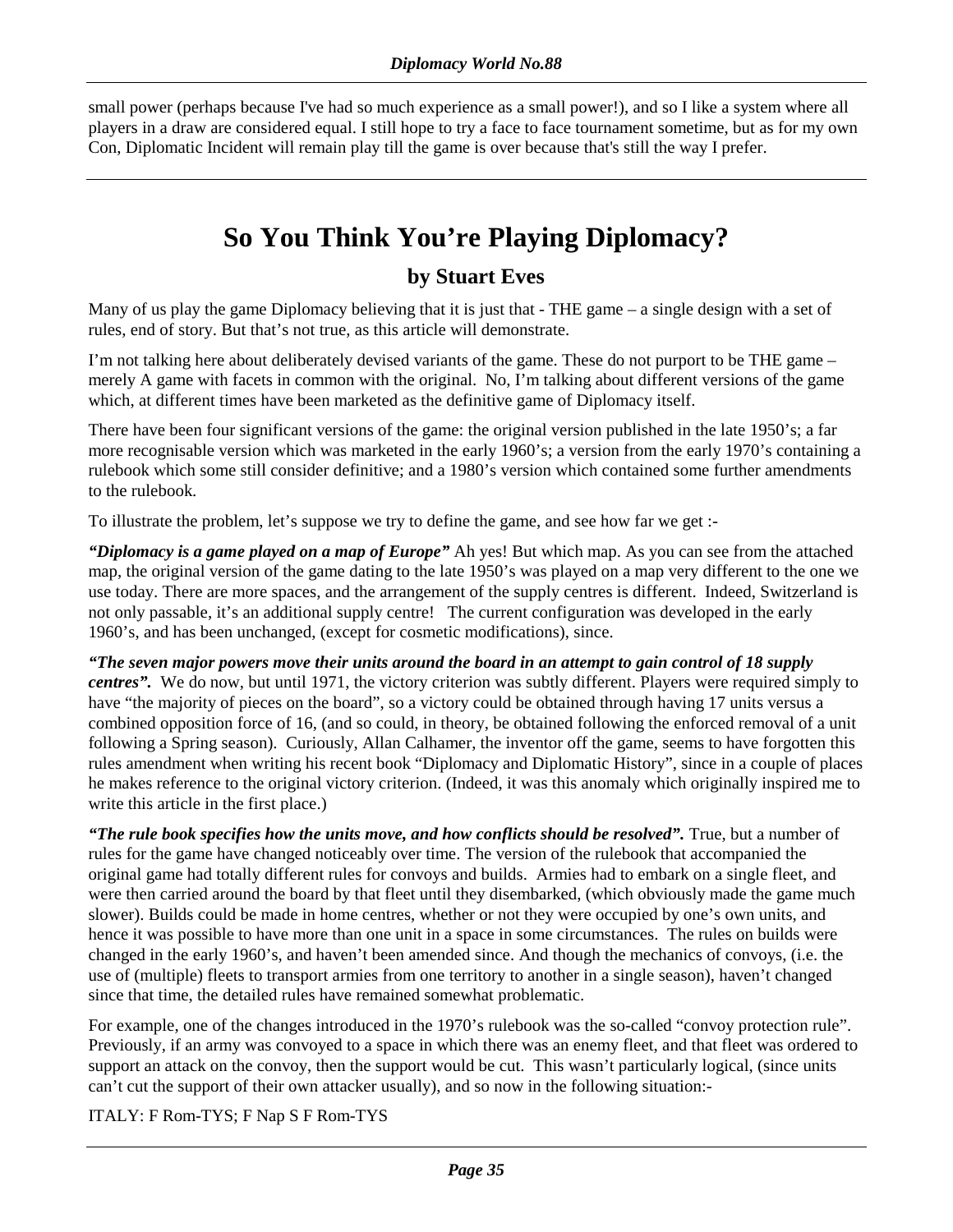small power (perhaps because I've had so much experience as a small power!), and so I like a system where all players in a draw are considered equal. I still hope to try a face to face tournament sometime, but as for my own Con, Diplomatic Incident will remain play till the game is over because that's still the way I prefer.

# So You Think You're Playing Diplomacy?

## by Stuart Eves

Many of us play the game Diplomacy believing that it is just that - THE game – a single design with a set of rules, end of story. But that's not true, as this article will demonstrate.

I'm not talking here about deliberately devised variants of the game. These do not purport to be THE game – merely A game with facets in common with the original. No, I'm talking about different versions of the game which, at different times have been marketed as the definitive game of Diplomacy itself.

There have been four significant versions of the game: the original version published in the late 1950's; a far more recognisable version which was marketed in the early 1960's; a version from the early 1970's containing a rulebook which some still consider definitive; and a 1980's version which contained some further amendments to the rulebook.

To illustrate the problem, let's suppose we try to define the game, and see how far we get :-

***"Diplomacy is a game played on a map of Europe"*** Ah yes! But which map. As you can see from the attached map, the original version of the game dating to the late 1950's was played on a map very different to the one we use today. There are more spaces, and the arrangement of the supply centres is different. Indeed, Switzerland is not only passable, it's an additional supply centre! The current configuration was developed in the early 1960's, and has been unchanged, (except for cosmetic modifications), since.

***"The seven major powers move their units around the board in an attempt to gain control of 18 supply centres".*** We do now, but until 1971, the victory criterion was subtly different. Players were required simply to have "the majority of pieces on the board", so a victory could be obtained through having 17 units versus a combined opposition force of 16, (and so could, in theory, be obtained following the enforced removal of a unit following a Spring season). Curiously, Allan Calhamer, the inventor off the game, seems to have forgotten this rules amendment when writing his recent book "Diplomacy and Diplomatic History", since in a couple of places he makes reference to the original victory criterion. (Indeed, it was this anomaly which originally inspired me to write this article in the first place.)

***"The rule book specifies how the units move, and how conflicts should be resolved".*** True, but a number of rules for the game have changed noticeably over time. The version of the rulebook that accompanied the original game had totally different rules for convoys and builds. Armies had to embark on a single fleet, and were then carried around the board by that fleet until they disembarked, (which obviously made the game much slower). Builds could be made in home centres, whether or not they were occupied by one's own units, and hence it was possible to have more than one unit in a space in some circumstances. The rules on builds were changed in the early 1960's, and haven't been amended since. And though the mechanics of convoys, (i.e. the use of (multiple) fleets to transport armies from one territory to another in a single season), haven't changed since that time, the detailed rules have remained somewhat problematic.

For example, one of the changes introduced in the 1970's rulebook was the so-called "convoy protection rule". Previously, if an army was convoyed to a space in which there was an enemy fleet, and that fleet was ordered to support an attack on the convoy, then the support would be cut. This wasn't particularly logical, (since units can't cut the support of their own attacker usually), and so now in the following situation:-

ITALY: F Rom-TYS; F Nap S F Rom-TYS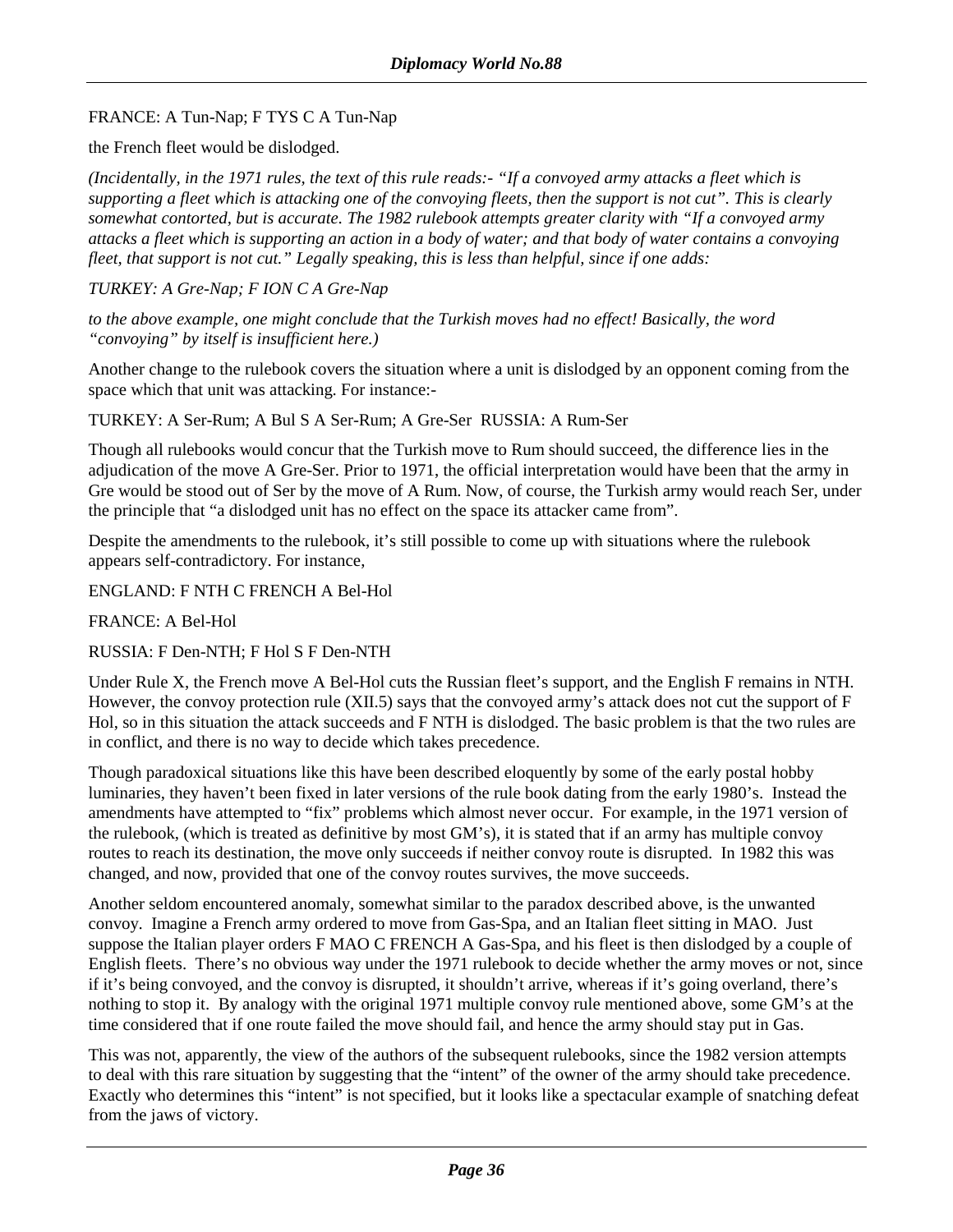FRANCE: A Tun-Nap; F TYS C A Tun-Nap

the French fleet would be dislodged.

*(Incidentally, in the 1971 rules, the text of this rule reads:- "If a convoyed army attacks a fleet which is supporting a fleet which is attacking one of the convoying fleets, then the support is not cut". This is clearly somewhat contorted, but is accurate. The 1982 rulebook attempts greater clarity with "If a convoyed army attacks a fleet which is supporting an action in a body of water; and that body of water contains a convoying fleet, that support is not cut." Legally speaking, this is less than helpful, since if one adds:*

*TURKEY: A Gre-Nap; F ION C A Gre-Nap*

*to the above example, one might conclude that the Turkish moves had no effect! Basically, the word "convoying" by itself is insufficient here.)*

Another change to the rulebook covers the situation where a unit is dislodged by an opponent coming from the space which that unit was attacking. For instance:-

TURKEY: A Ser-Rum; A Bul S A Ser-Rum; A Gre-Ser RUSSIA: A Rum-Ser

Though all rulebooks would concur that the Turkish move to Rum should succeed, the difference lies in the adjudication of the move A Gre-Ser. Prior to 1971, the official interpretation would have been that the army in Gre would be stood out of Ser by the move of A Rum. Now, of course, the Turkish army would reach Ser, under the principle that "a dislodged unit has no effect on the space its attacker came from".

Despite the amendments to the rulebook, it's still possible to come up with situations where the rulebook appears self-contradictory. For instance,

ENGLAND: F NTH C FRENCH A Bel-Hol

FRANCE: A Bel-Hol

RUSSIA: F Den-NTH; F Hol S F Den-NTH

Under Rule X, the French move A Bel-Hol cuts the Russian fleet's support, and the English F remains in NTH. However, the convoy protection rule (XII.5) says that the convoyed army's attack does not cut the support of F Hol, so in this situation the attack succeeds and F NTH is dislodged. The basic problem is that the two rules are in conflict, and there is no way to decide which takes precedence.

Though paradoxical situations like this have been described eloquently by some of the early postal hobby luminaries, they haven't been fixed in later versions of the rule book dating from the early 1980's. Instead the amendments have attempted to "fix" problems which almost never occur. For example, in the 1971 version of the rulebook, (which is treated as definitive by most GM's), it is stated that if an army has multiple convoy routes to reach its destination, the move only succeeds if neither convoy route is disrupted. In 1982 this was changed, and now, provided that one of the convoy routes survives, the move succeeds.

Another seldom encountered anomaly, somewhat similar to the paradox described above, is the unwanted convoy. Imagine a French army ordered to move from Gas-Spa, and an Italian fleet sitting in MAO. Just suppose the Italian player orders F MAO C FRENCH A Gas-Spa, and his fleet is then dislodged by a couple of English fleets. There's no obvious way under the 1971 rulebook to decide whether the army moves or not, since if it's being convoyed, and the convoy is disrupted, it shouldn't arrive, whereas if it's going overland, there's nothing to stop it. By analogy with the original 1971 multiple convoy rule mentioned above, some GM's at the time considered that if one route failed the move should fail, and hence the army should stay put in Gas.

This was not, apparently, the view of the authors of the subsequent rulebooks, since the 1982 version attempts to deal with this rare situation by suggesting that the "intent" of the owner of the army should take precedence. Exactly who determines this "intent" is not specified, but it looks like a spectacular example of snatching defeat from the jaws of victory.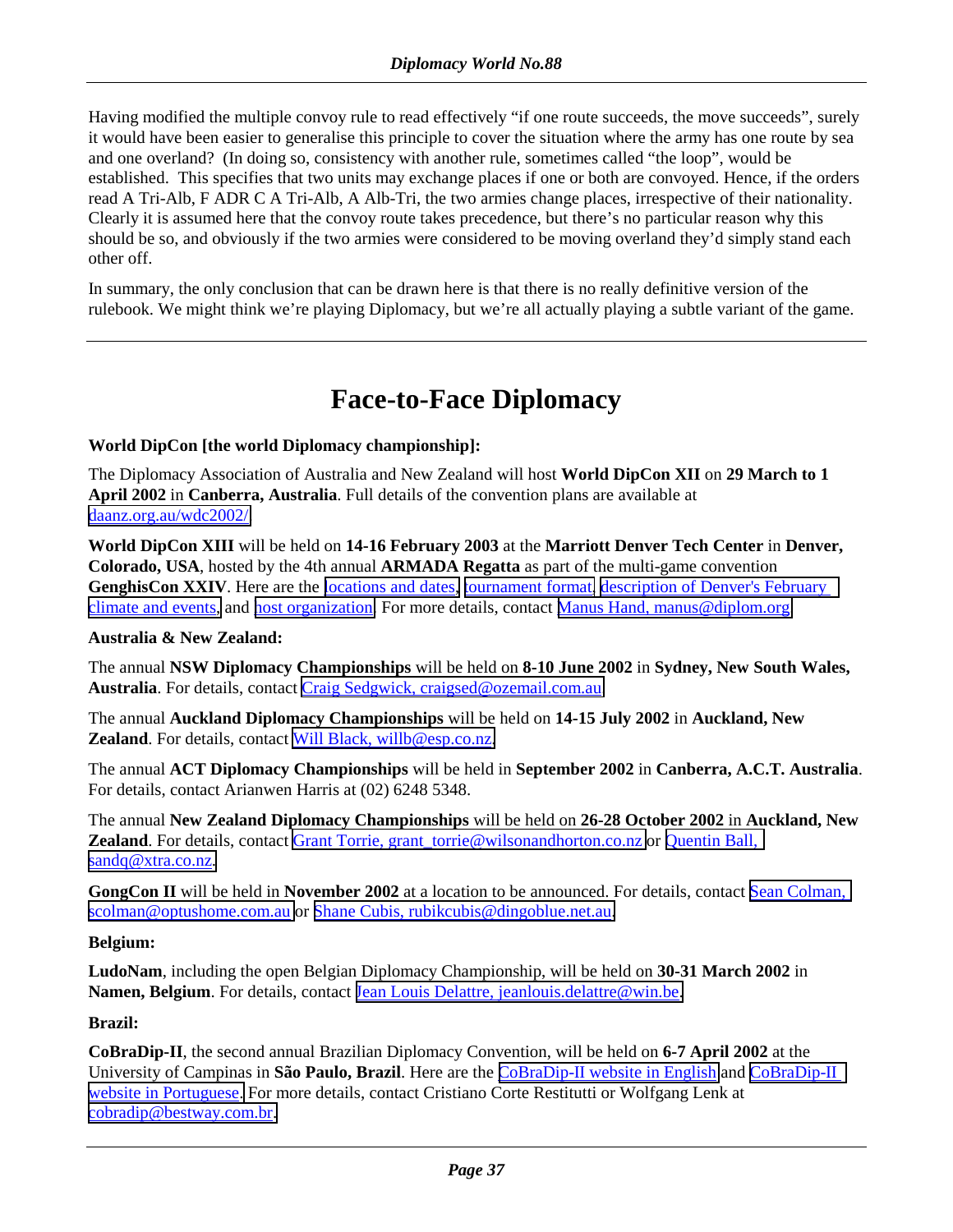Having modified the multiple convoy rule to read effectively “if one route succeeds, the move succeeds”, surely it would have been easier to generalise this principle to cover the situation where the army has one route by sea and one overland? (In doing so, consistency with another rule, sometimes called “the loop”, would be established. This specifies that two units may exchange places if one or both are convoyed. Hence, if the orders read A Tri-Alb, F ADR C A Tri-Alb, A Alb-Tri, the two armies change places, irrespective of their nationality. Clearly it is assumed here that the convoy route takes precedence, but there’s no particular reason why this should be so, and obviously if the two armies were considered to be moving overland they’d simply stand each other off.

In summary, the only conclusion that can be drawn here is that there is no really definitive version of the rulebook. We might think we’re playing Diplomacy, but we’re all actually playing a subtle variant of the game.

---

# Face-to-Face Diplomacy

**World DipCon [the world Diplomacy championship]:**

The Diplomacy Association of Australia and New Zealand will host **World DipCon XII** on **29 March to 1 April 2002** in **Canberra, Australia**. Full details of the convention plans are available at daanz.org.au/wdc2002/

**World DipCon XIII** will be held on **14-16 February 2003** at the **Marriott Denver Tech Center** in **Denver, Colorado, USA**, hosted by the 4th annual **ARMADA Regatta** as part of the multi-game convention **GenghisCon XXIV**. Here are the locations and dates, tournament format, description of Denver's February climate and events, and host organization. For more details, contact Manus Hand, manus@diplom.org

**Australia & New Zealand:**

The annual **NSW Diplomacy Championships** will be held on **8-10 June 2002** in **Sydney, New South Wales, Australia**. For details, contact Craig Sedgwick, craigsed@ozemail.com.au

The annual **Auckland Diplomacy Championships** will be held on **14-15 July 2002** in **Auckland, New Zealand**. For details, contact Will Black, willb@esp.co.nz.

The annual **ACT Diplomacy Championships** will be held in **September 2002** in **Canberra, A.C.T. Australia**. For details, contact Arianwen Harris at (02) 6248 5348.

The annual **New Zealand Diplomacy Championships** will be held on **26-28 October 2002** in **Auckland, New Zealand**. For details, contact Grant Torrie, grant_torrie@wilsonandhorton.co.nz or Quentin Ball, sandq@xtra.co.nz.

**GongCon II** will be held in **November 2002** at a location to be announced. For details, contact Sean Colman, scolman@optushome.com.au or Shane Cubis, rubikcubis@dingoblue.net.au.

**Belgium:**

**LudoNam**, including the open Belgian Diplomacy Championship, will be held on **30-31 March 2002** in **Namen, Belgium**. For details, contact Jean Louis Delattre, jeanlouis.delattre@win.be.

**Brazil:**

**CoBraDip-II**, the second annual Brazilian Diplomacy Convention, will be held on **6-7 April 2002** at the University of Campinas in **São Paulo, Brazil**. Here are the CoBraDip-II website in English and CoBraDip-II website in Portuguese. For more details, contact Cristiano Corte Restitutti or Wolfgang Lenk at cobradip@bestway.com.br.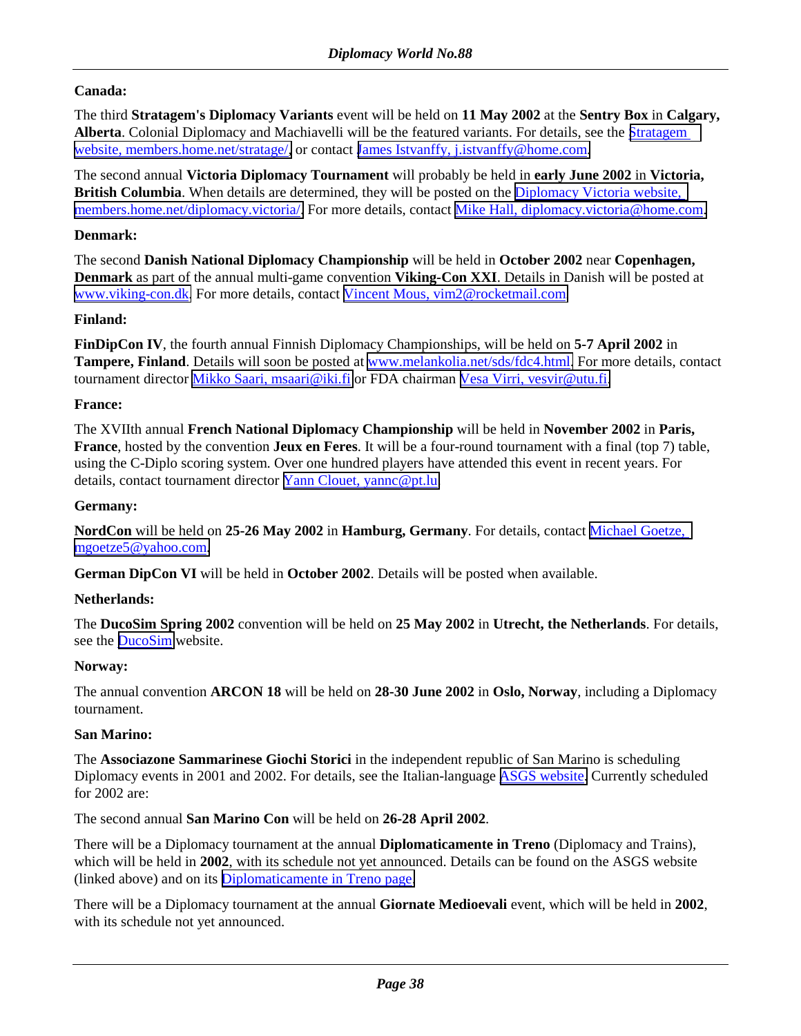**Canada:**

The third **Stratagem's Diplomacy Variants** event will be held on **11 May 2002** at the **Sentry Box** in **Calgary, Alberta**. Colonial Diplomacy and Machiavelli will be the featured variants. For details, see the Stratagem website, members.home.net/stratage/, or contact James Istvanffy, j.istvanffy@home.com.

The second annual **Victoria Diplomacy Tournament** will probably be held in **early June 2002** in **Victoria, British Columbia**. When details are determined, they will be posted on the Diplomacy Victoria website, members.home.net/diplomacy.victoria/. For more details, contact Mike Hall, diplomacy.victoria@home.com.

**Denmark:**

The second **Danish National Diplomacy Championship** will be held in **October 2002** near **Copenhagen, Denmark** as part of the annual multi-game convention **Viking-Con XXI**. Details in Danish will be posted at www.viking-con.dk. For more details, contact Vincent Mous, vim2@rocketmail.com.

**Finland:**

**FinDipCon IV**, the fourth annual Finnish Diplomacy Championships, will be held on **5-7 April 2002** in **Tampere, Finland**. Details will soon be posted at www.melankolia.net/sds/fdc4.html. For more details, contact tournament director Mikko Saari, msaari@iki.fi or FDA chairman Vesa Virri, vesvir@utu.fi.

**France:**

The XVIIth annual **French National Diplomacy Championship** will be held in **November 2002** in **Paris, France**, hosted by the convention **Jeux en Feres**. It will be a four-round tournament with a final (top 7) table, using the C-Diplo scoring system. Over one hundred players have attended this event in recent years. For details, contact tournament director Yann Clouet, yannc@pt.lu.

**Germany:**

**NordCon** will be held on **25-26 May 2002** in **Hamburg, Germany**. For details, contact Michael Goetze, mgoetze5@yahoo.com.

**German DipCon VI** will be held in **October 2002**. Details will be posted when available.

**Netherlands:**

The **DucoSim Spring 2002** convention will be held on **25 May 2002** in **Utrecht, the Netherlands**. For details, see the DucoSim website.

**Norway:**

The annual convention **ARCON 18** will be held on **28-30 June 2002** in **Oslo, Norway**, including a Diplomacy tournament.

**San Marino:**

The **Associazone Sammarinese Giochi Storici** in the independent republic of San Marino is scheduling Diplomacy events in 2001 and 2002. For details, see the Italian-language ASGS website. Currently scheduled for 2002 are:

The second annual **San Marino Con** will be held on **26-28 April 2002**.

There will be a Diplomacy tournament at the annual **Diplomaticamente in Treno** (Diplomacy and Trains), which will be held in **2002**, with its schedule not yet announced. Details can be found on the ASGS website (linked above) and on its Diplomaticamente in Treno page.

There will be a Diplomacy tournament at the annual **Giornate Medioevali** event, which will be held in **2002**, with its schedule not yet announced.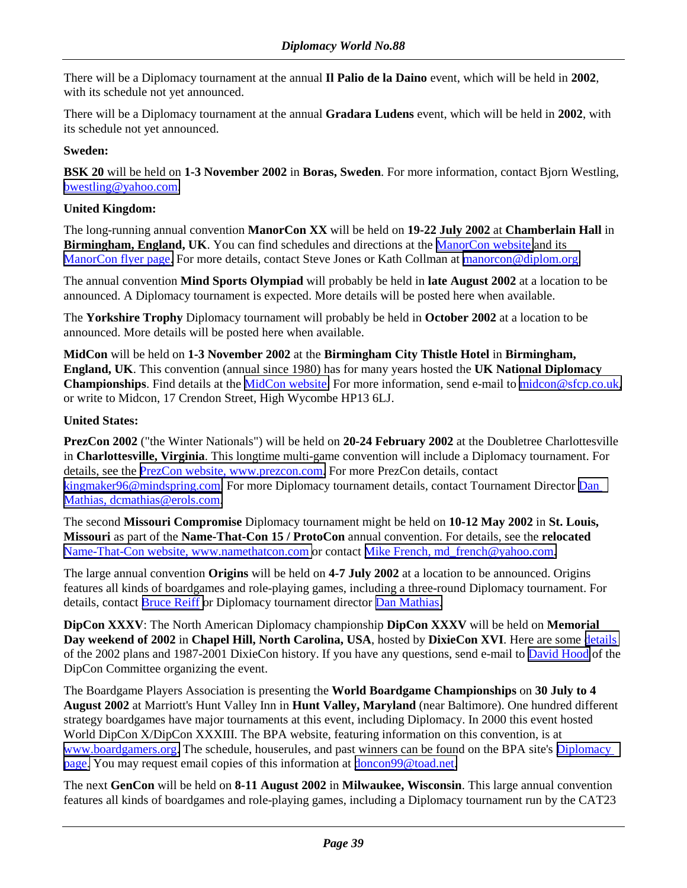There will be a Diplomacy tournament at the annual **Il Palio de la Daino** event, which will be held in **2002**, with its schedule not yet announced.

There will be a Diplomacy tournament at the annual **Gradara Ludens** event, which will be held in **2002**, with its schedule not yet announced.

**Sweden:**

**BSK 20** will be held on **1-3 November 2002** in **Boras, Sweden**. For more information, contact Bjorn Westling, bwestling@yahoo.com.

**United Kingdom:**

The long-running annual convention **ManorCon XX** will be held on **19-22 July 2002** at **Chamberlain Hall** in **Birmingham, England, UK**. You can find schedules and directions at the ManorCon website and its ManorCon flyer page. For more details, contact Steve Jones or Kath Collman at manorcon@diplom.org.

The annual convention **Mind Sports Olympiad** will probably be held in **late August 2002** at a location to be announced. A Diplomacy tournament is expected. More details will be posted here when available.

The **Yorkshire Trophy** Diplomacy tournament will probably be held in **October 2002** at a location to be announced. More details will be posted here when available.

**MidCon** will be held on **1-3 November 2002** at the **Birmingham City Thistle Hotel** in **Birmingham, England, UK**. This convention (annual since 1980) has for many years hosted the **UK National Diplomacy Championships**. Find details at the MidCon website. For more information, send e-mail to midcon@sfcp.co.uk, or write to Midcon, 17 Crendon Street, High Wycombe HP13 6LJ.

**United States:**

**PrezCon 2002** ("the Winter Nationals") will be held on **20-24 February 2002** at the Doubletree Charlottesville in **Charlottesville, Virginia**. This longtime multi-game convention will include a Diplomacy tournament. For details, see the PrezCon website, www.prezcon.com. For more PrezCon details, contact kingmaker96@mindspring.com. For more Diplomacy tournament details, contact Tournament Director Dan Mathias, dcmathias@erols.com.

The second **Missouri Compromise** Diplomacy tournament might be held on **10-12 May 2002** in **St. Louis, Missouri** as part of the **Name-That-Con 15 / ProtoCon** annual convention. For details, see the **relocated** Name-That-Con website, www.namethatcon.com or contact Mike French, md_french@yahoo.com.

The large annual convention **Origins** will be held on **4-7 July 2002** at a location to be announced. Origins features all kinds of boardgames and role-playing games, including a three-round Diplomacy tournament. For details, contact Bruce Reiff or Diplomacy tournament director Dan Mathias.

**DipCon XXXV**: The North American Diplomacy championship **DipCon XXXV** will be held on **Memorial Day weekend of 2002** in **Chapel Hill, North Carolina, USA**, hosted by **DixieCon XVI**. Here are some details of the 2002 plans and 1987-2001 DixieCon history. If you have any questions, send e-mail to David Hood of the DipCon Committee organizing the event.

The Boardgame Players Association is presenting the **World Boardgame Championships** on **30 July to 4 August 2002** at Marriott's Hunt Valley Inn in **Hunt Valley, Maryland** (near Baltimore). One hundred different strategy boardgames have major tournaments at this event, including Diplomacy. In 2000 this event hosted World DipCon X/DipCon XXXIII. The BPA website, featuring information on this convention, is at www.boardgamers.org. The schedule, houserules, and past winners can be found on the BPA site's Diplomacy page. You may request email copies of this information at doncon99@toad.net.

The next **GenCon** will be held on **8-11 August 2002** in **Milwaukee, Wisconsin**. This large annual convention features all kinds of boardgames and role-playing games, including a Diplomacy tournament run by the CAT23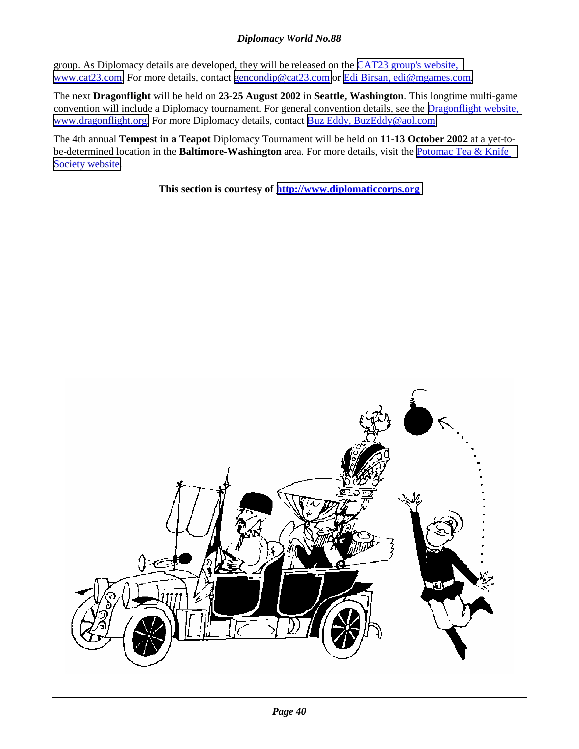group. As Diplomacy details are developed, they will be released on the CAT23 group's website, www.cat23.com. For more details, contact gencondip@cat23.com or Edi Birsan, edi@mgames.com.

The next **Dragonflight** will be held on **23-25 August 2002** in **Seattle, Washington**. This longtime multi-game convention will include a Diplomacy tournament. For general convention details, see the Dragonflight website, www.dragonflight.org. For more Diplomacy details, contact Buz Eddy, BuzEddy@aol.com.

The 4th annual **Tempest in a Teapot** Diplomacy Tournament will be held on **11-13 October 2002** at a yet-to-be-determined location in the **Baltimore-Washington** area. For more details, visit the Potomac Tea & Knife Society website.

**This section is courtesy of http://www.diplomaticcorps.org**